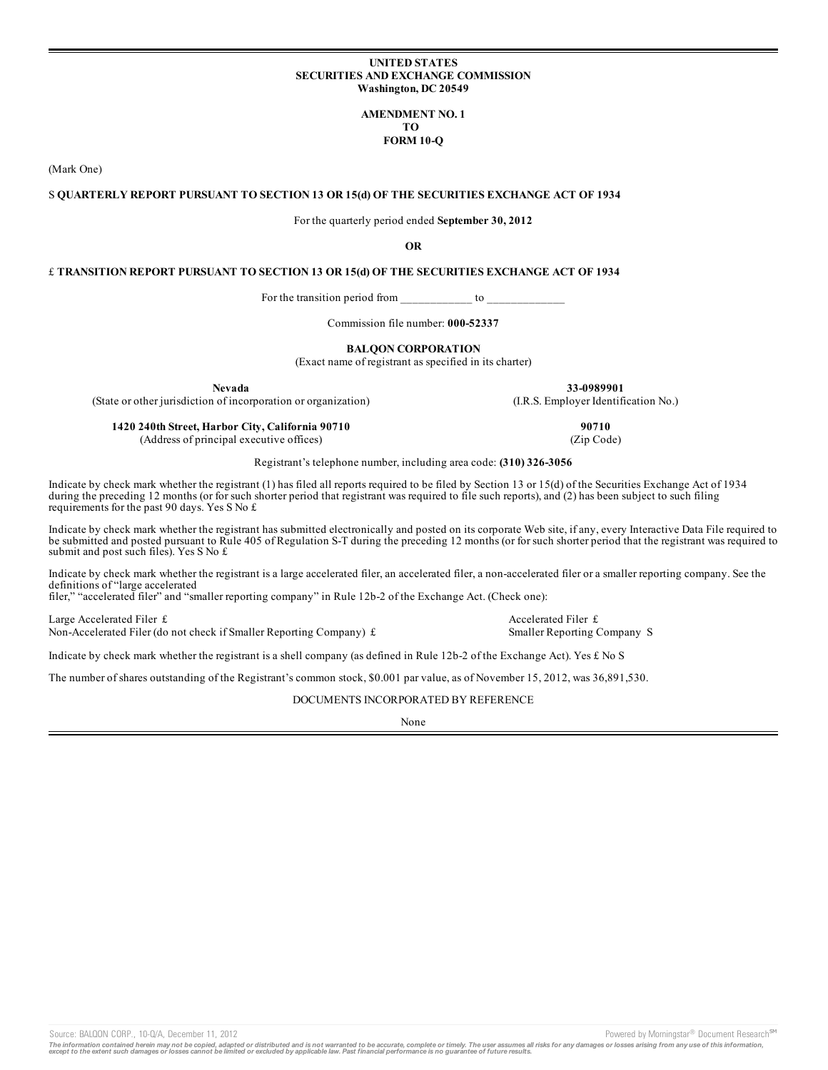**UNITED STATES**
**SECURITIES AND EXCHANGE COMMISSION**
**Washington, DC 20549**

**AMENDMENT NO. 1**
**TO**
**FORM 10-Q**

(Mark One)

S **QUARTERLY REPORT PURSUANT TO SECTION 13 OR 15(d) OF THE SECURITIES EXCHANGE ACT OF 1934**

For the quarterly period ended **September 30, 2012**

**OR**

£ **TRANSITION REPORT PURSUANT TO SECTION 13 OR 15(d) OF THE SECURITIES EXCHANGE ACT OF 1934**

For the transition period from ____________ to _____________

Commission file number: **000-52337**

**BALQON CORPORATION**
(Exact name of registrant as specified in its charter)

| **Nevada** | **33-0989901** |
|---|---|
| (State or other jurisdiction of incorporation or organization) | (I.R.S. Employer Identification No.) |
| **1420 240th Street, Harbor City, California 90710** | **90710** |
| (Address of principal executive offices) | (Zip Code) |

Registrant's telephone number, including area code: **(310) 326-3056**

Indicate by check mark whether the registrant (1) has filed all reports required to be filed by Section 13 or 15(d) of the Securities Exchange Act of 1934 during the preceding 12 months (or for such shorter period that registrant was required to file such reports), and (2) has been subject to such filing requirements for the past 90 days. Yes S No £

Indicate by check mark whether the registrant has submitted electronically and posted on its corporate Web site, if any, every Interactive Data File required to be submitted and posted pursuant to Rule 405 of Regulation S-T during the preceding 12 months (or for such shorter period that the registrant was required to submit and post such files). Yes S No £

Indicate by check mark whether the registrant is a large accelerated filer, an accelerated filer, a non-accelerated filer or a smaller reporting company. See the definitions of "large accelerated filer," "accelerated filer" and "smaller reporting company" in Rule 12b-2 of the Exchange Act. (Check one):

| | |
|---|---|
| Large Accelerated Filer £ | Accelerated Filer £ |
| Non-Accelerated Filer (do not check if Smaller Reporting Company) £ | Smaller Reporting Company S |

Indicate by check mark whether the registrant is a shell company (as defined in Rule 12b-2 of the Exchange Act). Yes £ No S

The number of shares outstanding of the Registrant's common stock, $0.001 par value, as of November 15, 2012, was 36,891,530.

DOCUMENTS INCORPORATED BY REFERENCE

None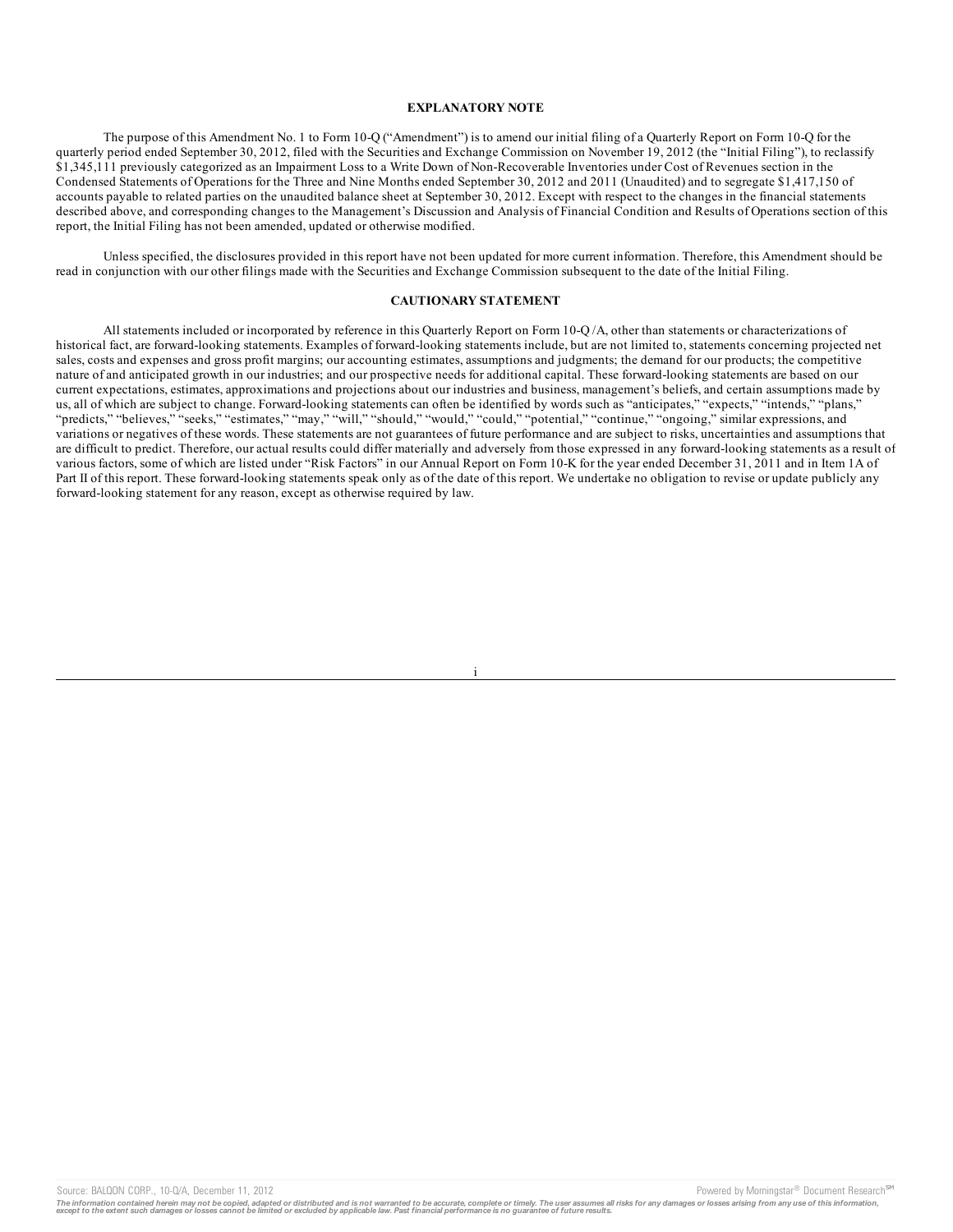## EXPLANATORY NOTE

The purpose of this Amendment No. 1 to Form 10-Q ("Amendment") is to amend our initial filing of a Quarterly Report on Form 10-Q for the quarterly period ended September 30, 2012, filed with the Securities and Exchange Commission on November 19, 2012 (the "Initial Filing"), to reclassify $1,345,111 previously categorized as an Impairment Loss to a Write Down of Non-Recoverable Inventories under Cost of Revenues section in the Condensed Statements of Operations for the Three and Nine Months ended September 30, 2012 and 2011 (Unaudited) and to segregate $1,417,150 of accounts payable to related parties on the unaudited balance sheet at September 30, 2012. Except with respect to the changes in the financial statements described above, and corresponding changes to the Management's Discussion and Analysis of Financial Condition and Results of Operations section of this report, the Initial Filing has not been amended, updated or otherwise modified.

Unless specified, the disclosures provided in this report have not been updated for more current information. Therefore, this Amendment should be read in conjunction with our other filings made with the Securities and Exchange Commission subsequent to the date of the Initial Filing.

## CAUTIONARY STATEMENT

All statements included or incorporated by reference in this Quarterly Report on Form 10-Q /A, other than statements or characterizations of historical fact, are forward-looking statements. Examples of forward-looking statements include, but are not limited to, statements concerning projected net sales, costs and expenses and gross profit margins; our accounting estimates, assumptions and judgments; the demand for our products; the competitive nature of and anticipated growth in our industries; and our prospective needs for additional capital. These forward-looking statements are based on our current expectations, estimates, approximations and projections about our industries and business, management's beliefs, and certain assumptions made by us, all of which are subject to change. Forward-looking statements can often be identified by words such as "anticipates," "expects," "intends," "plans," "predicts," "believes," "seeks," "estimates," "may," "will," "should," "would," "could," "potential," "continue," "ongoing," similar expressions, and variations or negatives of these words. These statements are not guarantees of future performance and are subject to risks, uncertainties and assumptions that are difficult to predict. Therefore, our actual results could differ materially and adversely from those expressed in any forward-looking statements as a result of various factors, some of which are listed under "Risk Factors" in our Annual Report on Form 10-K for the year ended December 31, 2011 and in Item 1A of Part II of this report. These forward-looking statements speak only as of the date of this report. We undertake no obligation to revise or update publicly any forward-looking statement for any reason, except as otherwise required by law.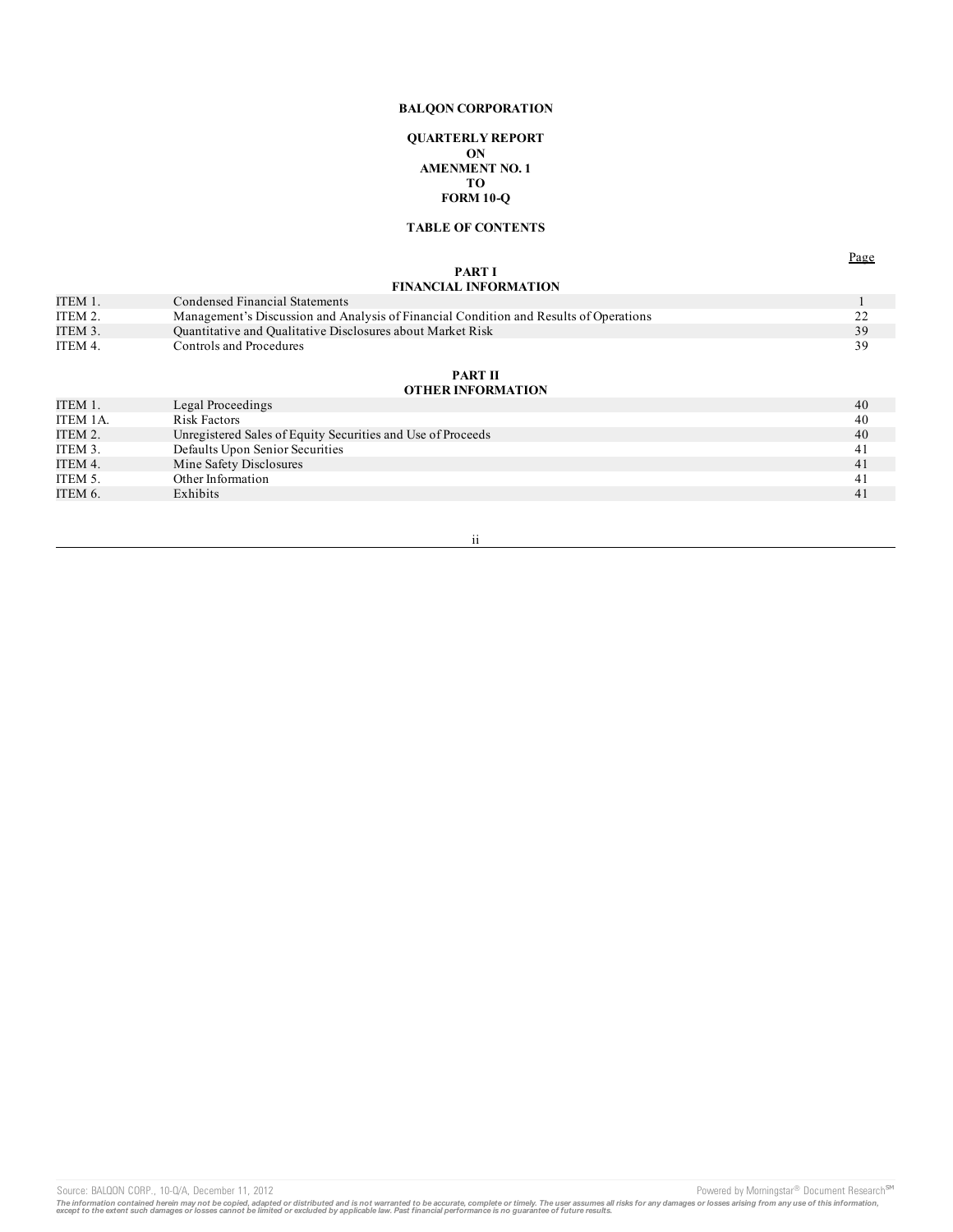**BALQON CORPORATION**

**QUARTERLY REPORT**
**ON**
**AMENMENT NO. 1**
**TO**
**FORM 10-Q**

**TABLE OF CONTENTS**

| | | Page |
|---|---|---|
| | **PART I** | |
| | **FINANCIAL INFORMATION** | |
| ITEM 1. | Condensed Financial Statements | 1 |
| ITEM 2. | Management's Discussion and Analysis of Financial Condition and Results of Operations | 22 |
| ITEM 3. | Quantitative and Qualitative Disclosures about Market Risk | 39 |
| ITEM 4. | Controls and Procedures | 39 |
| | **PART II** | |
| | **OTHER INFORMATION** | |
| ITEM 1. | Legal Proceedings | 40 |
| ITEM 1A. | Risk Factors | 40 |
| ITEM 2. | Unregistered Sales of Equity Securities and Use of Proceeds | 40 |
| ITEM 3. | Defaults Upon Senior Securities | 41 |
| ITEM 4. | Mine Safety Disclosures | 41 |
| ITEM 5. | Other Information | 41 |
| ITEM 6. | Exhibits | 41 |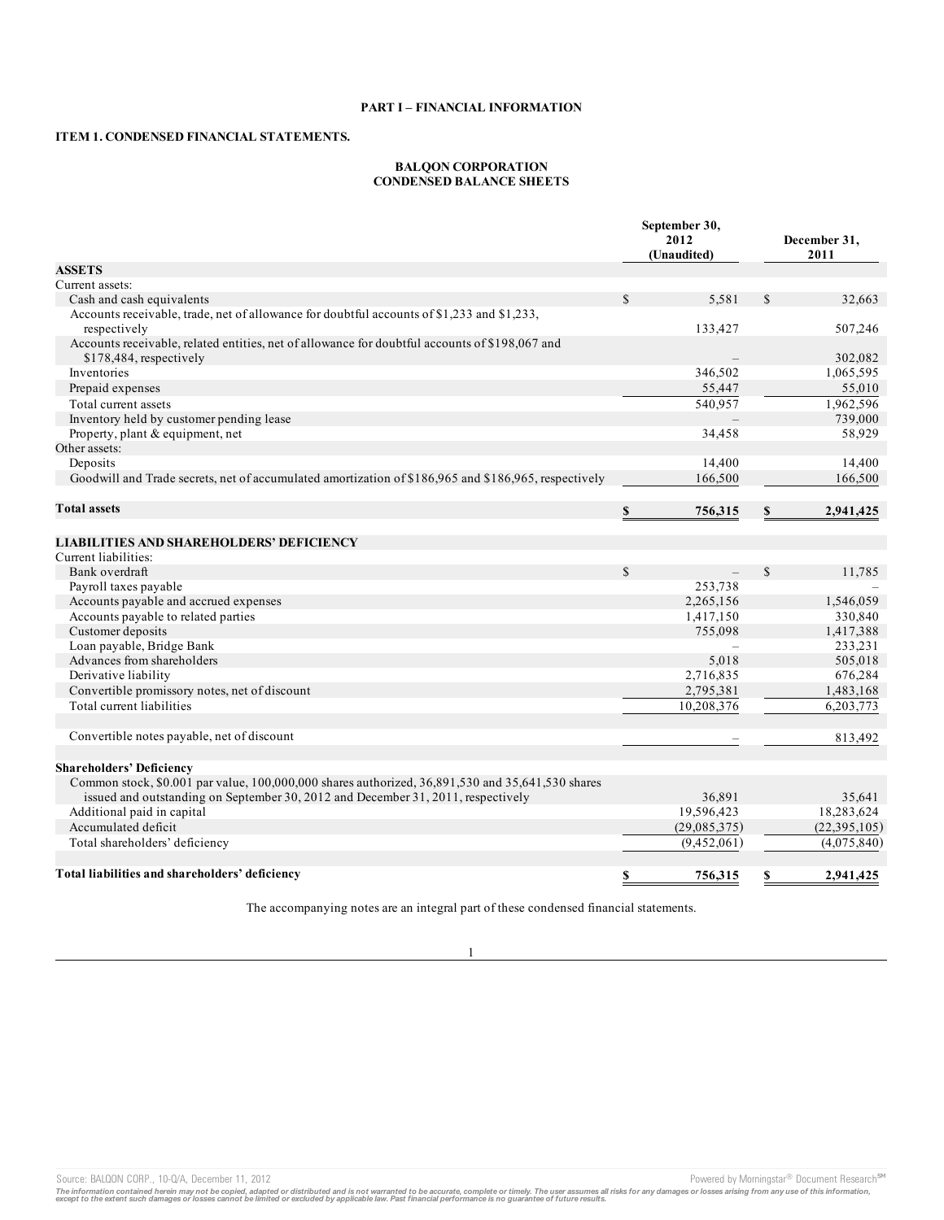## PART I – FINANCIAL INFORMATION

### ITEM 1. CONDENSED FINANCIAL STATEMENTS.

**BALQON CORPORATION**
**CONDENSED BALANCE SHEETS**

| | September 30, 2012 (Unaudited) | December 31, 2011 |
|---|---|---|
| **ASSETS** | | |
| Current assets: | | |
| Cash and cash equivalents | $ 5,581 | $ 32,663 |
| Accounts receivable, trade, net of allowance for doubtful accounts of $1,233 and $1,233, respectively | 133,427 | 507,246 |
| Accounts receivable, related entities, net of allowance for doubtful accounts of $198,067 and $178,484, respectively | – | 302,082 |
| Inventories | 346,502 | 1,065,595 |
| Prepaid expenses | 55,447 | 55,010 |
| Total current assets | 540,957 | 1,962,596 |
| Inventory held by customer pending lease | – | 739,000 |
| Property, plant & equipment, net | 34,458 | 58,929 |
| Other assets: | | |
| Deposits | 14,400 | 14,400 |
| Goodwill and Trade secrets, net of accumulated amortization of $186,965 and $186,965, respectively | 166,500 | 166,500 |
| **Total assets** | **$ 756,315** | **$ 2,941,425** |
| **LIABILITIES AND SHAREHOLDERS' DEFICIENCY** | | |
| Current liabilities: | | |
| Bank overdraft | $ – | $ 11,785 |
| Payroll taxes payable | 253,738 | – |
| Accounts payable and accrued expenses | 2,265,156 | 1,546,059 |
| Accounts payable to related parties | 1,417,150 | 330,840 |
| Customer deposits | 755,098 | 1,417,388 |
| Loan payable, Bridge Bank | – | 233,231 |
| Advances from shareholders | 5,018 | 505,018 |
| Derivative liability | 2,716,835 | 676,284 |
| Convertible promissory notes, net of discount | 2,795,381 | 1,483,168 |
| Total current liabilities | 10,208,376 | 6,203,773 |
| Convertible notes payable, net of discount | – | 813,492 |
| **Shareholders' Deficiency** | | |
| Common stock, $0.001 par value, 100,000,000 shares authorized, 36,891,530 and 35,641,530 shares issued and outstanding on September 30, 2012 and December 31, 2011, respectively | 36,891 | 35,641 |
| Additional paid in capital | 19,596,423 | 18,283,624 |
| Accumulated deficit | (29,085,375) | (22,395,105) |
| Total shareholders' deficiency | (9,452,061) | (4,075,840) |
| **Total liabilities and shareholders' deficiency** | **$ 756,315** | **$ 2,941,425** |

The accompanying notes are an integral part of these condensed financial statements.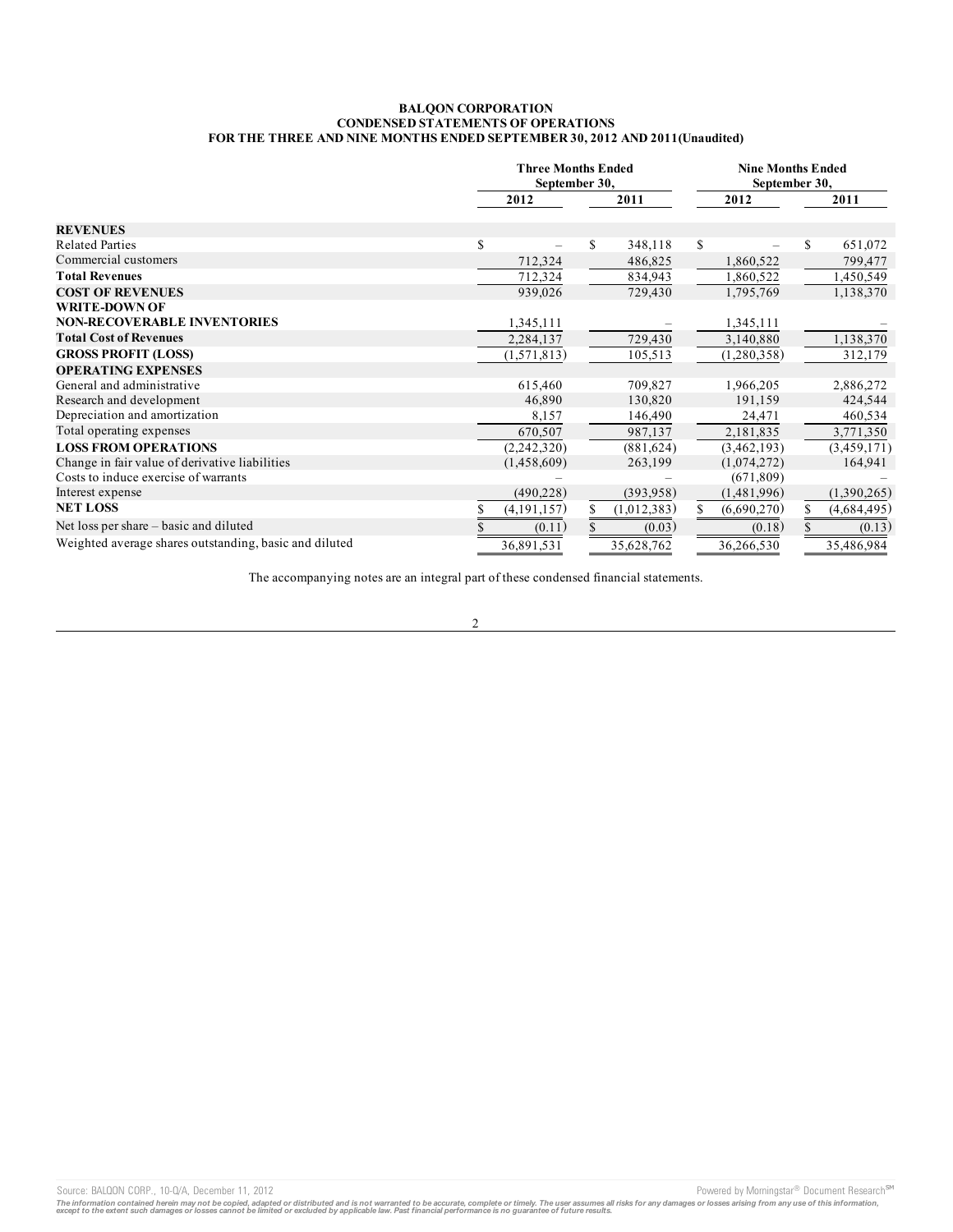# BALQON CORPORATION
## CONDENSED STATEMENTS OF OPERATIONS
### FOR THE THREE AND NINE MONTHS ENDED SEPTEMBER 30, 2012 AND 2011(Unaudited)

| | Three Months Ended September 30, | | Nine Months Ended September 30, | |
|---|---|---|---|---|
| | 2012 | 2011 | 2012 | 2011 |
| **REVENUES** | | | | |
| Related Parties | $ – | $ 348,118 | $ – | $ 651,072 |
| Commercial customers | 712,324 | 486,825 | 1,860,522 | 799,477 |
| **Total Revenues** | 712,324 | 834,943 | 1,860,522 | 1,450,549 |
| **COST OF REVENUES** | 939,026 | 729,430 | 1,795,769 | 1,138,370 |
| **WRITE-DOWN OF NON-RECOVERABLE INVENTORIES** | 1,345,111 | – | 1,345,111 | – |
| **Total Cost of Revenues** | 2,284,137 | 729,430 | 3,140,880 | 1,138,370 |
| **GROSS PROFIT (LOSS)** | (1,571,813) | 105,513 | (1,280,358) | 312,179 |
| **OPERATING EXPENSES** | | | | |
| General and administrative | 615,460 | 709,827 | 1,966,205 | 2,886,272 |
| Research and development | 46,890 | 130,820 | 191,159 | 424,544 |
| Depreciation and amortization | 8,157 | 146,490 | 24,471 | 460,534 |
| Total operating expenses | 670,507 | 987,137 | 2,181,835 | 3,771,350 |
| **LOSS FROM OPERATIONS** | (2,242,320) | (881,624) | (3,462,193) | (3,459,171) |
| Change in fair value of derivative liabilities | (1,458,609) | 263,199 | (1,074,272) | 164,941 |
| Costs to induce exercise of warrants | – | – | (671,809) | – |
| Interest expense | (490,228) | (393,958) | (1,481,996) | (1,390,265) |
| **NET LOSS** | $ (4,191,157) | $ (1,012,383) | $ (6,690,270) | $ (4,684,495) |
| Net loss per share – basic and diluted | $ (0.11) | $ (0.03) | (0.18) | $ (0.13) |
| Weighted average shares outstanding, basic and diluted | 36,891,531 | 35,628,762 | 36,266,530 | 35,486,984 |

The accompanying notes are an integral part of these condensed financial statements.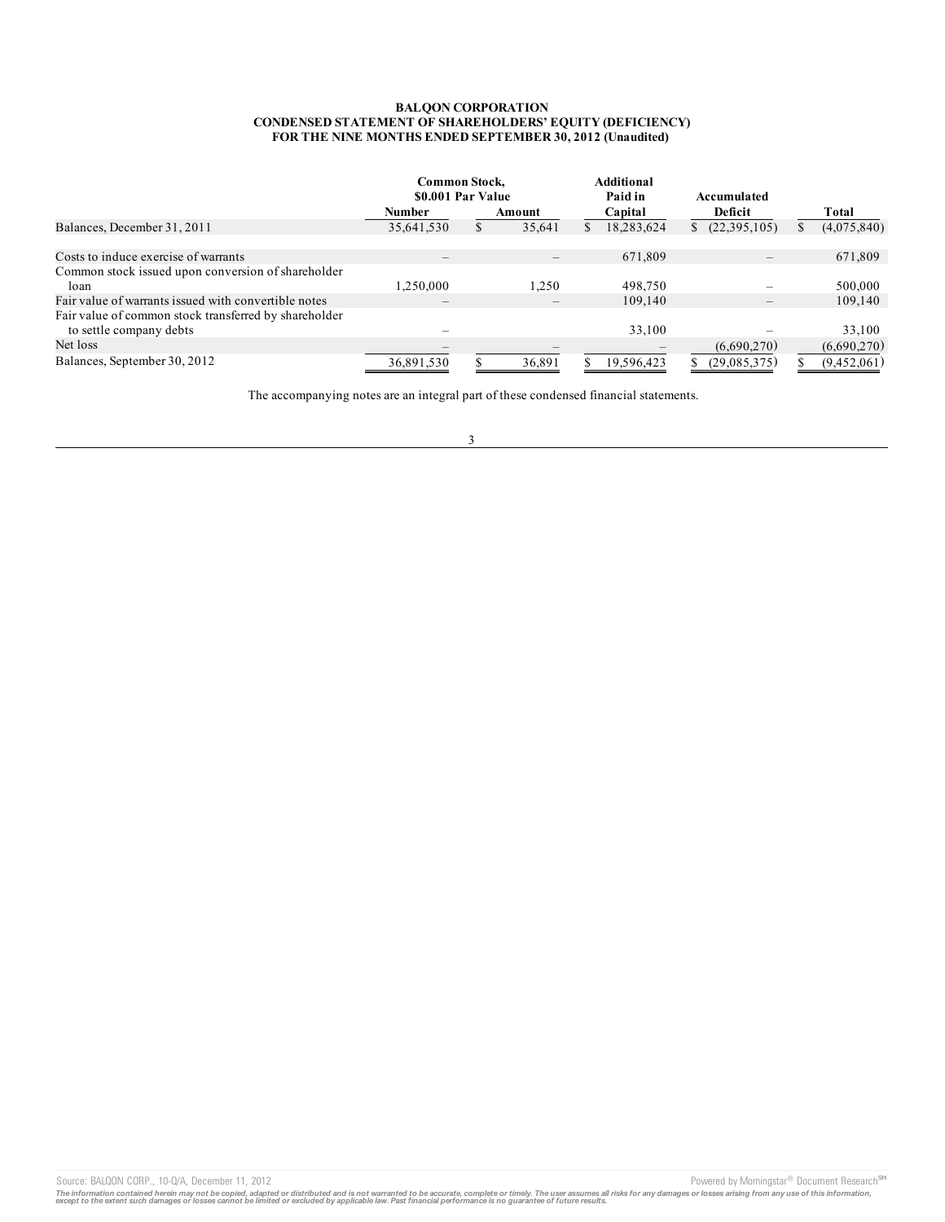**BALQON CORPORATION**
**CONDENSED STATEMENT OF SHAREHOLDERS' EQUITY (DEFICIENCY)**
**FOR THE NINE MONTHS ENDED SEPTEMBER 30, 2012 (Unaudited)**

| | Common Stock, $0.001 Par Value | | Additional Paid in Capital | Accumulated Deficit | Total |
|---|---|---|---|---|---|
| | Number | Amount | | | |
| Balances, December 31, 2011 | 35,641,530 | $ 35,641 | $ 18,283,624 | $ (22,395,105) | $ (4,075,840) |
| Costs to induce exercise of warrants | – | – | 671,809 | – | 671,809 |
| Common stock issued upon conversion of shareholder loan | 1,250,000 | 1,250 | 498,750 | – | 500,000 |
| Fair value of warrants issued with convertible notes | – | – | 109,140 | – | 109,140 |
| Fair value of common stock transferred by shareholder to settle company debts | – | | 33,100 | – | 33,100 |
| Net loss | – | – | – | (6,690,270) | (6,690,270) |
| Balances, September 30, 2012 | 36,891,530 | $ 36,891 | $ 19,596,423 | $ (29,085,375) | $ (9,452,061) |

The accompanying notes are an integral part of these condensed financial statements.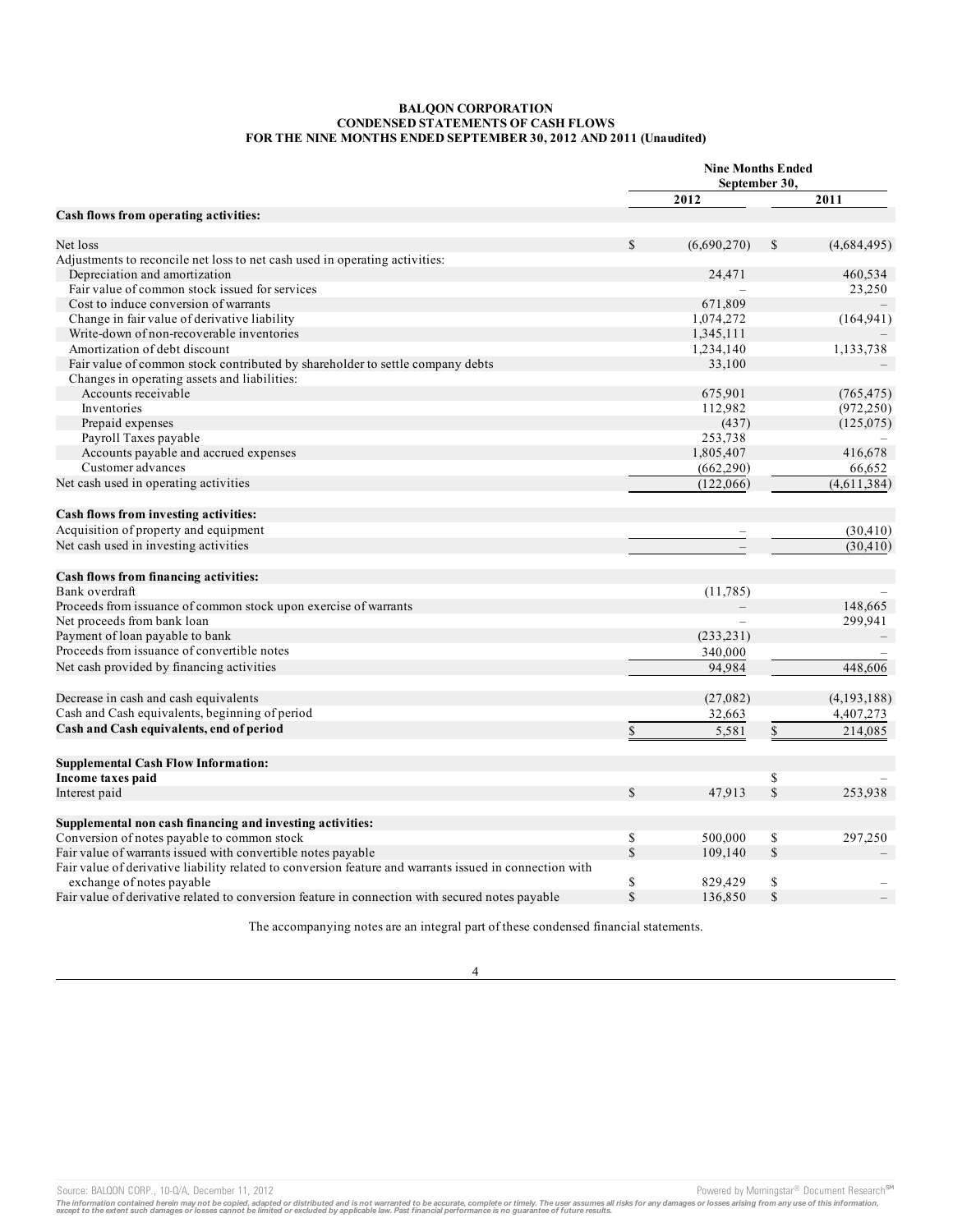**BALQON CORPORATION**
**CONDENSED STATEMENTS OF CASH FLOWS**
**FOR THE NINE MONTHS ENDED SEPTEMBER 30, 2012 AND 2011 (Unaudited)**

| | Nine Months Ended September 30, | |
|---|---|---|
| | 2012 | 2011 |
| **Cash flows from operating activities:** | | |
| Net loss | $ (6,690,270) | $ (4,684,495) |
| Adjustments to reconcile net loss to net cash used in operating activities: | | |
| Depreciation and amortization | 24,471 | 460,534 |
| Fair value of common stock issued for services | – | 23,250 |
| Cost to induce conversion of warrants | 671,809 | – |
| Change in fair value of derivative liability | 1,074,272 | (164,941) |
| Write-down of non-recoverable inventories | 1,345,111 | – |
| Amortization of debt discount | 1,234,140 | 1,133,738 |
| Fair value of common stock contributed by shareholder to settle company debts | 33,100 | – |
| Changes in operating assets and liabilities: | | |
| Accounts receivable | 675,901 | (765,475) |
| Inventories | 112,982 | (972,250) |
| Prepaid expenses | (437) | (125,075) |
| Payroll Taxes payable | 253,738 | – |
| Accounts payable and accrued expenses | 1,805,407 | 416,678 |
| Customer advances | (662,290) | 66,652 |
| Net cash used in operating activities | (122,066) | (4,611,384) |
| **Cash flows from investing activities:** | | |
| Acquisition of property and equipment | – | (30,410) |
| Net cash used in investing activities | – | (30,410) |
| **Cash flows from financing activities:** | | |
| Bank overdraft | (11,785) | – |
| Proceeds from issuance of common stock upon exercise of warrants | – | 148,665 |
| Net proceeds from bank loan | – | 299,941 |
| Payment of loan payable to bank | (233,231) | – |
| Proceeds from issuance of convertible notes | 340,000 | – |
| Net cash provided by financing activities | 94,984 | 448,606 |
| Decrease in cash and cash equivalents | (27,082) | (4,193,188) |
| Cash and Cash equivalents, beginning of period | 32,663 | 4,407,273 |
| **Cash and Cash equivalents, end of period** | $ 5,581 | $ 214,085 |
| **Supplemental Cash Flow Information:** | | |
| **Income taxes paid** | | $ – |
| Interest paid | $ 47,913 | $ 253,938 |
| **Supplemental non cash financing and investing activities:** | | |
| Conversion of notes payable to common stock | $ 500,000 | $ 297,250 |
| Fair value of warrants issued with convertible notes payable | $ 109,140 | $ – |
| Fair value of derivative liability related to conversion feature and warrants issued in connection with exchange of notes payable | $ 829,429 | $ – |
| Fair value of derivative related to conversion feature in connection with secured notes payable | $ 136,850 | $ – |

The accompanying notes are an integral part of these condensed financial statements.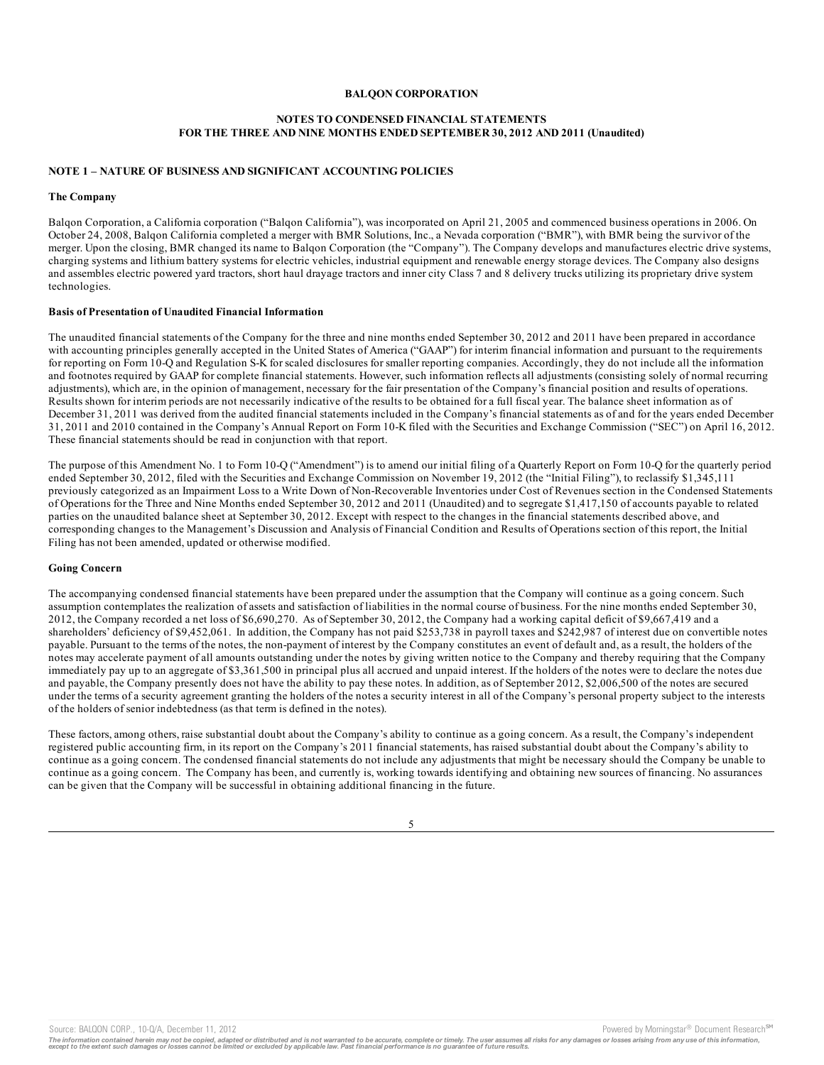**BALQON CORPORATION**

**NOTES TO CONDENSED FINANCIAL STATEMENTS**
**FOR THE THREE AND NINE MONTHS ENDED SEPTEMBER 30, 2012 AND 2011 (Unaudited)**

## NOTE 1 – NATURE OF BUSINESS AND SIGNIFICANT ACCOUNTING POLICIES

### The Company

Balqon Corporation, a California corporation ("Balqon California"), was incorporated on April 21, 2005 and commenced business operations in 2006. On October 24, 2008, Balqon California completed a merger with BMR Solutions, Inc., a Nevada corporation ("BMR"), with BMR being the survivor of the merger. Upon the closing, BMR changed its name to Balqon Corporation (the "Company"). The Company develops and manufactures electric drive systems, charging systems and lithium battery systems for electric vehicles, industrial equipment and renewable energy storage devices. The Company also designs and assembles electric powered yard tractors, short haul drayage tractors and inner city Class 7 and 8 delivery trucks utilizing its proprietary drive system technologies.

### Basis of Presentation of Unaudited Financial Information

The unaudited financial statements of the Company for the three and nine months ended September 30, 2012 and 2011 have been prepared in accordance with accounting principles generally accepted in the United States of America ("GAAP") for interim financial information and pursuant to the requirements for reporting on Form 10-Q and Regulation S-K for scaled disclosures for smaller reporting companies. Accordingly, they do not include all the information and footnotes required by GAAP for complete financial statements. However, such information reflects all adjustments (consisting solely of normal recurring adjustments), which are, in the opinion of management, necessary for the fair presentation of the Company's financial position and results of operations. Results shown for interim periods are not necessarily indicative of the results to be obtained for a full fiscal year. The balance sheet information as of December 31, 2011 was derived from the audited financial statements included in the Company's financial statements as of and for the years ended December 31, 2011 and 2010 contained in the Company's Annual Report on Form 10-K filed with the Securities and Exchange Commission ("SEC") on April 16, 2012. These financial statements should be read in conjunction with that report.

The purpose of this Amendment No. 1 to Form 10-Q ("Amendment") is to amend our initial filing of a Quarterly Report on Form 10-Q for the quarterly period ended September 30, 2012, filed with the Securities and Exchange Commission on November 19, 2012 (the "Initial Filing"), to reclassify $1,345,111 previously categorized as an Impairment Loss to a Write Down of Non-Recoverable Inventories under Cost of Revenues section in the Condensed Statements of Operations for the Three and Nine Months ended September 30, 2012 and 2011 (Unaudited) and to segregate $1,417,150 of accounts payable to related parties on the unaudited balance sheet at September 30, 2012. Except with respect to the changes in the financial statements described above, and corresponding changes to the Management's Discussion and Analysis of Financial Condition and Results of Operations section of this report, the Initial Filing has not been amended, updated or otherwise modified.

### Going Concern

The accompanying condensed financial statements have been prepared under the assumption that the Company will continue as a going concern. Such assumption contemplates the realization of assets and satisfaction of liabilities in the normal course of business. For the nine months ended September 30, 2012, the Company recorded a net loss of $6,690,270. As of September 30, 2012, the Company had a working capital deficit of $9,667,419 and a shareholders' deficiency of $9,452,061. In addition, the Company has not paid $253,738 in payroll taxes and $242,987 of interest due on convertible notes payable. Pursuant to the terms of the notes, the non-payment of interest by the Company constitutes an event of default and, as a result, the holders of the notes may accelerate payment of all amounts outstanding under the notes by giving written notice to the Company and thereby requiring that the Company immediately pay up to an aggregate of $3,361,500 in principal plus all accrued and unpaid interest. If the holders of the notes were to declare the notes due and payable, the Company presently does not have the ability to pay these notes. In addition, as of September 2012, $2,006,500 of the notes are secured under the terms of a security agreement granting the holders of the notes a security interest in all of the Company's personal property subject to the interests of the holders of senior indebtedness (as that term is defined in the notes).

These factors, among others, raise substantial doubt about the Company's ability to continue as a going concern. As a result, the Company's independent registered public accounting firm, in its report on the Company's 2011 financial statements, has raised substantial doubt about the Company's ability to continue as a going concern. The condensed financial statements do not include any adjustments that might be necessary should the Company be unable to continue as a going concern. The Company has been, and currently is, working towards identifying and obtaining new sources of financing. No assurances can be given that the Company will be successful in obtaining additional financing in the future.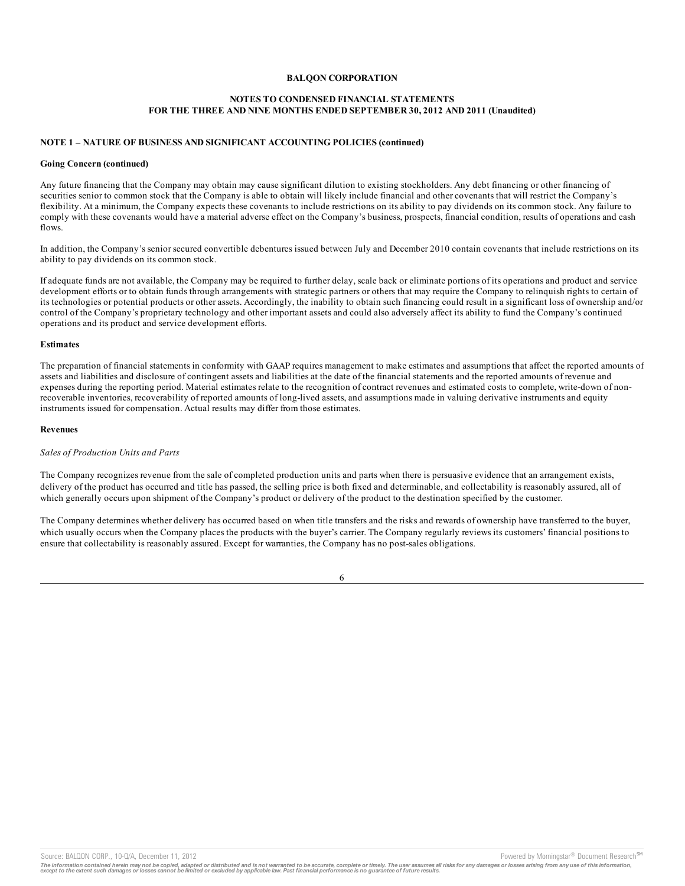**BALQON CORPORATION**

**NOTES TO CONDENSED FINANCIAL STATEMENTS**
**FOR THE THREE AND NINE MONTHS ENDED SEPTEMBER 30, 2012 AND 2011 (Unaudited)**

**NOTE 1 – NATURE OF BUSINESS AND SIGNIFICANT ACCOUNTING POLICIES (continued)**

**Going Concern (continued)**

Any future financing that the Company may obtain may cause significant dilution to existing stockholders. Any debt financing or other financing of securities senior to common stock that the Company is able to obtain will likely include financial and other covenants that will restrict the Company's flexibility. At a minimum, the Company expects these covenants to include restrictions on its ability to pay dividends on its common stock. Any failure to comply with these covenants would have a material adverse effect on the Company's business, prospects, financial condition, results of operations and cash flows.

In addition, the Company's senior secured convertible debentures issued between July and December 2010 contain covenants that include restrictions on its ability to pay dividends on its common stock.

If adequate funds are not available, the Company may be required to further delay, scale back or eliminate portions of its operations and product and service development efforts or to obtain funds through arrangements with strategic partners or others that may require the Company to relinquish rights to certain of its technologies or potential products or other assets. Accordingly, the inability to obtain such financing could result in a significant loss of ownership and/or control of the Company's proprietary technology and other important assets and could also adversely affect its ability to fund the Company's continued operations and its product and service development efforts.

**Estimates**

The preparation of financial statements in conformity with GAAP requires management to make estimates and assumptions that affect the reported amounts of assets and liabilities and disclosure of contingent assets and liabilities at the date of the financial statements and the reported amounts of revenue and expenses during the reporting period. Material estimates relate to the recognition of contract revenues and estimated costs to complete, write-down of non-recoverable inventories, recoverability of reported amounts of long-lived assets, and assumptions made in valuing derivative instruments and equity instruments issued for compensation. Actual results may differ from those estimates.

**Revenues**

*Sales of Production Units and Parts*

The Company recognizes revenue from the sale of completed production units and parts when there is persuasive evidence that an arrangement exists, delivery of the product has occurred and title has passed, the selling price is both fixed and determinable, and collectability is reasonably assured, all of which generally occurs upon shipment of the Company's product or delivery of the product to the destination specified by the customer.

The Company determines whether delivery has occurred based on when title transfers and the risks and rewards of ownership have transferred to the buyer, which usually occurs when the Company places the products with the buyer's carrier. The Company regularly reviews its customers' financial positions to ensure that collectability is reasonably assured. Except for warranties, the Company has no post-sales obligations.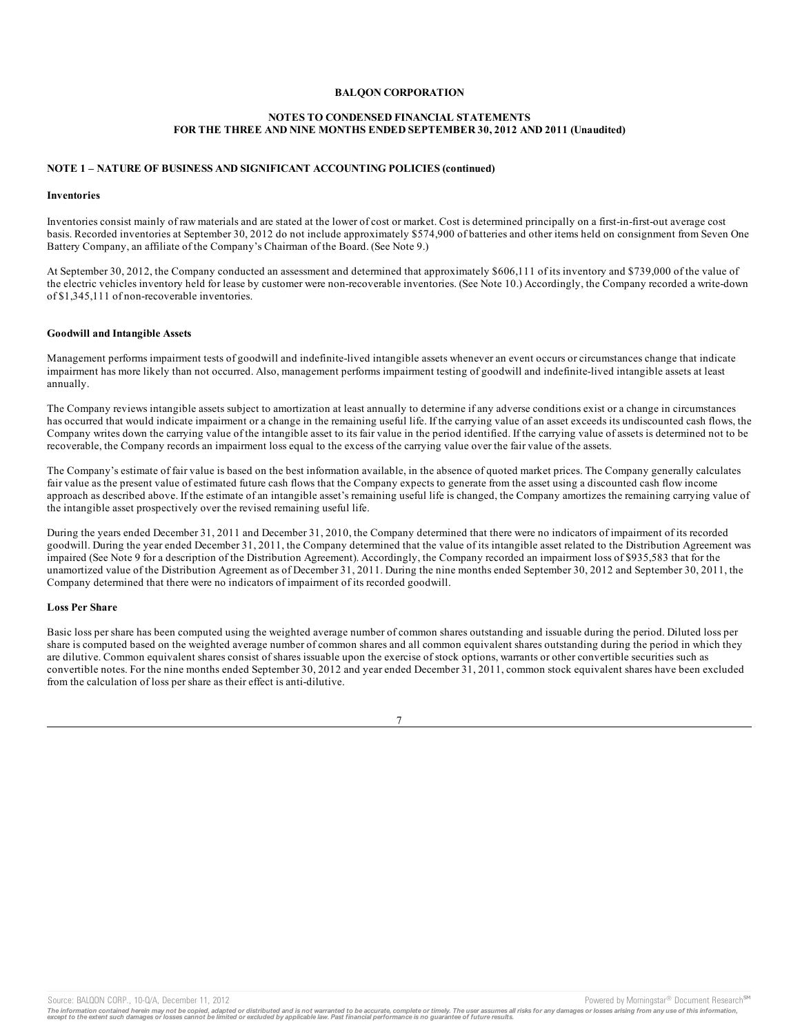**BALQON CORPORATION**

**NOTES TO CONDENSED FINANCIAL STATEMENTS FOR THE THREE AND NINE MONTHS ENDED SEPTEMBER 30, 2012 AND 2011 (Unaudited)**

**NOTE 1 – NATURE OF BUSINESS AND SIGNIFICANT ACCOUNTING POLICIES (continued)**

**Inventories**

Inventories consist mainly of raw materials and are stated at the lower of cost or market. Cost is determined principally on a first-in-first-out average cost basis. Recorded inventories at September 30, 2012 do not include approximately $574,900 of batteries and other items held on consignment from Seven One Battery Company, an affiliate of the Company's Chairman of the Board. (See Note 9.)

At September 30, 2012, the Company conducted an assessment and determined that approximately $606,111 of its inventory and $739,000 of the value of the electric vehicles inventory held for lease by customer were non-recoverable inventories. (See Note 10.) Accordingly, the Company recorded a write-down of $1,345,111 of non-recoverable inventories.

**Goodwill and Intangible Assets**

Management performs impairment tests of goodwill and indefinite-lived intangible assets whenever an event occurs or circumstances change that indicate impairment has more likely than not occurred. Also, management performs impairment testing of goodwill and indefinite-lived intangible assets at least annually.

The Company reviews intangible assets subject to amortization at least annually to determine if any adverse conditions exist or a change in circumstances has occurred that would indicate impairment or a change in the remaining useful life. If the carrying value of an asset exceeds its undiscounted cash flows, the Company writes down the carrying value of the intangible asset to its fair value in the period identified. If the carrying value of assets is determined not to be recoverable, the Company records an impairment loss equal to the excess of the carrying value over the fair value of the assets.

The Company's estimate of fair value is based on the best information available, in the absence of quoted market prices. The Company generally calculates fair value as the present value of estimated future cash flows that the Company expects to generate from the asset using a discounted cash flow income approach as described above. If the estimate of an intangible asset's remaining useful life is changed, the Company amortizes the remaining carrying value of the intangible asset prospectively over the revised remaining useful life.

During the years ended December 31, 2011 and December 31, 2010, the Company determined that there were no indicators of impairment of its recorded goodwill. During the year ended December 31, 2011, the Company determined that the value of its intangible asset related to the Distribution Agreement was impaired (See Note 9 for a description of the Distribution Agreement). Accordingly, the Company recorded an impairment loss of $935,583 that for the unamortized value of the Distribution Agreement as of December 31, 2011. During the nine months ended September 30, 2012 and September 30, 2011, the Company determined that there were no indicators of impairment of its recorded goodwill.

**Loss Per Share**

Basic loss per share has been computed using the weighted average number of common shares outstanding and issuable during the period. Diluted loss per share is computed based on the weighted average number of common shares and all common equivalent shares outstanding during the period in which they are dilutive. Common equivalent shares consist of shares issuable upon the exercise of stock options, warrants or other convertible securities such as convertible notes. For the nine months ended September 30, 2012 and year ended December 31, 2011, common stock equivalent shares have been excluded from the calculation of loss per share as their effect is anti-dilutive.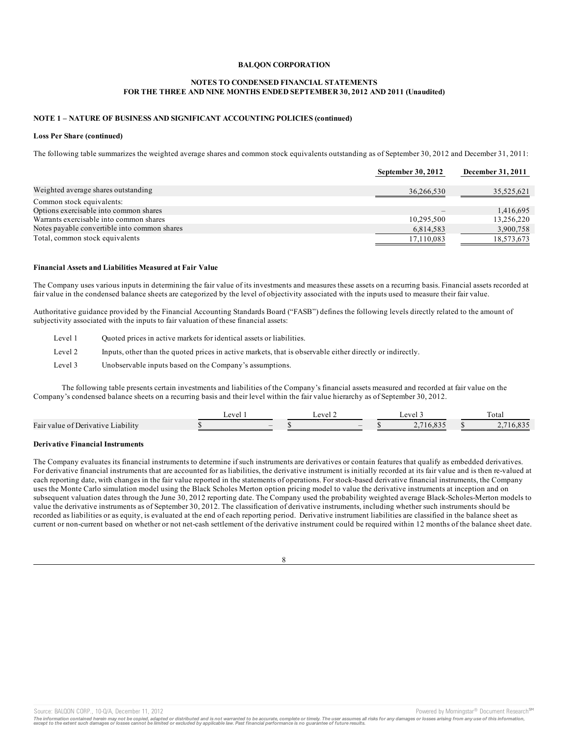**BALQON CORPORATION**

**NOTES TO CONDENSED FINANCIAL STATEMENTS**
**FOR THE THREE AND NINE MONTHS ENDED SEPTEMBER 30, 2012 AND 2011 (Unaudited)**

**NOTE 1 – NATURE OF BUSINESS AND SIGNIFICANT ACCOUNTING POLICIES (continued)**

**Loss Per Share (continued)**

The following table summarizes the weighted average shares and common stock equivalents outstanding as of September 30, 2012 and December 31, 2011:

| | September 30, 2012 | December 31, 2011 |
|---|---|---|
| Weighted average shares outstanding | 36,266,530 | 35,525,621 |
| Common stock equivalents: | | |
| Options exercisable into common shares | – | 1,416,695 |
| Warrants exercisable into common shares | 10,295,500 | 13,256,220 |
| Notes payable convertible into common shares | 6,814,583 | 3,900,758 |
| Total, common stock equivalents | 17,110,083 | 18,573,673 |

**Financial Assets and Liabilities Measured at Fair Value**

The Company uses various inputs in determining the fair value of its investments and measures these assets on a recurring basis. Financial assets recorded at fair value in the condensed balance sheets are categorized by the level of objectivity associated with the inputs used to measure their fair value.

Authoritative guidance provided by the Financial Accounting Standards Board ("FASB") defines the following levels directly related to the amount of subjectivity associated with the inputs to fair valuation of these financial assets:

- Level 1 Quoted prices in active markets for identical assets or liabilities.
- Level 2 Inputs, other than the quoted prices in active markets, that is observable either directly or indirectly.
- Level 3 Unobservable inputs based on the Company's assumptions.

The following table presents certain investments and liabilities of the Company's financial assets measured and recorded at fair value on the Company's condensed balance sheets on a recurring basis and their level within the fair value hierarchy as of September 30, 2012.

| | Level 1 | Level 2 | Level 3 | Total |
|---|---|---|---|---|
| Fair value of Derivative Liability | $ – | $ – | $ 2,716,835 | $ 2,716,835 |

**Derivative Financial Instruments**

The Company evaluates its financial instruments to determine if such instruments are derivatives or contain features that qualify as embedded derivatives. For derivative financial instruments that are accounted for as liabilities, the derivative instrument is initially recorded at its fair value and is then re-valued at each reporting date, with changes in the fair value reported in the statements of operations. For stock-based derivative financial instruments, the Company uses the Monte Carlo simulation model using the Black Scholes Merton option pricing model to value the derivative instruments at inception and on subsequent valuation dates through the June 30, 2012 reporting date. The Company used the probability weighted average Black-Scholes-Merton models to value the derivative instruments as of September 30, 2012. The classification of derivative instruments, including whether such instruments should be recorded as liabilities or as equity, is evaluated at the end of each reporting period. Derivative instrument liabilities are classified in the balance sheet as current or non-current based on whether or not net-cash settlement of the derivative instrument could be required within 12 months of the balance sheet date.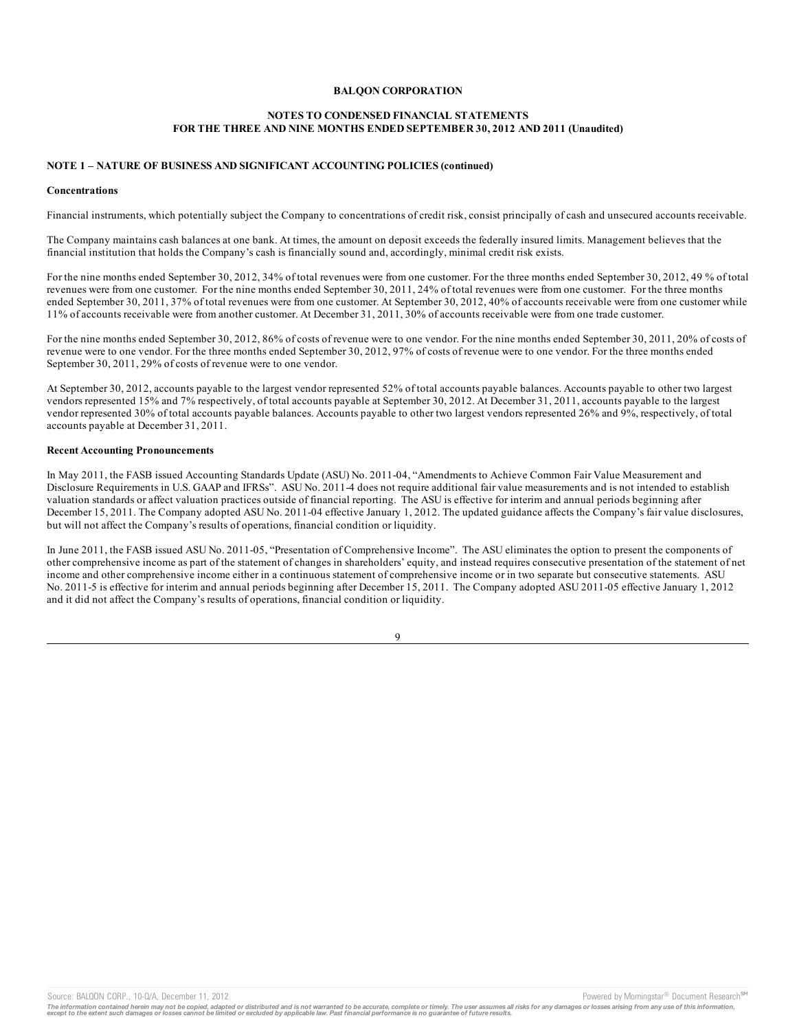**BALQON CORPORATION**

**NOTES TO CONDENSED FINANCIAL STATEMENTS**
**FOR THE THREE AND NINE MONTHS ENDED SEPTEMBER 30, 2012 AND 2011 (Unaudited)**

**NOTE 1 – NATURE OF BUSINESS AND SIGNIFICANT ACCOUNTING POLICIES (continued)**

**Concentrations**

Financial instruments, which potentially subject the Company to concentrations of credit risk, consist principally of cash and unsecured accounts receivable.

The Company maintains cash balances at one bank. At times, the amount on deposit exceeds the federally insured limits. Management believes that the financial institution that holds the Company's cash is financially sound and, accordingly, minimal credit risk exists.

For the nine months ended September 30, 2012, 34% of total revenues were from one customer. For the three months ended September 30, 2012, 49 % of total revenues were from one customer. For the nine months ended September 30, 2011, 24% of total revenues were from one customer. For the three months ended September 30, 2011, 37% of total revenues were from one customer. At September 30, 2012, 40% of accounts receivable were from one customer while 11% of accounts receivable were from another customer. At December 31, 2011, 30% of accounts receivable were from one trade customer.

For the nine months ended September 30, 2012, 86% of costs of revenue were to one vendor. For the nine months ended September 30, 2011, 20% of costs of revenue were to one vendor. For the three months ended September 30, 2012, 97% of costs of revenue were to one vendor. For the three months ended September 30, 2011, 29% of costs of revenue were to one vendor.

At September 30, 2012, accounts payable to the largest vendor represented 52% of total accounts payable balances. Accounts payable to other two largest vendors represented 15% and 7% respectively, of total accounts payable at September 30, 2012. At December 31, 2011, accounts payable to the largest vendor represented 30% of total accounts payable balances. Accounts payable to other two largest vendors represented 26% and 9%, respectively, of total accounts payable at December 31, 2011.

**Recent Accounting Pronouncements**

In May 2011, the FASB issued Accounting Standards Update (ASU) No. 2011-04, "Amendments to Achieve Common Fair Value Measurement and Disclosure Requirements in U.S. GAAP and IFRSs". ASU No. 2011-4 does not require additional fair value measurements and is not intended to establish valuation standards or affect valuation practices outside of financial reporting. The ASU is effective for interim and annual periods beginning after December 15, 2011. The Company adopted ASU No. 2011-04 effective January 1, 2012. The updated guidance affects the Company's fair value disclosures, but will not affect the Company's results of operations, financial condition or liquidity.

In June 2011, the FASB issued ASU No. 2011-05, "Presentation of Comprehensive Income". The ASU eliminates the option to present the components of other comprehensive income as part of the statement of changes in shareholders' equity, and instead requires consecutive presentation of the statement of net income and other comprehensive income either in a continuous statement of comprehensive income or in two separate but consecutive statements. ASU No. 2011-5 is effective for interim and annual periods beginning after December 15, 2011. The Company adopted ASU 2011-05 effective January 1, 2012 and it did not affect the Company's results of operations, financial condition or liquidity.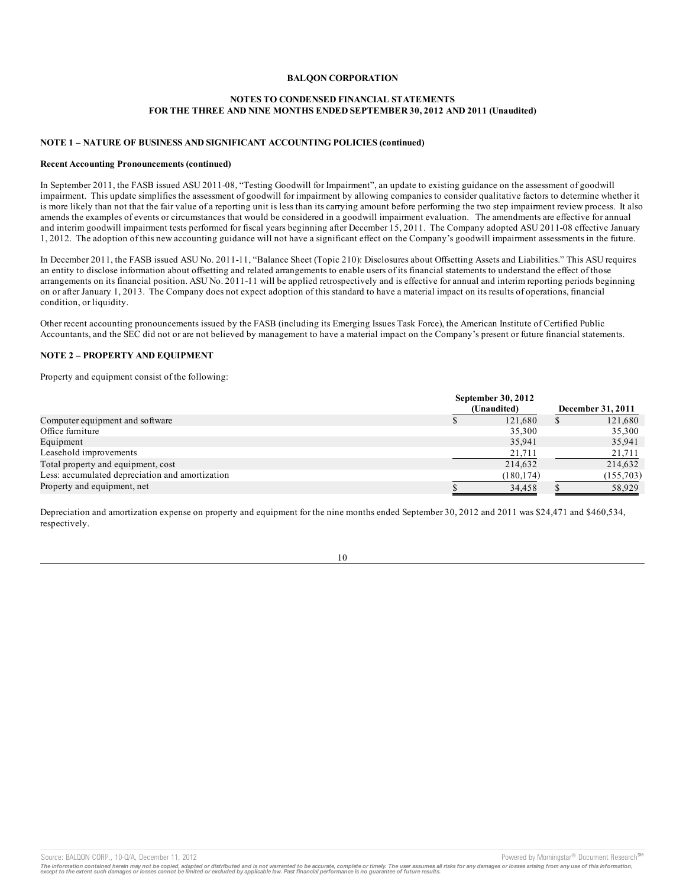**BALQON CORPORATION**

**NOTES TO CONDENSED FINANCIAL STATEMENTS**
**FOR THE THREE AND NINE MONTHS ENDED SEPTEMBER 30, 2012 AND 2011 (Unaudited)**

**NOTE 1 – NATURE OF BUSINESS AND SIGNIFICANT ACCOUNTING POLICIES (continued)**

**Recent Accounting Pronouncements (continued)**

In September 2011, the FASB issued ASU 2011-08, "Testing Goodwill for Impairment", an update to existing guidance on the assessment of goodwill impairment. This update simplifies the assessment of goodwill for impairment by allowing companies to consider qualitative factors to determine whether it is more likely than not that the fair value of a reporting unit is less than its carrying amount before performing the two step impairment review process. It also amends the examples of events or circumstances that would be considered in a goodwill impairment evaluation. The amendments are effective for annual and interim goodwill impairment tests performed for fiscal years beginning after December 15, 2011. The Company adopted ASU 2011-08 effective January 1, 2012. The adoption of this new accounting guidance will not have a significant effect on the Company's goodwill impairment assessments in the future.

In December 2011, the FASB issued ASU No. 2011-11, "Balance Sheet (Topic 210): Disclosures about Offsetting Assets and Liabilities." This ASU requires an entity to disclose information about offsetting and related arrangements to enable users of its financial statements to understand the effect of those arrangements on its financial position. ASU No. 2011-11 will be applied retrospectively and is effective for annual and interim reporting periods beginning on or after January 1, 2013. The Company does not expect adoption of this standard to have a material impact on its results of operations, financial condition, or liquidity.

Other recent accounting pronouncements issued by the FASB (including its Emerging Issues Task Force), the American Institute of Certified Public Accountants, and the SEC did not or are not believed by management to have a material impact on the Company's present or future financial statements.

**NOTE 2 – PROPERTY AND EQUIPMENT**

Property and equipment consist of the following:

| | September 30, 2012 (Unaudited) | December 31, 2011 |
|---|---|---|
| Computer equipment and software | $ 121,680 | $ 121,680 |
| Office furniture | 35,300 | 35,300 |
| Equipment | 35,941 | 35,941 |
| Leasehold improvements | 21,711 | 21,711 |
| Total property and equipment, cost | 214,632 | 214,632 |
| Less: accumulated depreciation and amortization | (180,174) | (155,703) |
| Property and equipment, net | $ 34,458 | $ 58,929 |

Depreciation and amortization expense on property and equipment for the nine months ended September 30, 2012 and 2011 was $24,471 and $460,534, respectively.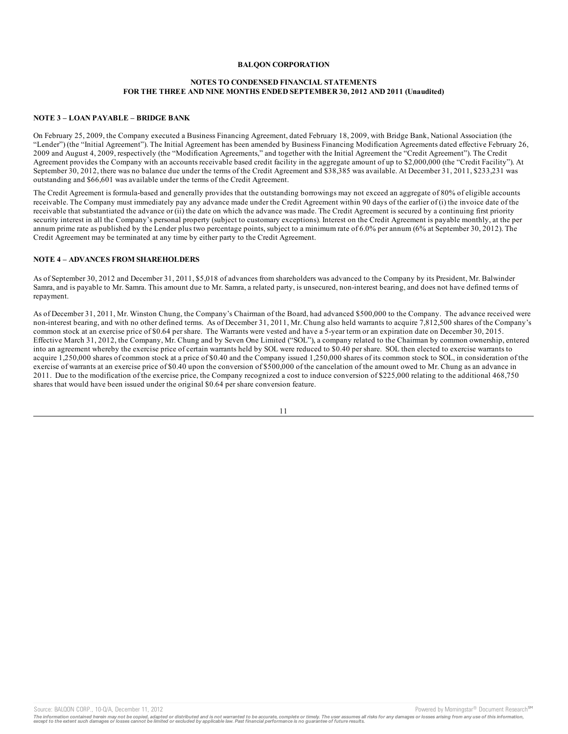**BALQON CORPORATION**

**NOTES TO CONDENSED FINANCIAL STATEMENTS**
**FOR THE THREE AND NINE MONTHS ENDED SEPTEMBER 30, 2012 AND 2011 (Unaudited)**

**NOTE 3 – LOAN PAYABLE – BRIDGE BANK**

On February 25, 2009, the Company executed a Business Financing Agreement, dated February 18, 2009, with Bridge Bank, National Association (the "Lender") (the "Initial Agreement"). The Initial Agreement has been amended by Business Financing Modification Agreements dated effective February 26, 2009 and August 4, 2009, respectively (the "Modification Agreements," and together with the Initial Agreement the "Credit Agreement"). The Credit Agreement provides the Company with an accounts receivable based credit facility in the aggregate amount of up to $2,000,000 (the "Credit Facility"). At September 30, 2012, there was no balance due under the terms of the Credit Agreement and $38,385 was available. At December 31, 2011, $233,231 was outstanding and $66,601 was available under the terms of the Credit Agreement.

The Credit Agreement is formula-based and generally provides that the outstanding borrowings may not exceed an aggregate of 80% of eligible accounts receivable. The Company must immediately pay any advance made under the Credit Agreement within 90 days of the earlier of (i) the invoice date of the receivable that substantiated the advance or (ii) the date on which the advance was made. The Credit Agreement is secured by a continuing first priority security interest in all the Company's personal property (subject to customary exceptions). Interest on the Credit Agreement is payable monthly, at the per annum prime rate as published by the Lender plus two percentage points, subject to a minimum rate of 6.0% per annum (6% at September 30, 2012). The Credit Agreement may be terminated at any time by either party to the Credit Agreement.

**NOTE 4 – ADVANCES FROM SHAREHOLDERS**

As of September 30, 2012 and December 31, 2011, $5,018 of advances from shareholders was advanced to the Company by its President, Mr. Balwinder Samra, and is payable to Mr. Samra. This amount due to Mr. Samra, a related party, is unsecured, non-interest bearing, and does not have defined terms of repayment.

As of December 31, 2011, Mr. Winston Chung, the Company's Chairman of the Board, had advanced $500,000 to the Company. The advance received were non-interest bearing, and with no other defined terms. As of December 31, 2011, Mr. Chung also held warrants to acquire 7,812,500 shares of the Company's common stock at an exercise price of $0.64 per share. The Warrants were vested and have a 5-year term or an expiration date on December 30, 2015. Effective March 31, 2012, the Company, Mr. Chung and by Seven One Limited ("SOL"), a company related to the Chairman by common ownership, entered into an agreement whereby the exercise price of certain warrants held by SOL were reduced to $0.40 per share. SOL then elected to exercise warrants to acquire 1,250,000 shares of common stock at a price of $0.40 and the Company issued 1,250,000 shares of its common stock to SOL, in consideration of the exercise of warrants at an exercise price of $0.40 upon the conversion of $500,000 of the cancelation of the amount owed to Mr. Chung as an advance in 2011. Due to the modification of the exercise price, the Company recognized a cost to induce conversion of $225,000 relating to the additional 468,750 shares that would have been issued under the original $0.64 per share conversion feature.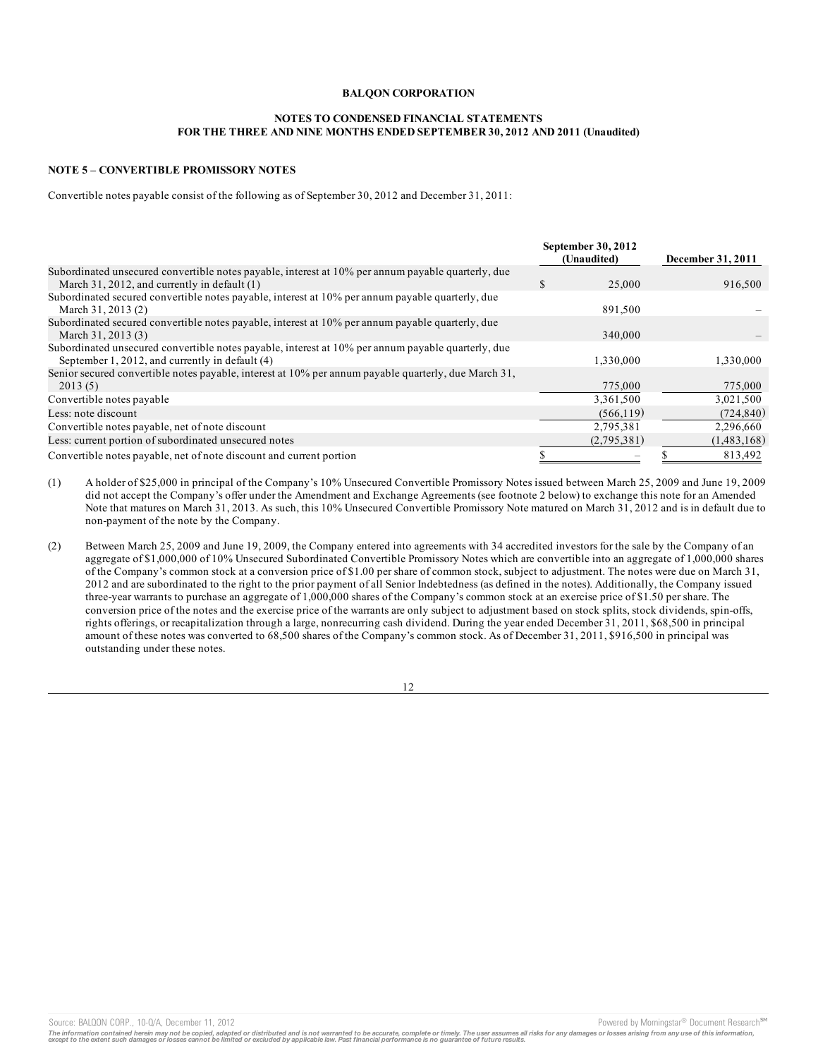**BALQON CORPORATION**

**NOTES TO CONDENSED FINANCIAL STATEMENTS**
**FOR THE THREE AND NINE MONTHS ENDED SEPTEMBER 30, 2012 AND 2011 (Unaudited)**

**NOTE 5 – CONVERTIBLE PROMISSORY NOTES**

Convertible notes payable consist of the following as of September 30, 2012 and December 31, 2011:

| | September 30, 2012 (Unaudited) | December 31, 2011 |
|---|---|---|
| Subordinated unsecured convertible notes payable, interest at 10% per annum payable quarterly, due March 31, 2012, and currently in default (1) | $ 25,000 | 916,500 |
| Subordinated secured convertible notes payable, interest at 10% per annum payable quarterly, due March 31, 2013 (2) | 891,500 | – |
| Subordinated secured convertible notes payable, interest at 10% per annum payable quarterly, due March 31, 2013 (3) | 340,000 | – |
| Subordinated unsecured convertible notes payable, interest at 10% per annum payable quarterly, due September 1, 2012, and currently in default (4) | 1,330,000 | 1,330,000 |
| Senior secured convertible notes payable, interest at 10% per annum payable quarterly, due March 31, 2013 (5) | 775,000 | 775,000 |
| Convertible notes payable | 3,361,500 | 3,021,500 |
| Less: note discount | (566,119) | (724,840) |
| Convertible notes payable, net of note discount | 2,795,381 | 2,296,660 |
| Less: current portion of subordinated unsecured notes | (2,795,381) | (1,483,168) |
| Convertible notes payable, net of note discount and current portion | $ – | $ 813,492 |

(1) A holder of $25,000 in principal of the Company's 10% Unsecured Convertible Promissory Notes issued between March 25, 2009 and June 19, 2009 did not accept the Company's offer under the Amendment and Exchange Agreements (see footnote 2 below) to exchange this note for an Amended Note that matures on March 31, 2013. As such, this 10% Unsecured Convertible Promissory Note matured on March 31, 2012 and is in default due to non-payment of the note by the Company.

(2) Between March 25, 2009 and June 19, 2009, the Company entered into agreements with 34 accredited investors for the sale by the Company of an aggregate of $1,000,000 of 10% Unsecured Subordinated Convertible Promissory Notes which are convertible into an aggregate of 1,000,000 shares of the Company's common stock at a conversion price of $1.00 per share of common stock, subject to adjustment. The notes were due on March 31, 2012 and are subordinated to the right to the prior payment of all Senior Indebtedness (as defined in the notes). Additionally, the Company issued three-year warrants to purchase an aggregate of 1,000,000 shares of the Company's common stock at an exercise price of $1.50 per share. The conversion price of the notes and the exercise price of the warrants are only subject to adjustment based on stock splits, stock dividends, spin-offs, rights offerings, or recapitalization through a large, nonrecurring cash dividend. During the year ended December 31, 2011, $68,500 in principal amount of these notes was converted to 68,500 shares of the Company's common stock. As of December 31, 2011, $916,500 in principal was outstanding under these notes.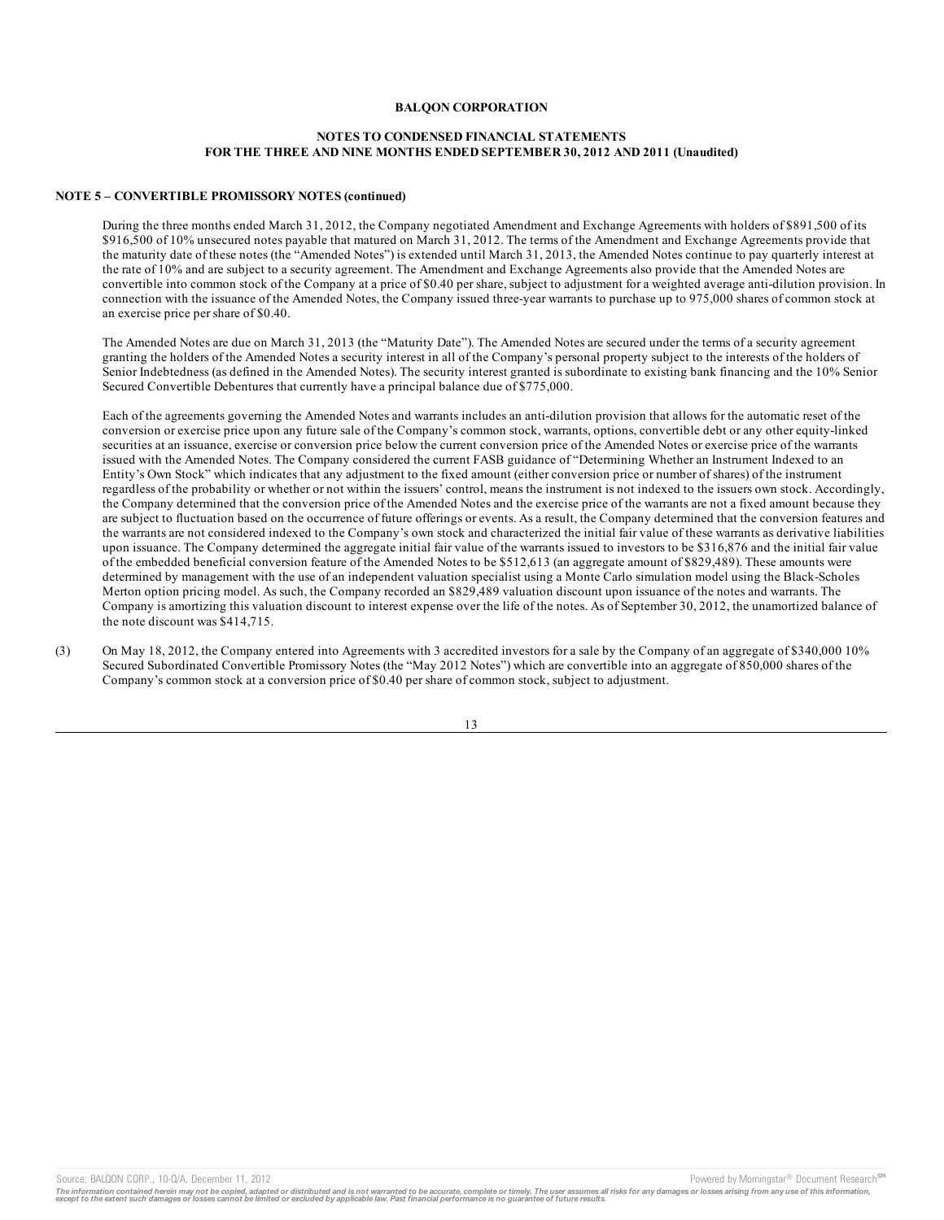**BALQON CORPORATION**

**NOTES TO CONDENSED FINANCIAL STATEMENTS FOR THE THREE AND NINE MONTHS ENDED SEPTEMBER 30, 2012 AND 2011 (Unaudited)**

**NOTE 5 – CONVERTIBLE PROMISSORY NOTES (continued)**

During the three months ended March 31, 2012, the Company negotiated Amendment and Exchange Agreements with holders of $891,500 of its $916,500 of 10% unsecured notes payable that matured on March 31, 2012. The terms of the Amendment and Exchange Agreements provide that the maturity date of these notes (the "Amended Notes") is extended until March 31, 2013, the Amended Notes continue to pay quarterly interest at the rate of 10% and are subject to a security agreement. The Amendment and Exchange Agreements also provide that the Amended Notes are convertible into common stock of the Company at a price of $0.40 per share, subject to adjustment for a weighted average anti-dilution provision. In connection with the issuance of the Amended Notes, the Company issued three-year warrants to purchase up to 975,000 shares of common stock at an exercise price per share of $0.40.

The Amended Notes are due on March 31, 2013 (the "Maturity Date"). The Amended Notes are secured under the terms of a security agreement granting the holders of the Amended Notes a security interest in all of the Company's personal property subject to the interests of the holders of Senior Indebtedness (as defined in the Amended Notes). The security interest granted is subordinate to existing bank financing and the 10% Senior Secured Convertible Debentures that currently have a principal balance due of $775,000.

Each of the agreements governing the Amended Notes and warrants includes an anti-dilution provision that allows for the automatic reset of the conversion or exercise price upon any future sale of the Company's common stock, warrants, options, convertible debt or any other equity-linked securities at an issuance, exercise or conversion price below the current conversion price of the Amended Notes or exercise price of the warrants issued with the Amended Notes. The Company considered the current FASB guidance of "Determining Whether an Instrument Indexed to an Entity's Own Stock" which indicates that any adjustment to the fixed amount (either conversion price or number of shares) of the instrument regardless of the probability or whether or not within the issuers' control, means the instrument is not indexed to the issuers own stock. Accordingly, the Company determined that the conversion price of the Amended Notes and the exercise price of the warrants are not a fixed amount because they are subject to fluctuation based on the occurrence of future offerings or events. As a result, the Company determined that the conversion features and the warrants are not considered indexed to the Company's own stock and characterized the initial fair value of these warrants as derivative liabilities upon issuance. The Company determined the aggregate initial fair value of the warrants issued to investors to be $316,876 and the initial fair value of the embedded beneficial conversion feature of the Amended Notes to be $512,613 (an aggregate amount of $829,489). These amounts were determined by management with the use of an independent valuation specialist using a Monte Carlo simulation model using the Black-Scholes Merton option pricing model. As such, the Company recorded an $829,489 valuation discount upon issuance of the notes and warrants. The Company is amortizing this valuation discount to interest expense over the life of the notes. As of September 30, 2012, the unamortized balance of the note discount was $414,715.

(3) On May 18, 2012, the Company entered into Agreements with 3 accredited investors for a sale by the Company of an aggregate of $340,000 10% Secured Subordinated Convertible Promissory Notes (the "May 2012 Notes") which are convertible into an aggregate of 850,000 shares of the Company's common stock at a conversion price of $0.40 per share of common stock, subject to adjustment.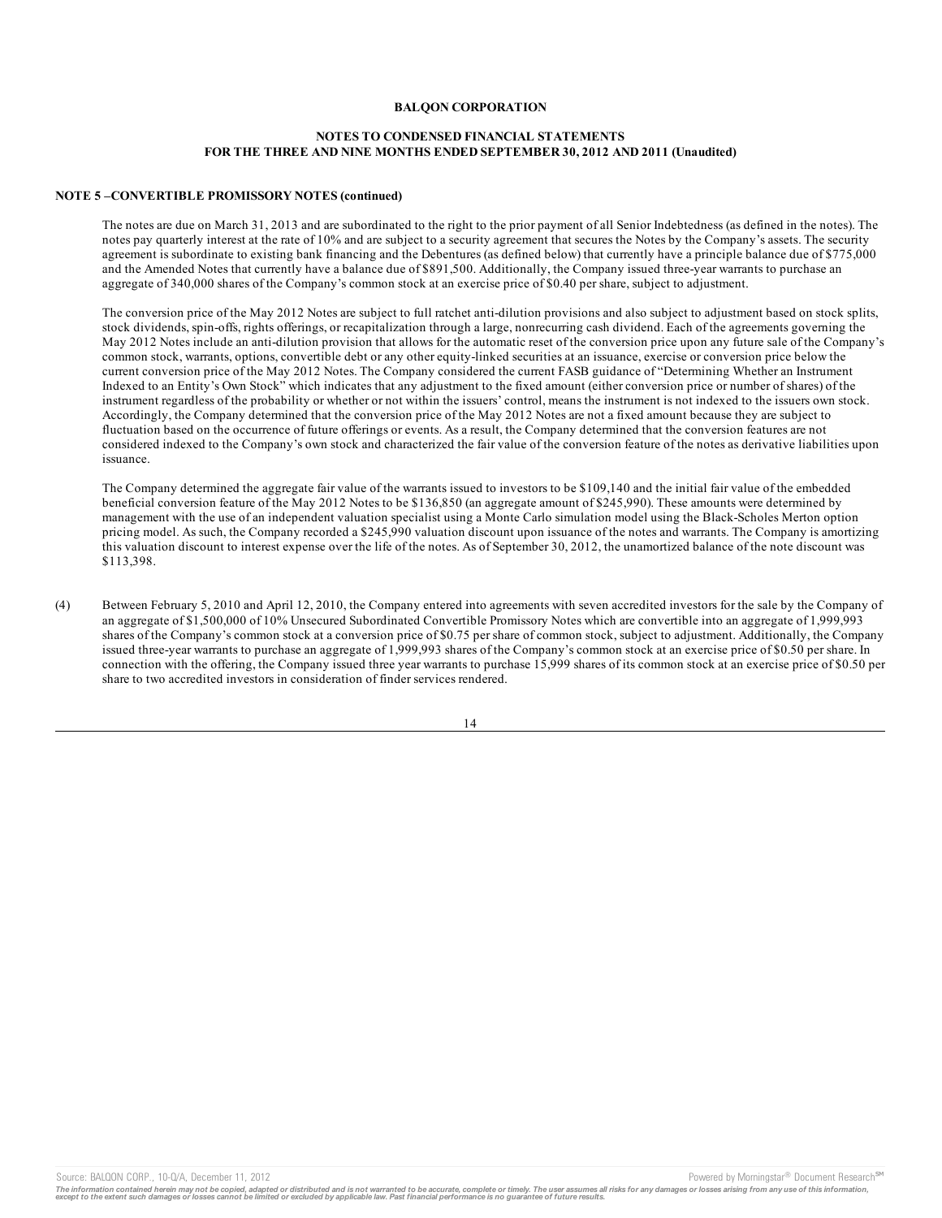**BALQON CORPORATION**

**NOTES TO CONDENSED FINANCIAL STATEMENTS**
**FOR THE THREE AND NINE MONTHS ENDED SEPTEMBER 30, 2012 AND 2011 (Unaudited)**

**NOTE 5 –CONVERTIBLE PROMISSORY NOTES (continued)**

The notes are due on March 31, 2013 and are subordinated to the right to the prior payment of all Senior Indebtedness (as defined in the notes). The notes pay quarterly interest at the rate of 10% and are subject to a security agreement that secures the Notes by the Company's assets. The security agreement is subordinate to existing bank financing and the Debentures (as defined below) that currently have a principle balance due of $775,000 and the Amended Notes that currently have a balance due of $891,500. Additionally, the Company issued three-year warrants to purchase an aggregate of 340,000 shares of the Company's common stock at an exercise price of $0.40 per share, subject to adjustment.

The conversion price of the May 2012 Notes are subject to full ratchet anti-dilution provisions and also subject to adjustment based on stock splits, stock dividends, spin-offs, rights offerings, or recapitalization through a large, nonrecurring cash dividend. Each of the agreements governing the May 2012 Notes include an anti-dilution provision that allows for the automatic reset of the conversion price upon any future sale of the Company's common stock, warrants, options, convertible debt or any other equity-linked securities at an issuance, exercise or conversion price below the current conversion price of the May 2012 Notes. The Company considered the current FASB guidance of "Determining Whether an Instrument Indexed to an Entity's Own Stock" which indicates that any adjustment to the fixed amount (either conversion price or number of shares) of the instrument regardless of the probability or whether or not within the issuers' control, means the instrument is not indexed to the issuers own stock. Accordingly, the Company determined that the conversion price of the May 2012 Notes are not a fixed amount because they are subject to fluctuation based on the occurrence of future offerings or events. As a result, the Company determined that the conversion features are not considered indexed to the Company's own stock and characterized the fair value of the conversion feature of the notes as derivative liabilities upon issuance.

The Company determined the aggregate fair value of the warrants issued to investors to be $109,140 and the initial fair value of the embedded beneficial conversion feature of the May 2012 Notes to be $136,850 (an aggregate amount of $245,990). These amounts were determined by management with the use of an independent valuation specialist using a Monte Carlo simulation model using the Black-Scholes Merton option pricing model. As such, the Company recorded a $245,990 valuation discount upon issuance of the notes and warrants. The Company is amortizing this valuation discount to interest expense over the life of the notes. As of September 30, 2012, the unamortized balance of the note discount was $113,398.

(4) Between February 5, 2010 and April 12, 2010, the Company entered into agreements with seven accredited investors for the sale by the Company of an aggregate of $1,500,000 of 10% Unsecured Subordinated Convertible Promissory Notes which are convertible into an aggregate of 1,999,993 shares of the Company's common stock at a conversion price of $0.75 per share of common stock, subject to adjustment. Additionally, the Company issued three-year warrants to purchase an aggregate of 1,999,993 shares of the Company's common stock at an exercise price of $0.50 per share. In connection with the offering, the Company issued three year warrants to purchase 15,999 shares of its common stock at an exercise price of $0.50 per share to two accredited investors in consideration of finder services rendered.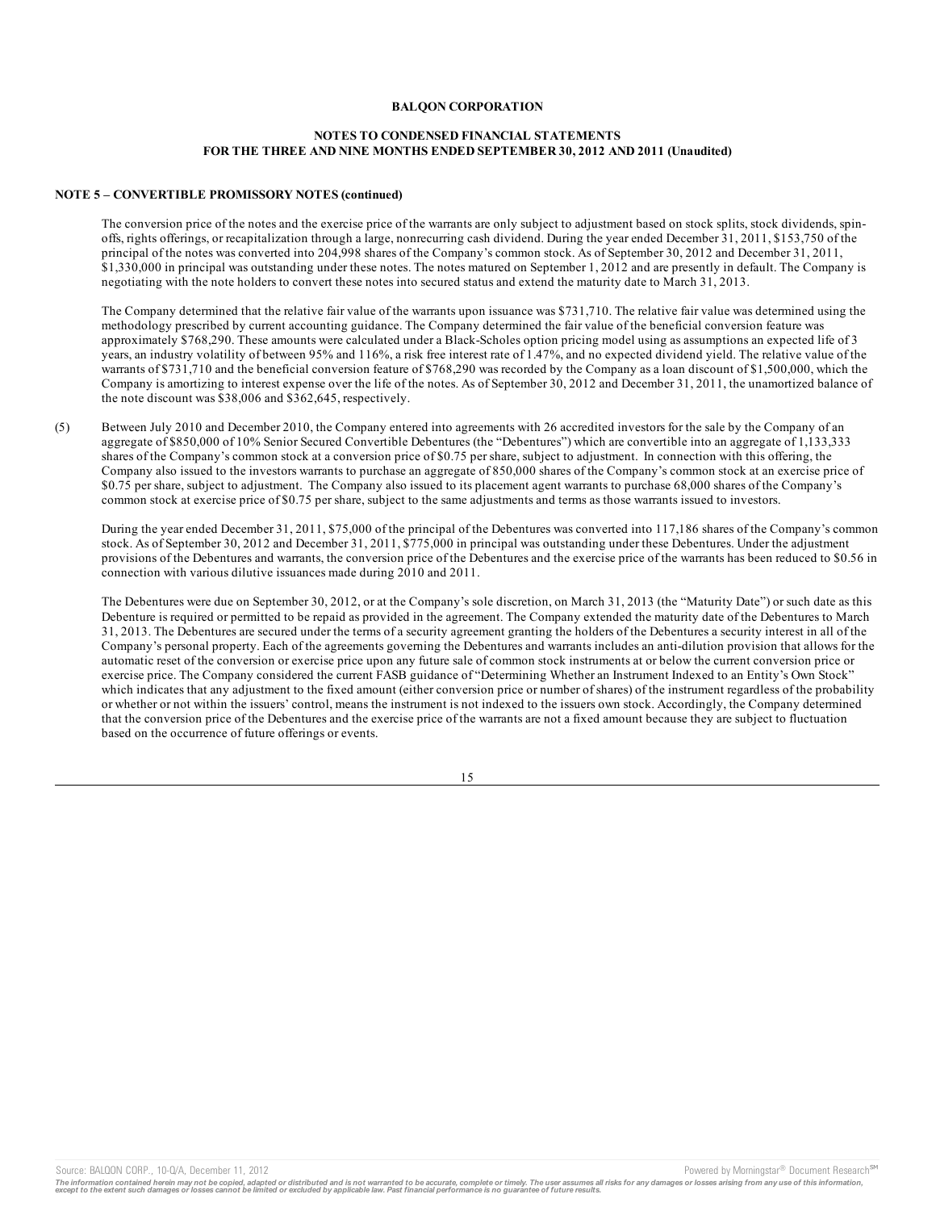**BALQON CORPORATION**

**NOTES TO CONDENSED FINANCIAL STATEMENTS**
**FOR THE THREE AND NINE MONTHS ENDED SEPTEMBER 30, 2012 AND 2011 (Unaudited)**

**NOTE 5 – CONVERTIBLE PROMISSORY NOTES (continued)**

The conversion price of the notes and the exercise price of the warrants are only subject to adjustment based on stock splits, stock dividends, spin-offs, rights offerings, or recapitalization through a large, nonrecurring cash dividend. During the year ended December 31, 2011, $153,750 of the principal of the notes was converted into 204,998 shares of the Company's common stock. As of September 30, 2012 and December 31, 2011, $1,330,000 in principal was outstanding under these notes. The notes matured on September 1, 2012 and are presently in default. The Company is negotiating with the note holders to convert these notes into secured status and extend the maturity date to March 31, 2013.

The Company determined that the relative fair value of the warrants upon issuance was $731,710. The relative fair value was determined using the methodology prescribed by current accounting guidance. The Company determined the fair value of the beneficial conversion feature was approximately $768,290. These amounts were calculated under a Black-Scholes option pricing model using as assumptions an expected life of 3 years, an industry volatility of between 95% and 116%, a risk free interest rate of 1.47%, and no expected dividend yield. The relative value of the warrants of $731,710 and the beneficial conversion feature of $768,290 was recorded by the Company as a loan discount of $1,500,000, which the Company is amortizing to interest expense over the life of the notes. As of September 30, 2012 and December 31, 2011, the unamortized balance of the note discount was $38,006 and $362,645, respectively.

(5) Between July 2010 and December 2010, the Company entered into agreements with 26 accredited investors for the sale by the Company of an aggregate of $850,000 of 10% Senior Secured Convertible Debentures (the "Debentures") which are convertible into an aggregate of 1,133,333 shares of the Company's common stock at a conversion price of $0.75 per share, subject to adjustment. In connection with this offering, the Company also issued to the investors warrants to purchase an aggregate of 850,000 shares of the Company's common stock at an exercise price of $0.75 per share, subject to adjustment. The Company also issued to its placement agent warrants to purchase 68,000 shares of the Company's common stock at exercise price of $0.75 per share, subject to the same adjustments and terms as those warrants issued to investors.

During the year ended December 31, 2011, $75,000 of the principal of the Debentures was converted into 117,186 shares of the Company's common stock. As of September 30, 2012 and December 31, 2011, $775,000 in principal was outstanding under these Debentures. Under the adjustment provisions of the Debentures and warrants, the conversion price of the Debentures and the exercise price of the warrants has been reduced to $0.56 in connection with various dilutive issuances made during 2010 and 2011.

The Debentures were due on September 30, 2012, or at the Company's sole discretion, on March 31, 2013 (the "Maturity Date") or such date as this Debenture is required or permitted to be repaid as provided in the agreement. The Company extended the maturity date of the Debentures to March 31, 2013. The Debentures are secured under the terms of a security agreement granting the holders of the Debentures a security interest in all of the Company's personal property. Each of the agreements governing the Debentures and warrants includes an anti-dilution provision that allows for the automatic reset of the conversion or exercise price upon any future sale of common stock instruments at or below the current conversion price or exercise price. The Company considered the current FASB guidance of "Determining Whether an Instrument Indexed to an Entity's Own Stock" which indicates that any adjustment to the fixed amount (either conversion price or number of shares) of the instrument regardless of the probability or whether or not within the issuers' control, means the instrument is not indexed to the issuers own stock. Accordingly, the Company determined that the conversion price of the Debentures and the exercise price of the warrants are not a fixed amount because they are subject to fluctuation based on the occurrence of future offerings or events.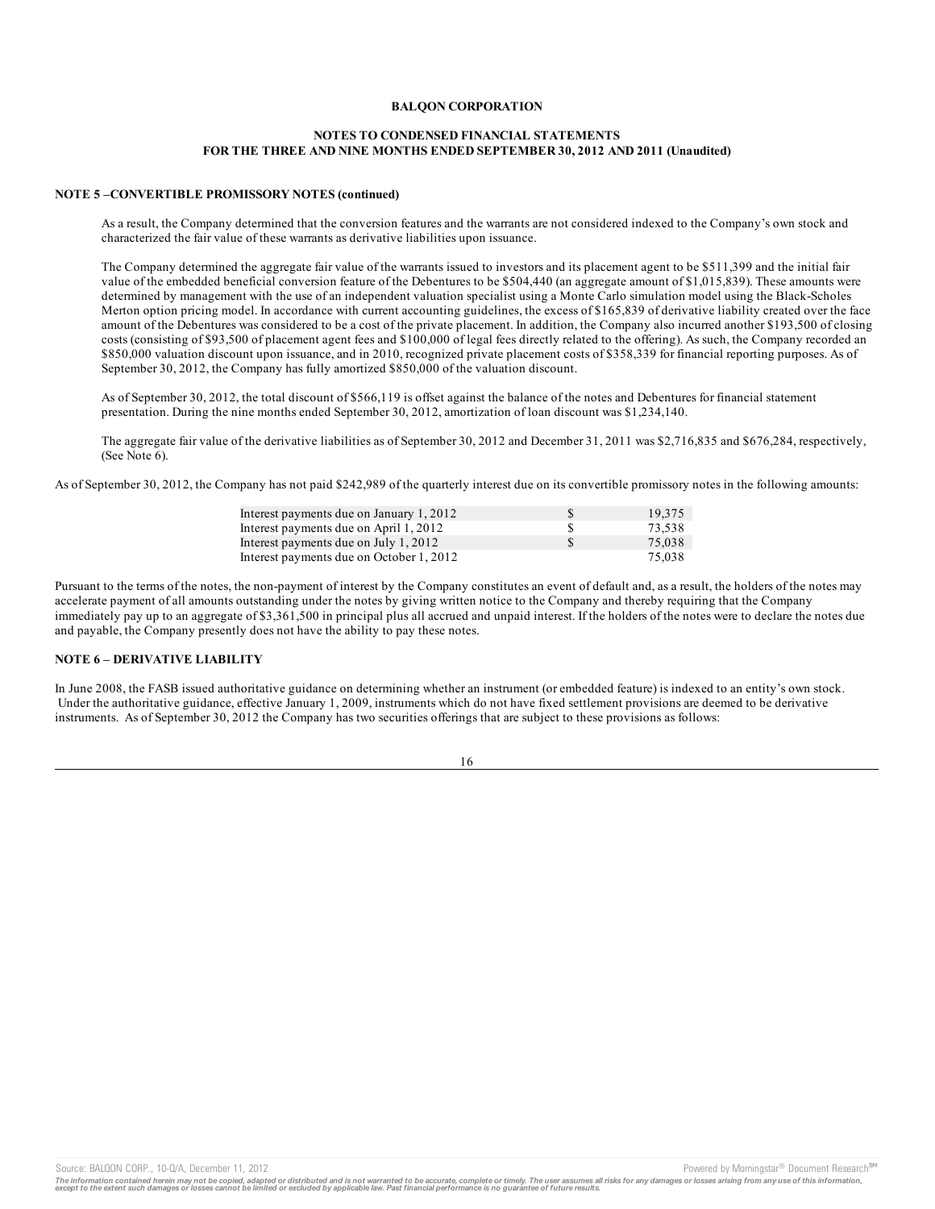### NOTE 5 –CONVERTIBLE PROMISSORY NOTES (continued)

As a result, the Company determined that the conversion features and the warrants are not considered indexed to the Company's own stock and characterized the fair value of these warrants as derivative liabilities upon issuance.

The Company determined the aggregate fair value of the warrants issued to investors and its placement agent to be $511,399 and the initial fair value of the embedded beneficial conversion feature of the Debentures to be $504,440 (an aggregate amount of $1,015,839). These amounts were determined by management with the use of an independent valuation specialist using a Monte Carlo simulation model using the Black-Scholes Merton option pricing model. In accordance with current accounting guidelines, the excess of $165,839 of derivative liability created over the face amount of the Debentures was considered to be a cost of the private placement. In addition, the Company also incurred another $193,500 of closing costs (consisting of $93,500 of placement agent fees and $100,000 of legal fees directly related to the offering). As such, the Company recorded an $850,000 valuation discount upon issuance, and in 2010, recognized private placement costs of $358,339 for financial reporting purposes. As of September 30, 2012, the Company has fully amortized $850,000 of the valuation discount.

As of September 30, 2012, the total discount of $566,119 is offset against the balance of the notes and Debentures for financial statement presentation. During the nine months ended September 30, 2012, amortization of loan discount was $1,234,140.

The aggregate fair value of the derivative liabilities as of September 30, 2012 and December 31, 2011 was $2,716,835 and $676,284, respectively, (See Note 6).

As of September 30, 2012, the Company has not paid $242,989 of the quarterly interest due on its convertible promissory notes in the following amounts:

| | | |
|---|---|---|
| Interest payments due on January 1, 2012 | $ | 19,375 |
| Interest payments due on April 1, 2012 | $ | 73,538 |
| Interest payments due on July 1, 2012 | $ | 75,038 |
| Interest payments due on October 1, 2012 | | 75,038 |

Pursuant to the terms of the notes, the non-payment of interest by the Company constitutes an event of default and, as a result, the holders of the notes may accelerate payment of all amounts outstanding under the notes by giving written notice to the Company and thereby requiring that the Company immediately pay up to an aggregate of $3,361,500 in principal plus all accrued and unpaid interest. If the holders of the notes were to declare the notes due and payable, the Company presently does not have the ability to pay these notes.

### NOTE 6 – DERIVATIVE LIABILITY

In June 2008, the FASB issued authoritative guidance on determining whether an instrument (or embedded feature) is indexed to an entity's own stock. Under the authoritative guidance, effective January 1, 2009, instruments which do not have fixed settlement provisions are deemed to be derivative instruments. As of September 30, 2012 the Company has two securities offerings that are subject to these provisions as follows: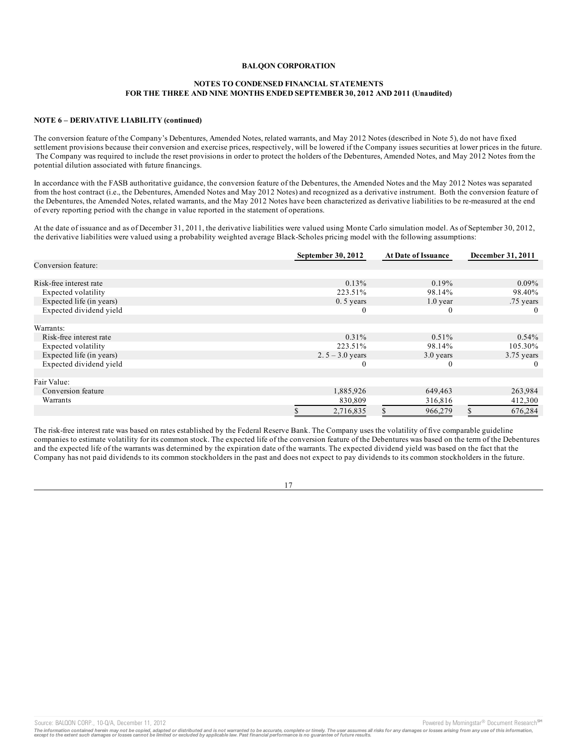**BALQON CORPORATION**

**NOTES TO CONDENSED FINANCIAL STATEMENTS FOR THE THREE AND NINE MONTHS ENDED SEPTEMBER 30, 2012 AND 2011 (Unaudited)**

**NOTE 6 – DERIVATIVE LIABILITY (continued)**

The conversion feature of the Company's Debentures, Amended Notes, related warrants, and May 2012 Notes (described in Note 5), do not have fixed settlement provisions because their conversion and exercise prices, respectively, will be lowered if the Company issues securities at lower prices in the future. The Company was required to include the reset provisions in order to protect the holders of the Debentures, Amended Notes, and May 2012 Notes from the potential dilution associated with future financings.

In accordance with the FASB authoritative guidance, the conversion feature of the Debentures, the Amended Notes and the May 2012 Notes was separated from the host contract (i.e., the Debentures, Amended Notes and May 2012 Notes) and recognized as a derivative instrument. Both the conversion feature of the Debentures, the Amended Notes, related warrants, and the May 2012 Notes have been characterized as derivative liabilities to be re-measured at the end of every reporting period with the change in value reported in the statement of operations.

At the date of issuance and as of December 31, 2011, the derivative liabilities were valued using Monte Carlo simulation model. As of September 30, 2012, the derivative liabilities were valued using a probability weighted average Black-Scholes pricing model with the following assumptions:

| | September 30, 2012 | At Date of Issuance | December 31, 2011 |
|---|---|---|---|
| Conversion feature: | | | |
| Risk-free interest rate | 0.13% | 0.19% | 0.09% |
| Expected volatility | 223.51% | 98.14% | 98.40% |
| Expected life (in years) | 0. 5 years | 1.0 year | .75 years |
| Expected dividend yield | 0 | 0 | 0 |
| Warrants: | | | |
| Risk-free interest rate | 0.31% | 0.51% | 0.54% |
| Expected volatility | 223.51% | 98.14% | 105.30% |
| Expected life (in years) | 2. 5 – 3.0 years | 3.0 years | 3.75 years |
| Expected dividend yield | 0 | 0 | 0 |
| Fair Value: | | | |
| Conversion feature | 1,885,926 | 649,463 | 263,984 |
| Warrants | 830,809 | 316,816 | 412,300 |
| | $ 2,716,835 | $ 966,279 | $ 676,284 |

The risk-free interest rate was based on rates established by the Federal Reserve Bank. The Company uses the volatility of five comparable guideline companies to estimate volatility for its common stock. The expected life of the conversion feature of the Debentures was based on the term of the Debentures and the expected life of the warrants was determined by the expiration date of the warrants. The expected dividend yield was based on the fact that the Company has not paid dividends to its common stockholders in the past and does not expect to pay dividends to its common stockholders in the future.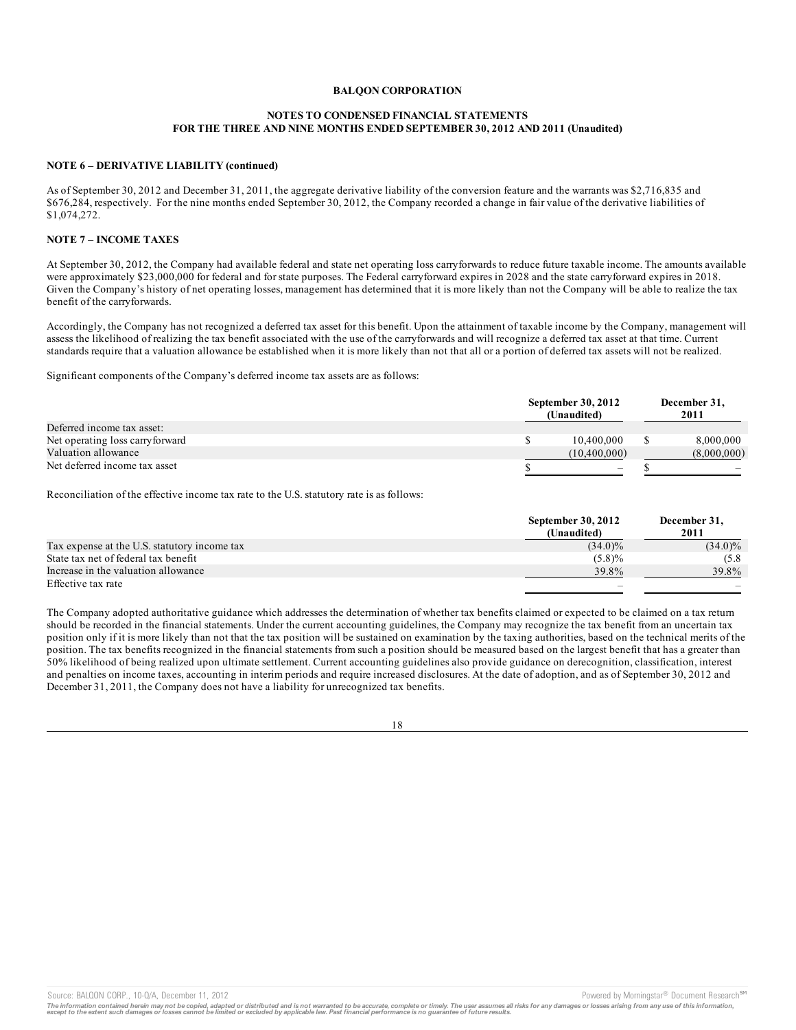**BALQON CORPORATION**

**NOTES TO CONDENSED FINANCIAL STATEMENTS**
**FOR THE THREE AND NINE MONTHS ENDED SEPTEMBER 30, 2012 AND 2011 (Unaudited)**

**NOTE 6 – DERIVATIVE LIABILITY (continued)**

As of September 30, 2012 and December 31, 2011, the aggregate derivative liability of the conversion feature and the warrants was $2,716,835 and $676,284, respectively. For the nine months ended September 30, 2012, the Company recorded a change in fair value of the derivative liabilities of $1,074,272.

**NOTE 7 – INCOME TAXES**

At September 30, 2012, the Company had available federal and state net operating loss carryforwards to reduce future taxable income. The amounts available were approximately $23,000,000 for federal and for state purposes. The Federal carryforward expires in 2028 and the state carryforward expires in 2018. Given the Company's history of net operating losses, management has determined that it is more likely than not the Company will be able to realize the tax benefit of the carryforwards.

Accordingly, the Company has not recognized a deferred tax asset for this benefit. Upon the attainment of taxable income by the Company, management will assess the likelihood of realizing the tax benefit associated with the use of the carryforwards and will recognize a deferred tax asset at that time. Current standards require that a valuation allowance be established when it is more likely than not that all or a portion of deferred tax assets will not be realized.

Significant components of the Company's deferred income tax assets are as follows:

| | September 30, 2012 (Unaudited) | December 31, 2011 |
|---|---|---|
| Deferred income tax asset: | | |
| Net operating loss carryforward | $ 10,400,000 | $ 8,000,000 |
| Valuation allowance | (10,400,000) | (8,000,000) |
| Net deferred income tax asset | $ – | $ – |

Reconciliation of the effective income tax rate to the U.S. statutory rate is as follows:

| | September 30, 2012 (Unaudited) | December 31, 2011 |
|---|---|---|
| Tax expense at the U.S. statutory income tax | (34.0)% | (34.0)% |
| State tax net of federal tax benefit | (5.8)% | (5.8 |
| Increase in the valuation allowance | 39.8% | 39.8% |
| Effective tax rate | – | – |

The Company adopted authoritative guidance which addresses the determination of whether tax benefits claimed or expected to be claimed on a tax return should be recorded in the financial statements. Under the current accounting guidelines, the Company may recognize the tax benefit from an uncertain tax position only if it is more likely than not that the tax position will be sustained on examination by the taxing authorities, based on the technical merits of the position. The tax benefits recognized in the financial statements from such a position should be measured based on the largest benefit that has a greater than 50% likelihood of being realized upon ultimate settlement. Current accounting guidelines also provide guidance on derecognition, classification, interest and penalties on income taxes, accounting in interim periods and require increased disclosures. At the date of adoption, and as of September 30, 2012 and December 31, 2011, the Company does not have a liability for unrecognized tax benefits.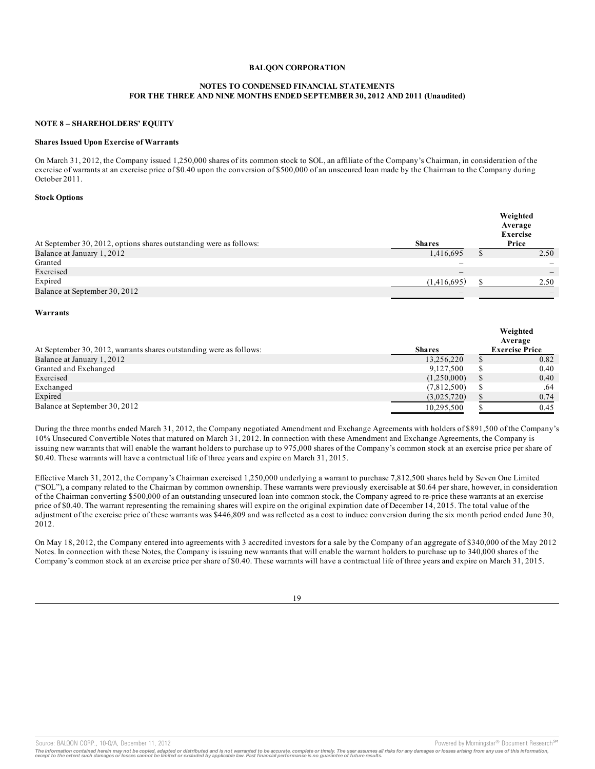**BALQON CORPORATION**

**NOTES TO CONDENSED FINANCIAL STATEMENTS**
**FOR THE THREE AND NINE MONTHS ENDED SEPTEMBER 30, 2012 AND 2011 (Unaudited)**

**NOTE 8 – SHAREHOLDERS' EQUITY**

**Shares Issued Upon Exercise of Warrants**

On March 31, 2012, the Company issued 1,250,000 shares of its common stock to SOL, an affiliate of the Company's Chairman, in consideration of the exercise of warrants at an exercise price of $0.40 upon the conversion of $500,000 of an unsecured loan made by the Chairman to the Company during October 2011.

**Stock Options**

| At September 30, 2012, options shares outstanding were as follows: | Shares | | Weighted Average Exercise Price |
|---|---|---|---|
| Balance at January 1, 2012 | 1,416,695 | $ | 2.50 |
| Granted | – | | – |
| Exercised | – | | – |
| Expired | (1,416,695) | $ | 2.50 |
| Balance at September 30, 2012 | – | | – |

**Warrants**

| At September 30, 2012, warrants shares outstanding were as follows: | Shares | | Weighted Average Exercise Price |
|---|---|---|---|
| Balance at January 1, 2012 | 13,256,220 | $ | 0.82 |
| Granted and Exchanged | 9,127,500 | $ | 0.40 |
| Exercised | (1,250,000) | $ | 0.40 |
| Exchanged | (7,812,500) | $ | .64 |
| Expired | (3,025,720) | $ | 0.74 |
| Balance at September 30, 2012 | 10,295,500 | $ | 0.45 |

During the three months ended March 31, 2012, the Company negotiated Amendment and Exchange Agreements with holders of $891,500 of the Company's 10% Unsecured Convertible Notes that matured on March 31, 2012. In connection with these Amendment and Exchange Agreements, the Company is issuing new warrants that will enable the warrant holders to purchase up to 975,000 shares of the Company's common stock at an exercise price per share of $0.40. These warrants will have a contractual life of three years and expire on March 31, 2015.

Effective March 31, 2012, the Company's Chairman exercised 1,250,000 underlying a warrant to purchase 7,812,500 shares held by Seven One Limited ("SOL"), a company related to the Chairman by common ownership. These warrants were previously exercisable at $0.64 per share, however, in consideration of the Chairman converting $500,000 of an outstanding unsecured loan into common stock, the Company agreed to re-price these warrants at an exercise price of $0.40. The warrant representing the remaining shares will expire on the original expiration date of December 14, 2015. The total value of the adjustment of the exercise price of these warrants was $446,809 and was reflected as a cost to induce conversion during the six month period ended June 30, 2012.

On May 18, 2012, the Company entered into agreements with 3 accredited investors for a sale by the Company of an aggregate of $340,000 of the May 2012 Notes. In connection with these Notes, the Company is issuing new warrants that will enable the warrant holders to purchase up to 340,000 shares of the Company's common stock at an exercise price per share of $0.40. These warrants will have a contractual life of three years and expire on March 31, 2015.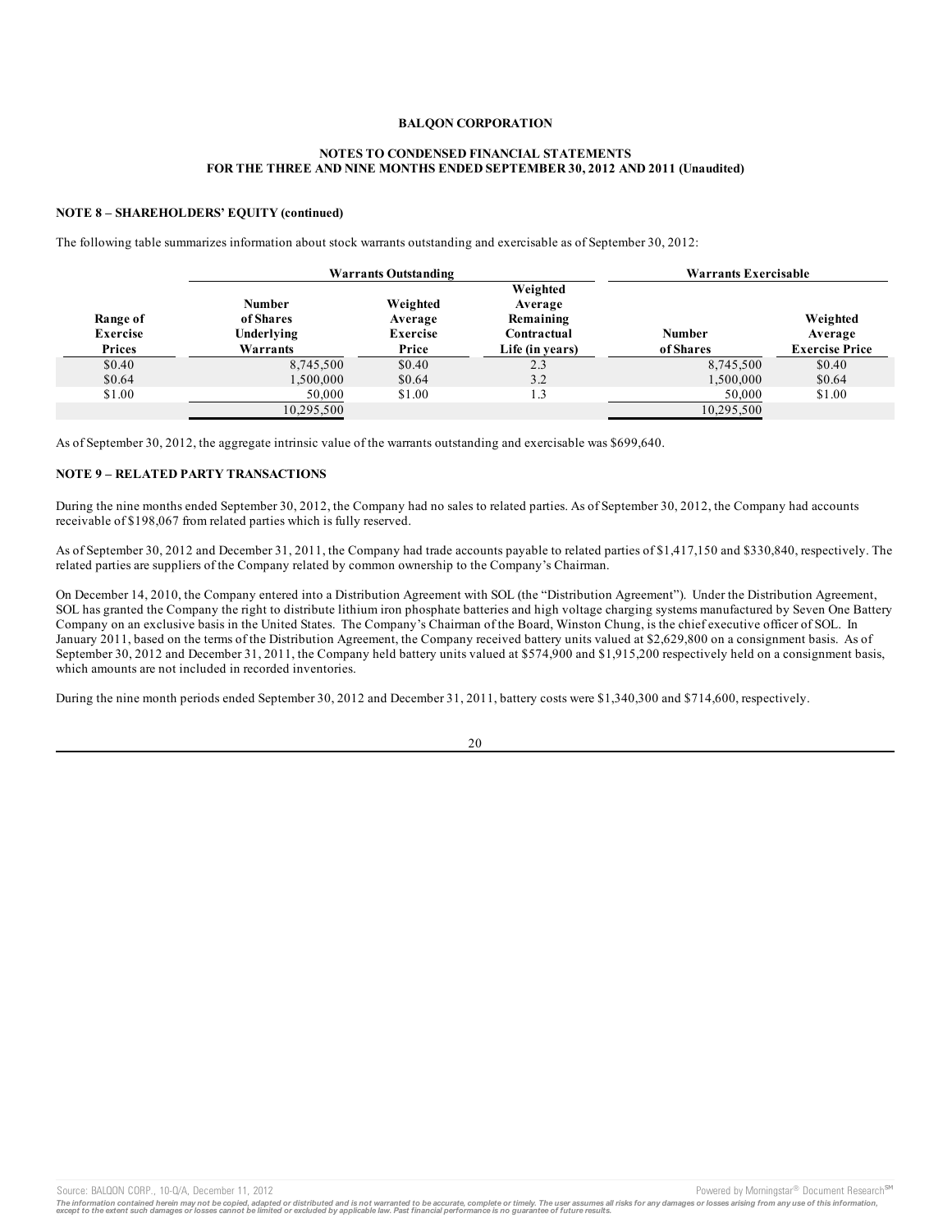**BALQON CORPORATION**

**NOTES TO CONDENSED FINANCIAL STATEMENTS**
**FOR THE THREE AND NINE MONTHS ENDED SEPTEMBER 30, 2012 AND 2011 (Unaudited)**

**NOTE 8 – SHAREHOLDERS' EQUITY (continued)**

The following table summarizes information about stock warrants outstanding and exercisable as of September 30, 2012:

| | Warrants Outstanding | | | Warrants Exercisable | |
|---|---|---|---|---|---|
| Range of Exercise Prices | Number of Shares Underlying Warrants | Weighted Average Exercise Price | Weighted Average Remaining Contractual Life (in years) | Number of Shares | Weighted Average Exercise Price |
| $0.40 | 8,745,500 | $0.40 | 2.3 | 8,745,500 | $0.40 |
| $0.64 | 1,500,000 | $0.64 | 3.2 | 1,500,000 | $0.64 |
| $1.00 | 50,000 | $1.00 | 1.3 | 50,000 | $1.00 |
| | 10,295,500 | | | 10,295,500 | |

As of September 30, 2012, the aggregate intrinsic value of the warrants outstanding and exercisable was $699,640.

**NOTE 9 – RELATED PARTY TRANSACTIONS**

During the nine months ended September 30, 2012, the Company had no sales to related parties. As of September 30, 2012, the Company had accounts receivable of $198,067 from related parties which is fully reserved.

As of September 30, 2012 and December 31, 2011, the Company had trade accounts payable to related parties of $1,417,150 and $330,840, respectively. The related parties are suppliers of the Company related by common ownership to the Company's Chairman.

On December 14, 2010, the Company entered into a Distribution Agreement with SOL (the "Distribution Agreement"). Under the Distribution Agreement, SOL has granted the Company the right to distribute lithium iron phosphate batteries and high voltage charging systems manufactured by Seven One Battery Company on an exclusive basis in the United States. The Company's Chairman of the Board, Winston Chung, is the chief executive officer of SOL. In January 2011, based on the terms of the Distribution Agreement, the Company received battery units valued at $2,629,800 on a consignment basis. As of September 30, 2012 and December 31, 2011, the Company held battery units valued at $574,900 and $1,915,200 respectively held on a consignment basis, which amounts are not included in recorded inventories.

During the nine month periods ended September 30, 2012 and December 31, 2011, battery costs were $1,340,300 and $714,600, respectively.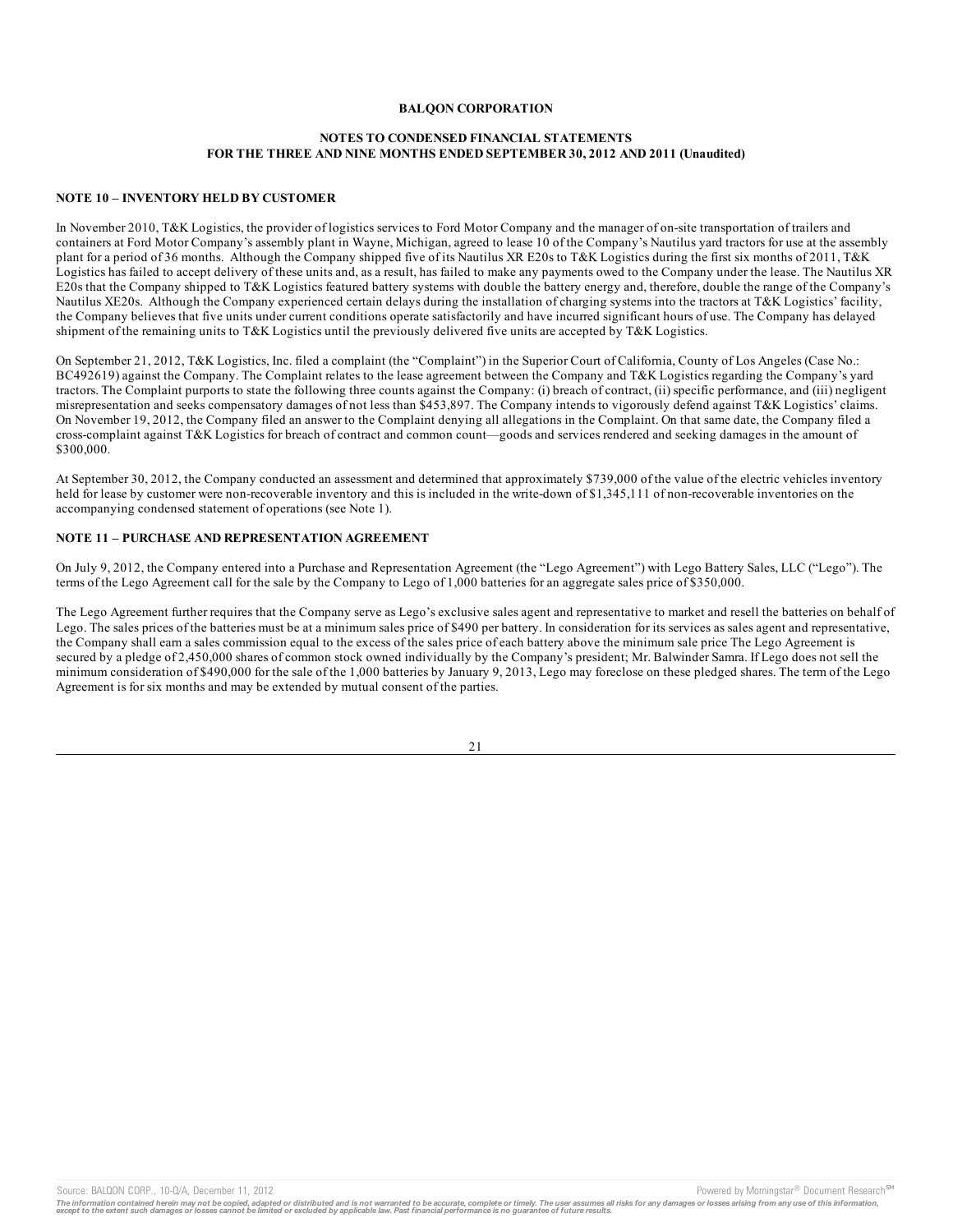**BALQON CORPORATION**

**NOTES TO CONDENSED FINANCIAL STATEMENTS**
**FOR THE THREE AND NINE MONTHS ENDED SEPTEMBER 30, 2012 AND 2011 (Unaudited)**

### NOTE 10 – INVENTORY HELD BY CUSTOMER

In November 2010, T&K Logistics, the provider of logistics services to Ford Motor Company and the manager of on-site transportation of trailers and containers at Ford Motor Company's assembly plant in Wayne, Michigan, agreed to lease 10 of the Company's Nautilus yard tractors for use at the assembly plant for a period of 36 months. Although the Company shipped five of its Nautilus XR E20s to T&K Logistics during the first six months of 2011, T&K Logistics has failed to accept delivery of these units and, as a result, has failed to make any payments owed to the Company under the lease. The Nautilus XR E20s that the Company shipped to T&K Logistics featured battery systems with double the battery energy and, therefore, double the range of the Company's Nautilus XE20s. Although the Company experienced certain delays during the installation of charging systems into the tractors at T&K Logistics' facility, the Company believes that five units under current conditions operate satisfactorily and have incurred significant hours of use. The Company has delayed shipment of the remaining units to T&K Logistics until the previously delivered five units are accepted by T&K Logistics.

On September 21, 2012, T&K Logistics, Inc. filed a complaint (the "Complaint") in the Superior Court of California, County of Los Angeles (Case No.: BC492619) against the Company. The Complaint relates to the lease agreement between the Company and T&K Logistics regarding the Company's yard tractors. The Complaint purports to state the following three counts against the Company: (i) breach of contract, (ii) specific performance, and (iii) negligent misrepresentation and seeks compensatory damages of not less than $453,897. The Company intends to vigorously defend against T&K Logistics' claims. On November 19, 2012, the Company filed an answer to the Complaint denying all allegations in the Complaint. On that same date, the Company filed a cross-complaint against T&K Logistics for breach of contract and common count—goods and services rendered and seeking damages in the amount of $300,000.

At September 30, 2012, the Company conducted an assessment and determined that approximately $739,000 of the value of the electric vehicles inventory held for lease by customer were non-recoverable inventory and this is included in the write-down of $1,345,111 of non-recoverable inventories on the accompanying condensed statement of operations (see Note 1).

### NOTE 11 – PURCHASE AND REPRESENTATION AGREEMENT

On July 9, 2012, the Company entered into a Purchase and Representation Agreement (the "Lego Agreement") with Lego Battery Sales, LLC ("Lego"). The terms of the Lego Agreement call for the sale by the Company to Lego of 1,000 batteries for an aggregate sales price of $350,000.

The Lego Agreement further requires that the Company serve as Lego's exclusive sales agent and representative to market and resell the batteries on behalf of Lego. The sales prices of the batteries must be at a minimum sales price of $490 per battery. In consideration for its services as sales agent and representative, the Company shall earn a sales commission equal to the excess of the sales price of each battery above the minimum sale price The Lego Agreement is secured by a pledge of 2,450,000 shares of common stock owned individually by the Company's president; Mr. Balwinder Samra. If Lego does not sell the minimum consideration of $490,000 for the sale of the 1,000 batteries by January 9, 2013, Lego may foreclose on these pledged shares. The term of the Lego Agreement is for six months and may be extended by mutual consent of the parties.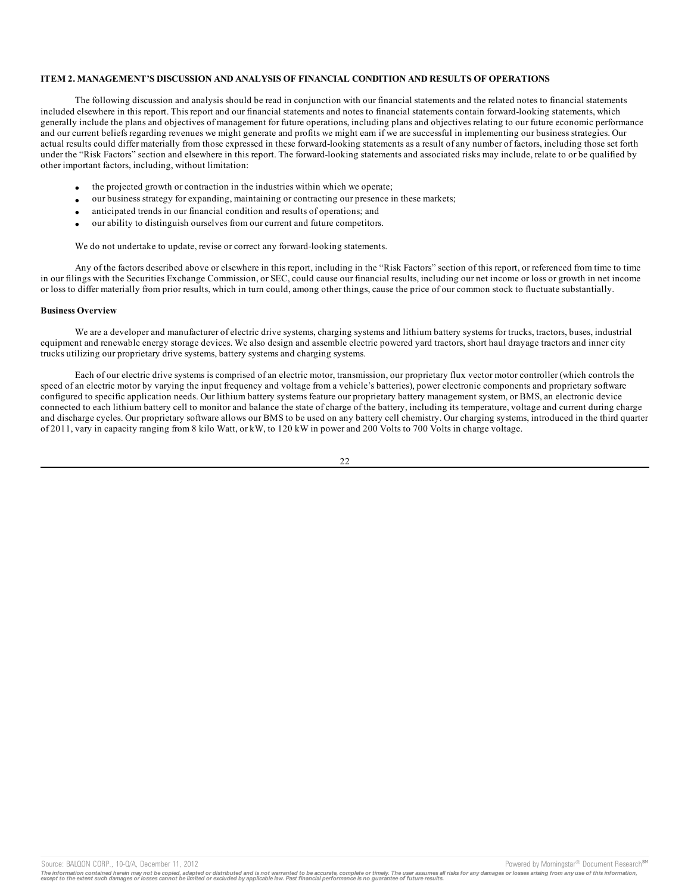## ITEM 2. MANAGEMENT'S DISCUSSION AND ANALYSIS OF FINANCIAL CONDITION AND RESULTS OF OPERATIONS

The following discussion and analysis should be read in conjunction with our financial statements and the related notes to financial statements included elsewhere in this report. This report and our financial statements and notes to financial statements contain forward-looking statements, which generally include the plans and objectives of management for future operations, including plans and objectives relating to our future economic performance and our current beliefs regarding revenues we might generate and profits we might earn if we are successful in implementing our business strategies. Our actual results could differ materially from those expressed in these forward-looking statements as a result of any number of factors, including those set forth under the "Risk Factors" section and elsewhere in this report. The forward-looking statements and associated risks may include, relate to or be qualified by other important factors, including, without limitation:

- the projected growth or contraction in the industries within which we operate;
- our business strategy for expanding, maintaining or contracting our presence in these markets;
- anticipated trends in our financial condition and results of operations; and
- our ability to distinguish ourselves from our current and future competitors.

We do not undertake to update, revise or correct any forward-looking statements.

Any of the factors described above or elsewhere in this report, including in the "Risk Factors" section of this report, or referenced from time to time in our filings with the Securities Exchange Commission, or SEC, could cause our financial results, including our net income or loss or growth in net income or loss to differ materially from prior results, which in turn could, among other things, cause the price of our common stock to fluctuate substantially.

### Business Overview

We are a developer and manufacturer of electric drive systems, charging systems and lithium battery systems for trucks, tractors, buses, industrial equipment and renewable energy storage devices. We also design and assemble electric powered yard tractors, short haul drayage tractors and inner city trucks utilizing our proprietary drive systems, battery systems and charging systems.

Each of our electric drive systems is comprised of an electric motor, transmission, our proprietary flux vector motor controller (which controls the speed of an electric motor by varying the input frequency and voltage from a vehicle's batteries), power electronic components and proprietary software configured to specific application needs. Our lithium battery systems feature our proprietary battery management system, or BMS, an electronic device connected to each lithium battery cell to monitor and balance the state of charge of the battery, including its temperature, voltage and current during charge and discharge cycles. Our proprietary software allows our BMS to be used on any battery cell chemistry. Our charging systems, introduced in the third quarter of 2011, vary in capacity ranging from 8 kilo Watt, or kW, to 120 kW in power and 200 Volts to 700 Volts in charge voltage.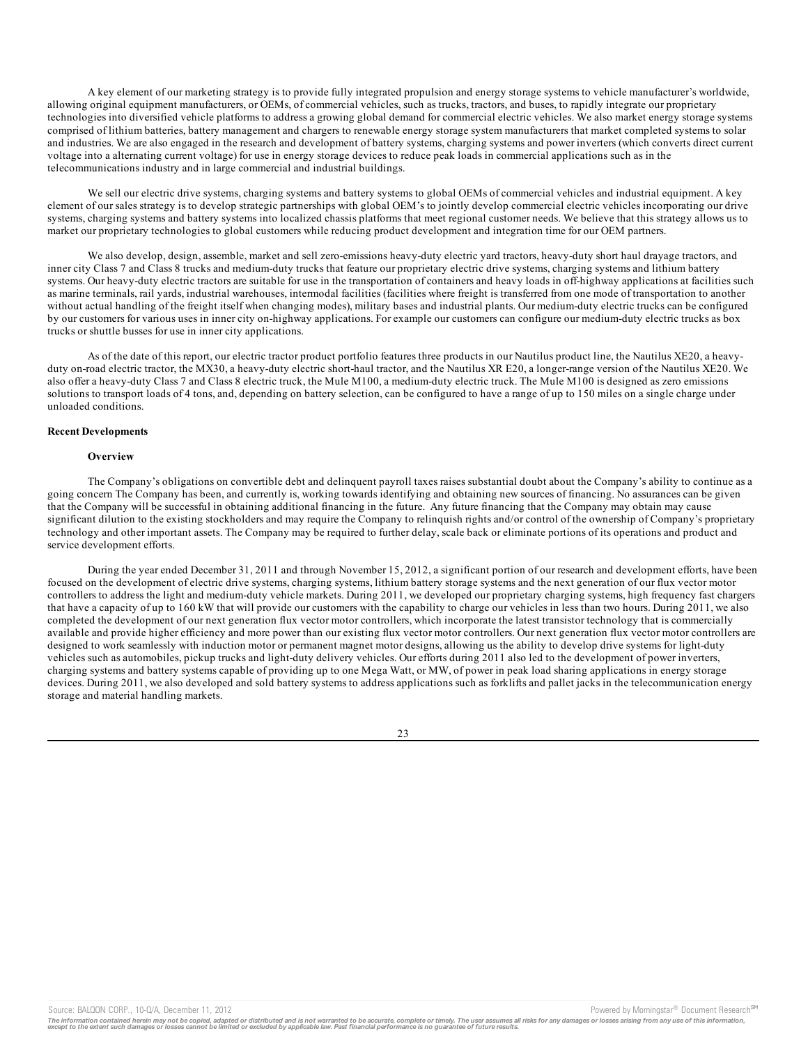A key element of our marketing strategy is to provide fully integrated propulsion and energy storage systems to vehicle manufacturer's worldwide, allowing original equipment manufacturers, or OEMs, of commercial vehicles, such as trucks, tractors, and buses, to rapidly integrate our proprietary technologies into diversified vehicle platforms to address a growing global demand for commercial electric vehicles. We also market energy storage systems comprised of lithium batteries, battery management and chargers to renewable energy storage system manufacturers that market completed systems to solar and industries. We are also engaged in the research and development of battery systems, charging systems and power inverters (which converts direct current voltage into a alternating current voltage) for use in energy storage devices to reduce peak loads in commercial applications such as in the telecommunications industry and in large commercial and industrial buildings.

We sell our electric drive systems, charging systems and battery systems to global OEMs of commercial vehicles and industrial equipment. A key element of our sales strategy is to develop strategic partnerships with global OEM's to jointly develop commercial electric vehicles incorporating our drive systems, charging systems and battery systems into localized chassis platforms that meet regional customer needs. We believe that this strategy allows us to market our proprietary technologies to global customers while reducing product development and integration time for our OEM partners.

We also develop, design, assemble, market and sell zero-emissions heavy-duty electric yard tractors, heavy-duty short haul drayage tractors, and inner city Class 7 and Class 8 trucks and medium-duty trucks that feature our proprietary electric drive systems, charging systems and lithium battery systems. Our heavy-duty electric tractors are suitable for use in the transportation of containers and heavy loads in off-highway applications at facilities such as marine terminals, rail yards, industrial warehouses, intermodal facilities (facilities where freight is transferred from one mode of transportation to another without actual handling of the freight itself when changing modes), military bases and industrial plants. Our medium-duty electric trucks can be configured by our customers for various uses in inner city on-highway applications. For example our customers can configure our medium-duty electric trucks as box trucks or shuttle busses for use in inner city applications.

As of the date of this report, our electric tractor product portfolio features three products in our Nautilus product line, the Nautilus XE20, a heavy-duty on-road electric tractor, the MX30, a heavy-duty electric short-haul tractor, and the Nautilus XR E20, a longer-range version of the Nautilus XE20. We also offer a heavy-duty Class 7 and Class 8 electric truck, the Mule M100, a medium-duty electric truck. The Mule M100 is designed as zero emissions solutions to transport loads of 4 tons, and, depending on battery selection, can be configured to have a range of up to 150 miles on a single charge under unloaded conditions.

**Recent Developments**

**Overview**

The Company's obligations on convertible debt and delinquent payroll taxes raises substantial doubt about the Company's ability to continue as a going concern The Company has been, and currently is, working towards identifying and obtaining new sources of financing. No assurances can be given that the Company will be successful in obtaining additional financing in the future. Any future financing that the Company may obtain may cause significant dilution to the existing stockholders and may require the Company to relinquish rights and/or control of the ownership of Company's proprietary technology and other important assets. The Company may be required to further delay, scale back or eliminate portions of its operations and product and service development efforts.

During the year ended December 31, 2011 and through November 15, 2012, a significant portion of our research and development efforts, have been focused on the development of electric drive systems, charging systems, lithium battery storage systems and the next generation of our flux vector motor controllers to address the light and medium-duty vehicle markets. During 2011, we developed our proprietary charging systems, high frequency fast chargers that have a capacity of up to 160 kW that will provide our customers with the capability to charge our vehicles in less than two hours. During 2011, we also completed the development of our next generation flux vector motor controllers, which incorporate the latest transistor technology that is commercially available and provide higher efficiency and more power than our existing flux vector motor controllers. Our next generation flux vector motor controllers are designed to work seamlessly with induction motor or permanent magnet motor designs, allowing us the ability to develop drive systems for light-duty vehicles such as automobiles, pickup trucks and light-duty delivery vehicles. Our efforts during 2011 also led to the development of power inverters, charging systems and battery systems capable of providing up to one Mega Watt, or MW, of power in peak load sharing applications in energy storage devices. During 2011, we also developed and sold battery systems to address applications such as forklifts and pallet jacks in the telecommunication energy storage and material handling markets.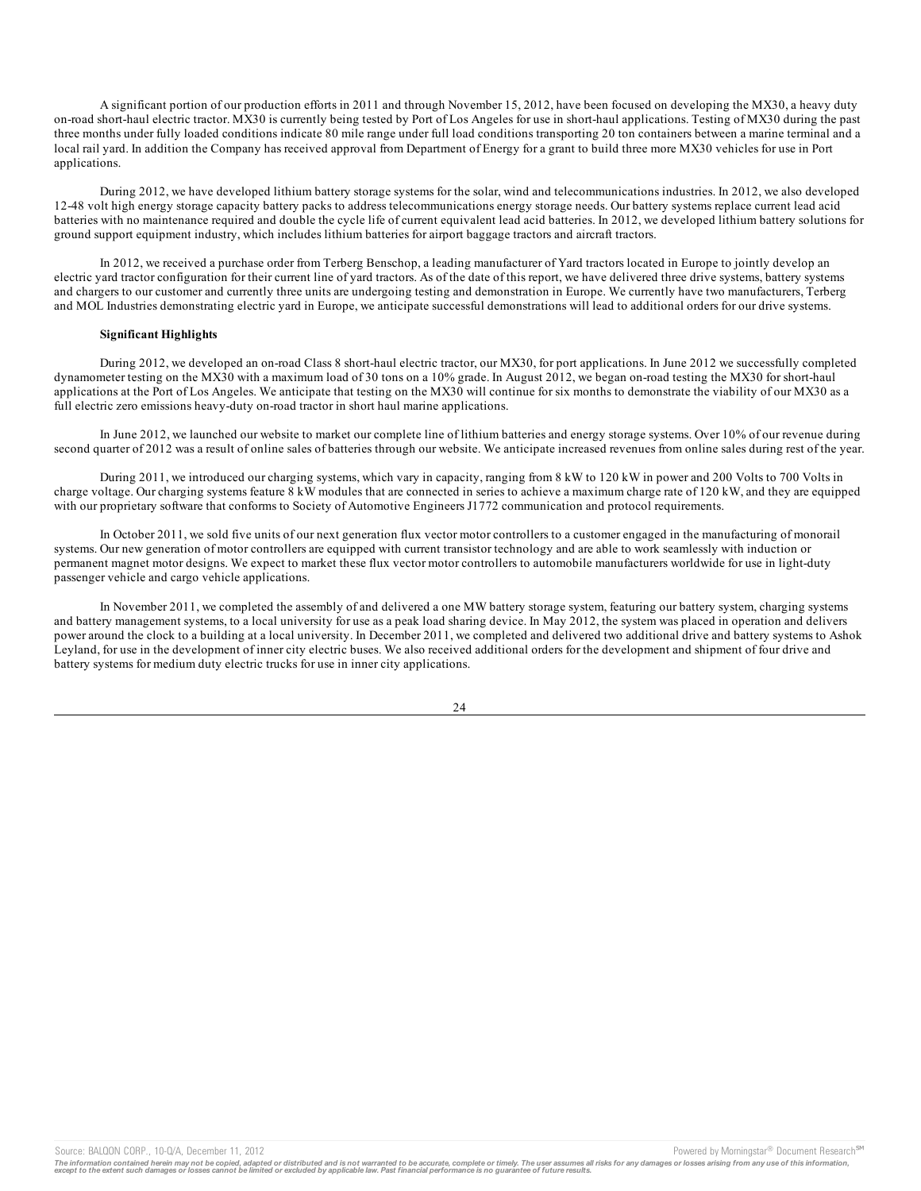A significant portion of our production efforts in 2011 and through November 15, 2012, have been focused on developing the MX30, a heavy duty on-road short-haul electric tractor. MX30 is currently being tested by Port of Los Angeles for use in short-haul applications. Testing of MX30 during the past three months under fully loaded conditions indicate 80 mile range under full load conditions transporting 20 ton containers between a marine terminal and a local rail yard. In addition the Company has received approval from Department of Energy for a grant to build three more MX30 vehicles for use in Port applications.

During 2012, we have developed lithium battery storage systems for the solar, wind and telecommunications industries. In 2012, we also developed 12-48 volt high energy storage capacity battery packs to address telecommunications energy storage needs. Our battery systems replace current lead acid batteries with no maintenance required and double the cycle life of current equivalent lead acid batteries. In 2012, we developed lithium battery solutions for ground support equipment industry, which includes lithium batteries for airport baggage tractors and aircraft tractors.

In 2012, we received a purchase order from Terberg Benschop, a leading manufacturer of Yard tractors located in Europe to jointly develop an electric yard tractor configuration for their current line of yard tractors. As of the date of this report, we have delivered three drive systems, battery systems and chargers to our customer and currently three units are undergoing testing and demonstration in Europe. We currently have two manufacturers, Terberg and MOL Industries demonstrating electric yard in Europe, we anticipate successful demonstrations will lead to additional orders for our drive systems.

**Significant Highlights**

During 2012, we developed an on-road Class 8 short-haul electric tractor, our MX30, for port applications. In June 2012 we successfully completed dynamometer testing on the MX30 with a maximum load of 30 tons on a 10% grade. In August 2012, we began on-road testing the MX30 for short-haul applications at the Port of Los Angeles. We anticipate that testing on the MX30 will continue for six months to demonstrate the viability of our MX30 as a full electric zero emissions heavy-duty on-road tractor in short haul marine applications.

In June 2012, we launched our website to market our complete line of lithium batteries and energy storage systems. Over 10% of our revenue during second quarter of 2012 was a result of online sales of batteries through our website. We anticipate increased revenues from online sales during rest of the year.

During 2011, we introduced our charging systems, which vary in capacity, ranging from 8 kW to 120 kW in power and 200 Volts to 700 Volts in charge voltage. Our charging systems feature 8 kW modules that are connected in series to achieve a maximum charge rate of 120 kW, and they are equipped with our proprietary software that conforms to Society of Automotive Engineers J1772 communication and protocol requirements.

In October 2011, we sold five units of our next generation flux vector motor controllers to a customer engaged in the manufacturing of monorail systems. Our new generation of motor controllers are equipped with current transistor technology and are able to work seamlessly with induction or permanent magnet motor designs. We expect to market these flux vector motor controllers to automobile manufacturers worldwide for use in light-duty passenger vehicle and cargo vehicle applications.

In November 2011, we completed the assembly of and delivered a one MW battery storage system, featuring our battery system, charging systems and battery management systems, to a local university for use as a peak load sharing device. In May 2012, the system was placed in operation and delivers power around the clock to a building at a local university. In December 2011, we completed and delivered two additional drive and battery systems to Ashok Leyland, for use in the development of inner city electric buses. We also received additional orders for the development and shipment of four drive and battery systems for medium duty electric trucks for use in inner city applications.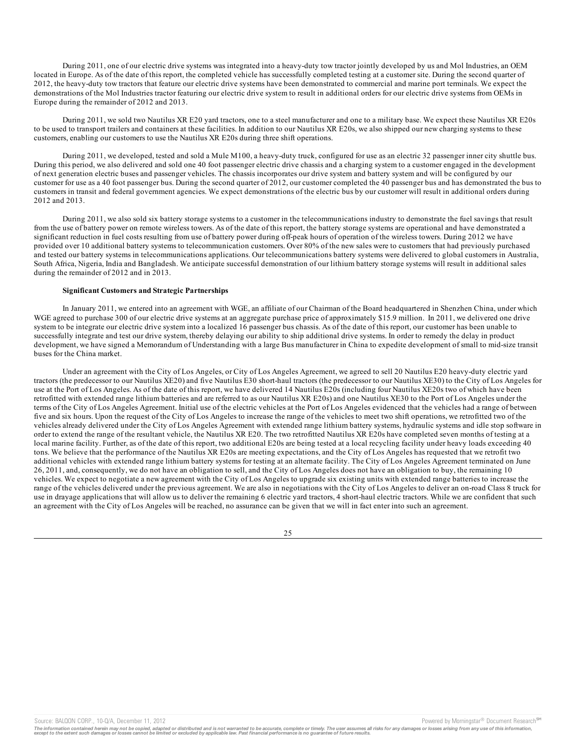During 2011, one of our electric drive systems was integrated into a heavy-duty tow tractor jointly developed by us and Mol Industries, an OEM located in Europe. As of the date of this report, the completed vehicle has successfully completed testing at a customer site. During the second quarter of 2012, the heavy-duty tow tractors that feature our electric drive systems have been demonstrated to commercial and marine port terminals. We expect the demonstrations of the Mol Industries tractor featuring our electric drive system to result in additional orders for our electric drive systems from OEMs in Europe during the remainder of 2012 and 2013.

During 2011, we sold two Nautilus XR E20 yard tractors, one to a steel manufacturer and one to a military base. We expect these Nautilus XR E20s to be used to transport trailers and containers at these facilities. In addition to our Nautilus XR E20s, we also shipped our new charging systems to these customers, enabling our customers to use the Nautilus XR E20s during three shift operations.

During 2011, we developed, tested and sold a Mule M100, a heavy-duty truck, configured for use as an electric 32 passenger inner city shuttle bus. During this period, we also delivered and sold one 40 foot passenger electric drive chassis and a charging system to a customer engaged in the development of next generation electric buses and passenger vehicles. The chassis incorporates our drive system and battery system and will be configured by our customer for use as a 40 foot passenger bus. During the second quarter of 2012, our customer completed the 40 passenger bus and has demonstrated the bus to customers in transit and federal government agencies. We expect demonstrations of the electric bus by our customer will result in additional orders during 2012 and 2013.

During 2011, we also sold six battery storage systems to a customer in the telecommunications industry to demonstrate the fuel savings that result from the use of battery power on remote wireless towers. As of the date of this report, the battery storage systems are operational and have demonstrated a significant reduction in fuel costs resulting from use of battery power during off-peak hours of operation of the wireless towers. During 2012 we have provided over 10 additional battery systems to telecommunication customers. Over 80% of the new sales were to customers that had previously purchased and tested our battery systems in telecommunications applications. Our telecommunications battery systems were delivered to global customers in Australia, South Africa, Nigeria, India and Bangladesh. We anticipate successful demonstration of our lithium battery storage systems will result in additional sales during the remainder of 2012 and in 2013.

**Significant Customers and Strategic Partnerships**

In January 2011, we entered into an agreement with WGE, an affiliate of our Chairman of the Board headquartered in Shenzhen China, under which WGE agreed to purchase 300 of our electric drive systems at an aggregate purchase price of approximately $15.9 million. In 2011, we delivered one drive system to be integrate our electric drive system into a localized 16 passenger bus chassis. As of the date of this report, our customer has been unable to successfully integrate and test our drive system, thereby delaying our ability to ship additional drive systems. In order to remedy the delay in product development, we have signed a Memorandum of Understanding with a large Bus manufacturer in China to expedite development of small to mid-size transit buses for the China market.

Under an agreement with the City of Los Angeles, or City of Los Angeles Agreement, we agreed to sell 20 Nautilus E20 heavy-duty electric yard tractors (the predecessor to our Nautilus XE20) and five Nautilus E30 short-haul tractors (the predecessor to our Nautilus XE30) to the City of Los Angeles for use at the Port of Los Angeles. As of the date of this report, we have delivered 14 Nautilus E20s (including four Nautilus XE20s two of which have been retrofitted with extended range lithium batteries and are referred to as our Nautilus XR E20s) and one Nautilus XE30 to the Port of Los Angeles under the terms of the City of Los Angeles Agreement. Initial use of the electric vehicles at the Port of Los Angeles evidenced that the vehicles had a range of between five and six hours. Upon the request of the City of Los Angeles to increase the range of the vehicles to meet two shift operations, we retrofitted two of the vehicles already delivered under the City of Los Angeles Agreement with extended range lithium battery systems, hydraulic systems and idle stop software in order to extend the range of the resultant vehicle, the Nautilus XR E20. The two retrofitted Nautilus XR E20s have completed seven months of testing at a local marine facility. Further, as of the date of this report, two additional E20s are being tested at a local recycling facility under heavy loads exceeding 40 tons. We believe that the performance of the Nautilus XR E20s are meeting expectations, and the City of Los Angeles has requested that we retrofit two additional vehicles with extended range lithium battery systems for testing at an alternate facility. The City of Los Angeles Agreement terminated on June 26, 2011, and, consequently, we do not have an obligation to sell, and the City of Los Angeles does not have an obligation to buy, the remaining 10 vehicles. We expect to negotiate a new agreement with the City of Los Angeles to upgrade six existing units with extended range batteries to increase the range of the vehicles delivered under the previous agreement. We are also in negotiations with the City of Los Angeles to deliver an on-road Class 8 truck for use in drayage applications that will allow us to deliver the remaining 6 electric yard tractors, 4 short-haul electric tractors. While we are confident that such an agreement with the City of Los Angeles will be reached, no assurance can be given that we will in fact enter into such an agreement.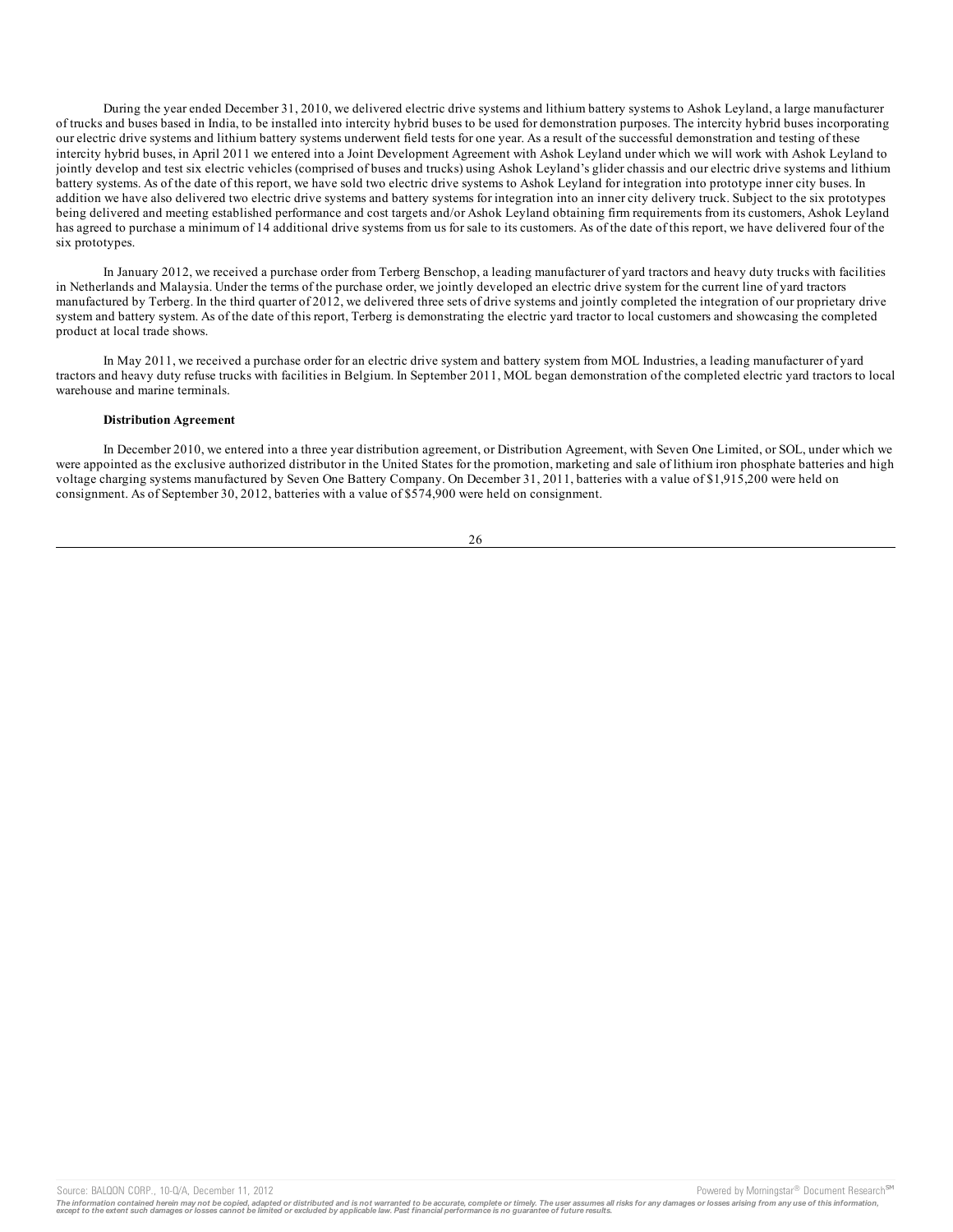During the year ended December 31, 2010, we delivered electric drive systems and lithium battery systems to Ashok Leyland, a large manufacturer of trucks and buses based in India, to be installed into intercity hybrid buses to be used for demonstration purposes. The intercity hybrid buses incorporating our electric drive systems and lithium battery systems underwent field tests for one year. As a result of the successful demonstration and testing of these intercity hybrid buses, in April 2011 we entered into a Joint Development Agreement with Ashok Leyland under which we will work with Ashok Leyland to jointly develop and test six electric vehicles (comprised of buses and trucks) using Ashok Leyland's glider chassis and our electric drive systems and lithium battery systems. As of the date of this report, we have sold two electric drive systems to Ashok Leyland for integration into prototype inner city buses. In addition we have also delivered two electric drive systems and battery systems for integration into an inner city delivery truck. Subject to the six prototypes being delivered and meeting established performance and cost targets and/or Ashok Leyland obtaining firm requirements from its customers, Ashok Leyland has agreed to purchase a minimum of 14 additional drive systems from us for sale to its customers. As of the date of this report, we have delivered four of the six prototypes.

In January 2012, we received a purchase order from Terberg Benschop, a leading manufacturer of yard tractors and heavy duty trucks with facilities in Netherlands and Malaysia. Under the terms of the purchase order, we jointly developed an electric drive system for the current line of yard tractors manufactured by Terberg. In the third quarter of 2012, we delivered three sets of drive systems and jointly completed the integration of our proprietary drive system and battery system. As of the date of this report, Terberg is demonstrating the electric yard tractor to local customers and showcasing the completed product at local trade shows.

In May 2011, we received a purchase order for an electric drive system and battery system from MOL Industries, a leading manufacturer of yard tractors and heavy duty refuse trucks with facilities in Belgium. In September 2011, MOL began demonstration of the completed electric yard tractors to local warehouse and marine terminals.

**Distribution Agreement**

In December 2010, we entered into a three year distribution agreement, or Distribution Agreement, with Seven One Limited, or SOL, under which we were appointed as the exclusive authorized distributor in the United States for the promotion, marketing and sale of lithium iron phosphate batteries and high voltage charging systems manufactured by Seven One Battery Company. On December 31, 2011, batteries with a value of $1,915,200 were held on consignment. As of September 30, 2012, batteries with a value of $574,900 were held on consignment.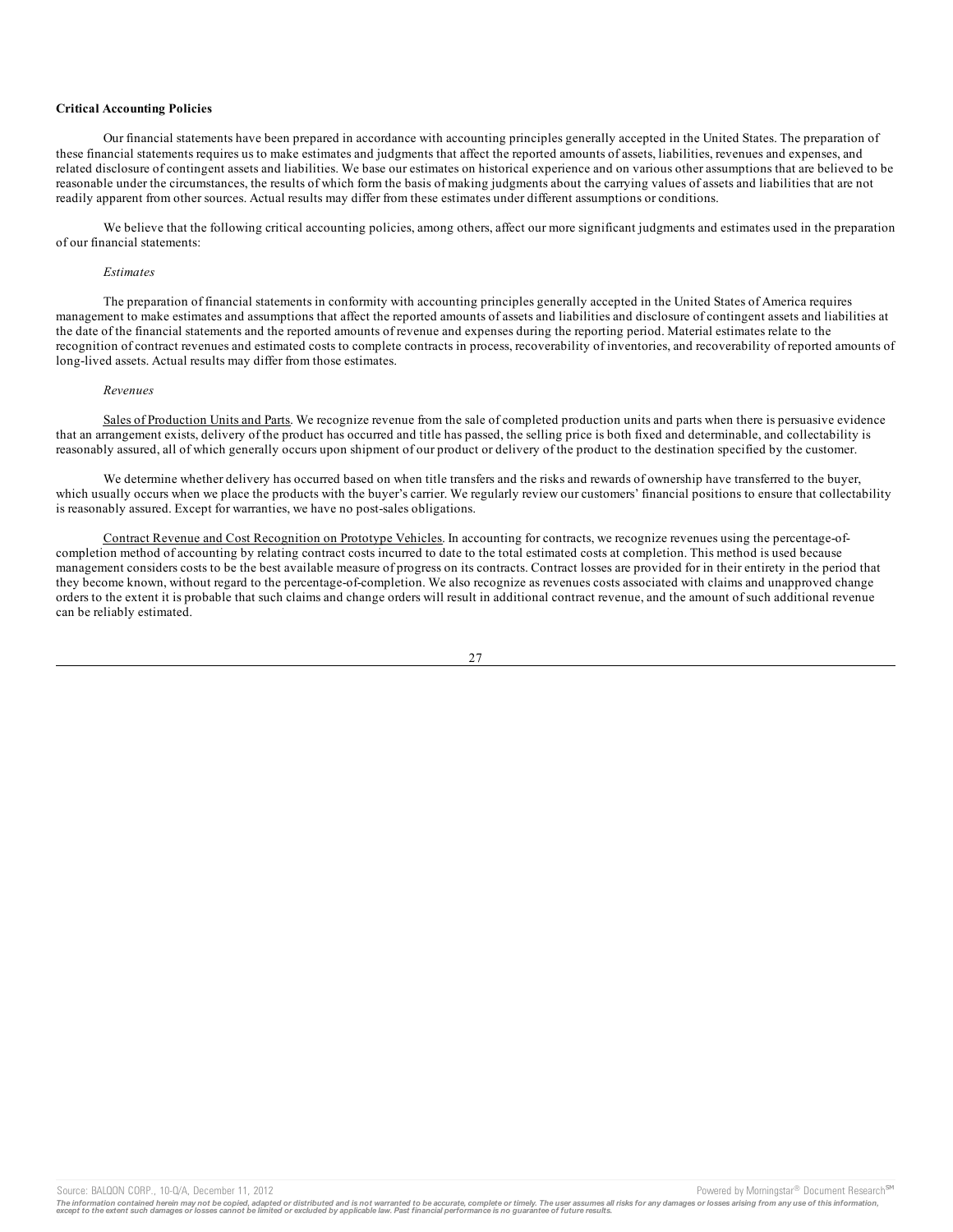**Critical Accounting Policies**

Our financial statements have been prepared in accordance with accounting principles generally accepted in the United States. The preparation of these financial statements requires us to make estimates and judgments that affect the reported amounts of assets, liabilities, revenues and expenses, and related disclosure of contingent assets and liabilities. We base our estimates on historical experience and on various other assumptions that are believed to be reasonable under the circumstances, the results of which form the basis of making judgments about the carrying values of assets and liabilities that are not readily apparent from other sources. Actual results may differ from these estimates under different assumptions or conditions.

We believe that the following critical accounting policies, among others, affect our more significant judgments and estimates used in the preparation of our financial statements:

*Estimates*

The preparation of financial statements in conformity with accounting principles generally accepted in the United States of America requires management to make estimates and assumptions that affect the reported amounts of assets and liabilities and disclosure of contingent assets and liabilities at the date of the financial statements and the reported amounts of revenue and expenses during the reporting period. Material estimates relate to the recognition of contract revenues and estimated costs to complete contracts in process, recoverability of inventories, and recoverability of reported amounts of long-lived assets. Actual results may differ from those estimates.

*Revenues*

Sales of Production Units and Parts. We recognize revenue from the sale of completed production units and parts when there is persuasive evidence that an arrangement exists, delivery of the product has occurred and title has passed, the selling price is both fixed and determinable, and collectability is reasonably assured, all of which generally occurs upon shipment of our product or delivery of the product to the destination specified by the customer.

We determine whether delivery has occurred based on when title transfers and the risks and rewards of ownership have transferred to the buyer, which usually occurs when we place the products with the buyer's carrier. We regularly review our customers' financial positions to ensure that collectability is reasonably assured. Except for warranties, we have no post-sales obligations.

Contract Revenue and Cost Recognition on Prototype Vehicles. In accounting for contracts, we recognize revenues using the percentage-of-completion method of accounting by relating contract costs incurred to date to the total estimated costs at completion. This method is used because management considers costs to be the best available measure of progress on its contracts. Contract losses are provided for in their entirety in the period that they become known, without regard to the percentage-of-completion. We also recognize as revenues costs associated with claims and unapproved change orders to the extent it is probable that such claims and change orders will result in additional contract revenue, and the amount of such additional revenue can be reliably estimated.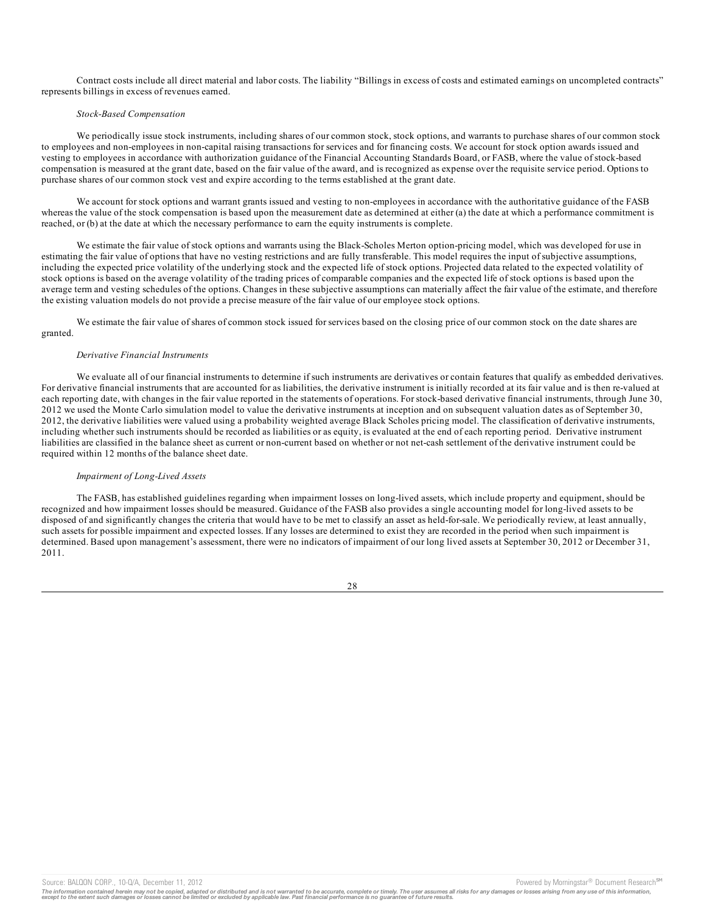Contract costs include all direct material and labor costs. The liability "Billings in excess of costs and estimated earnings on uncompleted contracts" represents billings in excess of revenues earned.

*Stock-Based Compensation*

We periodically issue stock instruments, including shares of our common stock, stock options, and warrants to purchase shares of our common stock to employees and non-employees in non-capital raising transactions for services and for financing costs. We account for stock option awards issued and vesting to employees in accordance with authorization guidance of the Financial Accounting Standards Board, or FASB, where the value of stock-based compensation is measured at the grant date, based on the fair value of the award, and is recognized as expense over the requisite service period. Options to purchase shares of our common stock vest and expire according to the terms established at the grant date.

We account for stock options and warrant grants issued and vesting to non-employees in accordance with the authoritative guidance of the FASB whereas the value of the stock compensation is based upon the measurement date as determined at either (a) the date at which a performance commitment is reached, or (b) at the date at which the necessary performance to earn the equity instruments is complete.

We estimate the fair value of stock options and warrants using the Black-Scholes Merton option-pricing model, which was developed for use in estimating the fair value of options that have no vesting restrictions and are fully transferable. This model requires the input of subjective assumptions, including the expected price volatility of the underlying stock and the expected life of stock options. Projected data related to the expected volatility of stock options is based on the average volatility of the trading prices of comparable companies and the expected life of stock options is based upon the average term and vesting schedules of the options. Changes in these subjective assumptions can materially affect the fair value of the estimate, and therefore the existing valuation models do not provide a precise measure of the fair value of our employee stock options.

We estimate the fair value of shares of common stock issued for services based on the closing price of our common stock on the date shares are granted.

*Derivative Financial Instruments*

We evaluate all of our financial instruments to determine if such instruments are derivatives or contain features that qualify as embedded derivatives. For derivative financial instruments that are accounted for as liabilities, the derivative instrument is initially recorded at its fair value and is then re-valued at each reporting date, with changes in the fair value reported in the statements of operations. For stock-based derivative financial instruments, through June 30, 2012 we used the Monte Carlo simulation model to value the derivative instruments at inception and on subsequent valuation dates as of September 30, 2012, the derivative liabilities were valued using a probability weighted average Black Scholes pricing model. The classification of derivative instruments, including whether such instruments should be recorded as liabilities or as equity, is evaluated at the end of each reporting period. Derivative instrument liabilities are classified in the balance sheet as current or non-current based on whether or not net-cash settlement of the derivative instrument could be required within 12 months of the balance sheet date.

*Impairment of Long-Lived Assets*

The FASB, has established guidelines regarding when impairment losses on long-lived assets, which include property and equipment, should be recognized and how impairment losses should be measured. Guidance of the FASB also provides a single accounting model for long-lived assets to be disposed of and significantly changes the criteria that would have to be met to classify an asset as held-for-sale. We periodically review, at least annually, such assets for possible impairment and expected losses. If any losses are determined to exist they are recorded in the period when such impairment is determined. Based upon management's assessment, there were no indicators of impairment of our long lived assets at September 30, 2012 or December 31, 2011.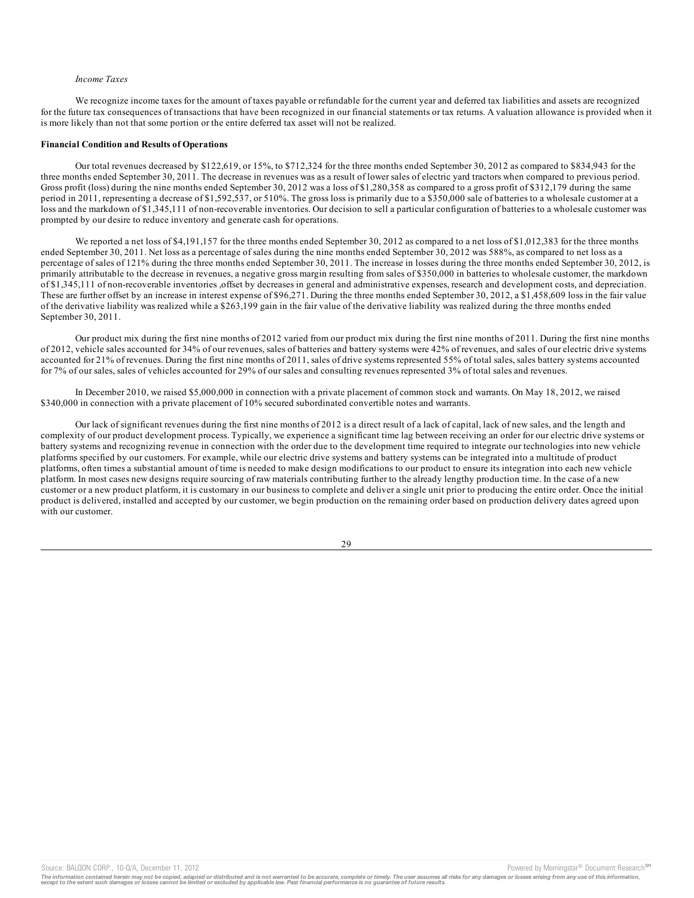*Income Taxes*

We recognize income taxes for the amount of taxes payable or refundable for the current year and deferred tax liabilities and assets are recognized for the future tax consequences of transactions that have been recognized in our financial statements or tax returns. A valuation allowance is provided when it is more likely than not that some portion or the entire deferred tax asset will not be realized.

**Financial Condition and Results of Operations**

Our total revenues decreased by $122,619, or 15%, to $712,324 for the three months ended September 30, 2012 as compared to $834,943 for the three months ended September 30, 2011. The decrease in revenues was as a result of lower sales of electric yard tractors when compared to previous period. Gross profit (loss) during the nine months ended September 30, 2012 was a loss of $1,280,358 as compared to a gross profit of $312,179 during the same period in 2011, representing a decrease of $1,592,537, or 510%. The gross loss is primarily due to a $350,000 sale of batteries to a wholesale customer at a loss and the markdown of $1,345,111 of non-recoverable inventories. Our decision to sell a particular configuration of batteries to a wholesale customer was prompted by our desire to reduce inventory and generate cash for operations.

We reported a net loss of $4,191,157 for the three months ended September 30, 2012 as compared to a net loss of $1,012,383 for the three months ended September 30, 2011. Net loss as a percentage of sales during the nine months ended September 30, 2012 was 588%, as compared to net loss as a percentage of sales of 121% during the three months ended September 30, 2011. The increase in losses during the three months ended September 30, 2012, is primarily attributable to the decrease in revenues, a negative gross margin resulting from sales of $350,000 in batteries to wholesale customer, the markdown of $1,345,111 of non-recoverable inventories ,offset by decreases in general and administrative expenses, research and development costs, and depreciation. These are further offset by an increase in interest expense of $96,271. During the three months ended September 30, 2012, a $1,458,609 loss in the fair value of the derivative liability was realized while a $263,199 gain in the fair value of the derivative liability was realized during the three months ended September 30, 2011.

Our product mix during the first nine months of 2012 varied from our product mix during the first nine months of 2011. During the first nine months of 2012, vehicle sales accounted for 34% of our revenues, sales of batteries and battery systems were 42% of revenues, and sales of our electric drive systems accounted for 21% of revenues. During the first nine months of 2011, sales of drive systems represented 55% of total sales, sales battery systems accounted for 7% of our sales, sales of vehicles accounted for 29% of our sales and consulting revenues represented 3% of total sales and revenues.

In December 2010, we raised $5,000,000 in connection with a private placement of common stock and warrants. On May 18, 2012, we raised $340,000 in connection with a private placement of 10% secured subordinated convertible notes and warrants.

Our lack of significant revenues during the first nine months of 2012 is a direct result of a lack of capital, lack of new sales, and the length and complexity of our product development process. Typically, we experience a significant time lag between receiving an order for our electric drive systems or battery systems and recognizing revenue in connection with the order due to the development time required to integrate our technologies into new vehicle platforms specified by our customers. For example, while our electric drive systems and battery systems can be integrated into a multitude of product platforms, often times a substantial amount of time is needed to make design modifications to our product to ensure its integration into each new vehicle platform. In most cases new designs require sourcing of raw materials contributing further to the already lengthy production time. In the case of a new customer or a new product platform, it is customary in our business to complete and deliver a single unit prior to producing the entire order. Once the initial product is delivered, installed and accepted by our customer, we begin production on the remaining order based on production delivery dates agreed upon with our customer.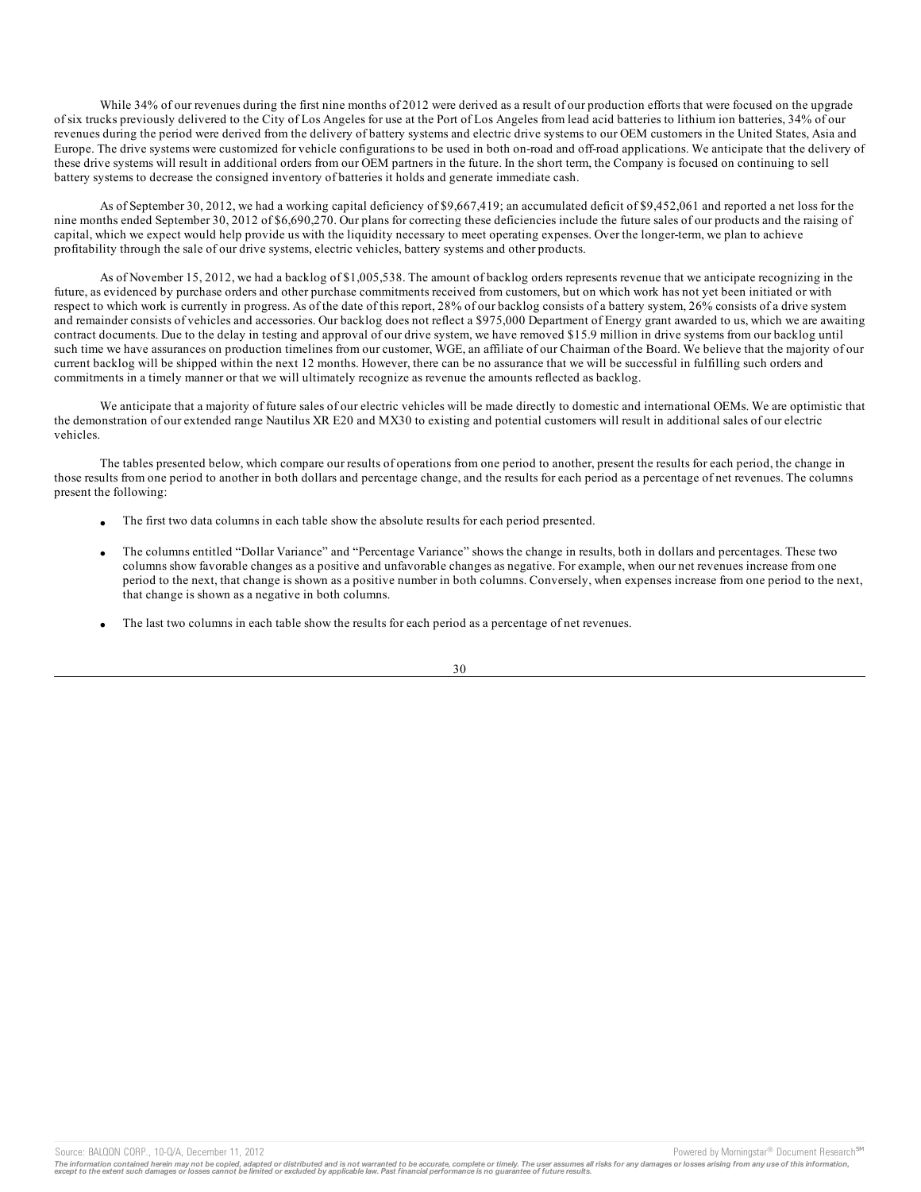While 34% of our revenues during the first nine months of 2012 were derived as a result of our production efforts that were focused on the upgrade of six trucks previously delivered to the City of Los Angeles for use at the Port of Los Angeles from lead acid batteries to lithium ion batteries, 34% of our revenues during the period were derived from the delivery of battery systems and electric drive systems to our OEM customers in the United States, Asia and Europe. The drive systems were customized for vehicle configurations to be used in both on-road and off-road applications. We anticipate that the delivery of these drive systems will result in additional orders from our OEM partners in the future. In the short term, the Company is focused on continuing to sell battery systems to decrease the consigned inventory of batteries it holds and generate immediate cash.

As of September 30, 2012, we had a working capital deficiency of $9,667,419; an accumulated deficit of $9,452,061 and reported a net loss for the nine months ended September 30, 2012 of $6,690,270. Our plans for correcting these deficiencies include the future sales of our products and the raising of capital, which we expect would help provide us with the liquidity necessary to meet operating expenses. Over the longer-term, we plan to achieve profitability through the sale of our drive systems, electric vehicles, battery systems and other products.

As of November 15, 2012, we had a backlog of $1,005,538. The amount of backlog orders represents revenue that we anticipate recognizing in the future, as evidenced by purchase orders and other purchase commitments received from customers, but on which work has not yet been initiated or with respect to which work is currently in progress. As of the date of this report, 28% of our backlog consists of a battery system, 26% consists of a drive system and remainder consists of vehicles and accessories. Our backlog does not reflect a $975,000 Department of Energy grant awarded to us, which we are awaiting contract documents. Due to the delay in testing and approval of our drive system, we have removed $15.9 million in drive systems from our backlog until such time we have assurances on production timelines from our customer, WGE, an affiliate of our Chairman of the Board. We believe that the majority of our current backlog will be shipped within the next 12 months. However, there can be no assurance that we will be successful in fulfilling such orders and commitments in a timely manner or that we will ultimately recognize as revenue the amounts reflected as backlog.

We anticipate that a majority of future sales of our electric vehicles will be made directly to domestic and international OEMs. We are optimistic that the demonstration of our extended range Nautilus XR E20 and MX30 to existing and potential customers will result in additional sales of our electric vehicles.

The tables presented below, which compare our results of operations from one period to another, present the results for each period, the change in those results from one period to another in both dollars and percentage change, and the results for each period as a percentage of net revenues. The columns present the following:

- The first two data columns in each table show the absolute results for each period presented.
- The columns entitled "Dollar Variance" and "Percentage Variance" shows the change in results, both in dollars and percentages. These two columns show favorable changes as a positive and unfavorable changes as negative. For example, when our net revenues increase from one period to the next, that change is shown as a positive number in both columns. Conversely, when expenses increase from one period to the next, that change is shown as a negative in both columns.
- The last two columns in each table show the results for each period as a percentage of net revenues.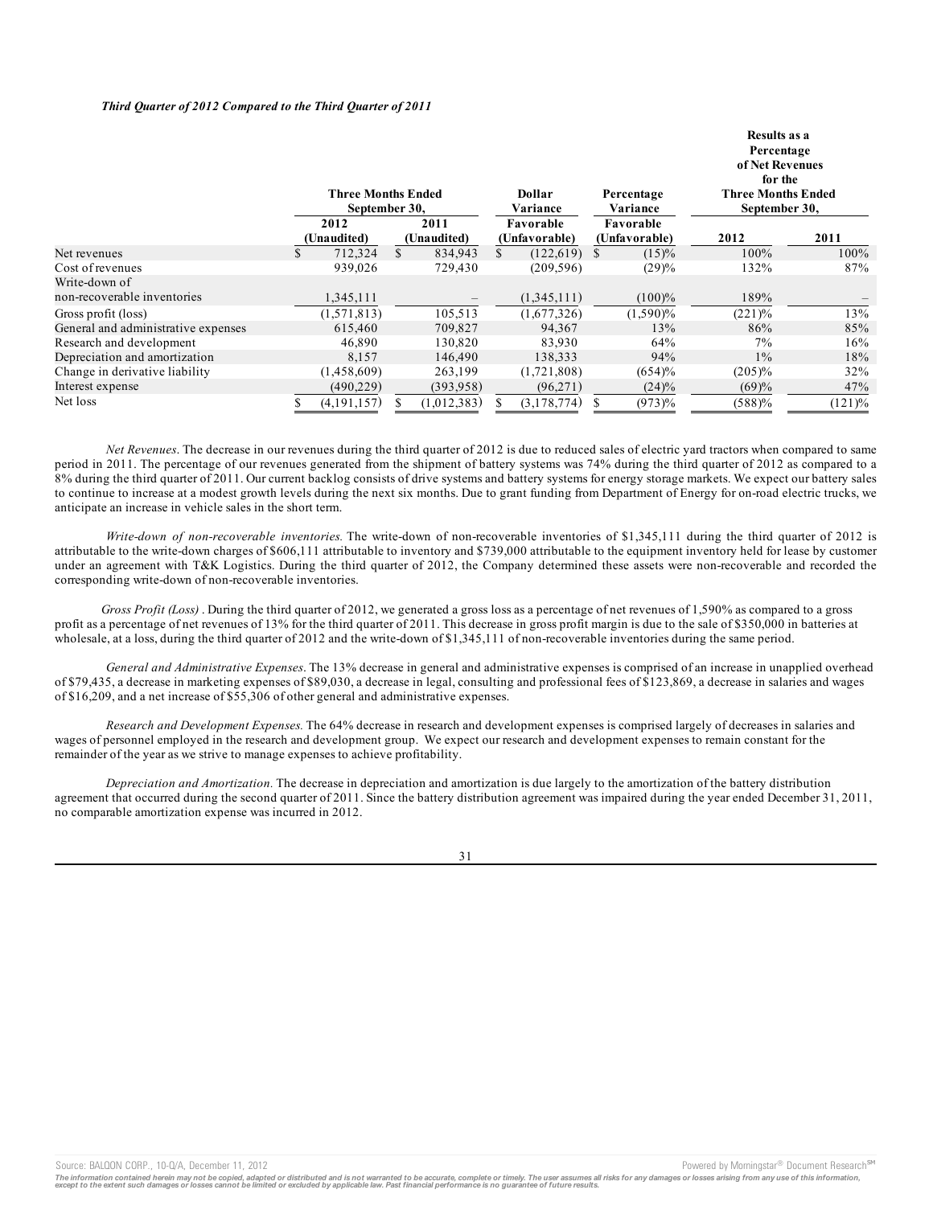***Third Quarter of 2012 Compared to the Third Quarter of 2011***

| | Three Months Ended September 30, | | Dollar Variance | Percentage Variance | Results as a Percentage of Net Revenues for the Three Months Ended September 30, | |
|---|---|---|---|---|---|---|
| | 2012 (Unaudited) | 2011 (Unaudited) | Favorable (Unfavorable) | Favorable (Unfavorable) | 2012 | 2011 |
| Net revenues | $ 712,324 | $ 834,943 | $ (122,619) | $ (15)% | 100% | 100% |
| Cost of revenues | 939,026 | 729,430 | (209,596) | (29)% | 132% | 87% |
| Write-down of non-recoverable inventories | 1,345,111 | – | (1,345,111) | (100)% | 189% | – |
| Gross profit (loss) | (1,571,813) | 105,513 | (1,677,326) | (1,590)% | (221)% | 13% |
| General and administrative expenses | 615,460 | 709,827 | 94,367 | 13% | 86% | 85% |
| Research and development | 46,890 | 130,820 | 83,930 | 64% | 7% | 16% |
| Depreciation and amortization | 8,157 | 146,490 | 138,333 | 94% | 1% | 18% |
| Change in derivative liability | (1,458,609) | 263,199 | (1,721,808) | (654)% | (205)% | 32% |
| Interest expense | (490,229) | (393,958) | (96,271) | (24)% | (69)% | 47% |
| Net loss | $ (4,191,157) | $ (1,012,383) | $ (3,178,774) | $ (973)% | (588)% | (121)% |

*Net Revenues*. The decrease in our revenues during the third quarter of 2012 is due to reduced sales of electric yard tractors when compared to same period in 2011. The percentage of our revenues generated from the shipment of battery systems was 74% during the third quarter of 2012 as compared to a 8% during the third quarter of 2011. Our current backlog consists of drive systems and battery systems for energy storage markets. We expect our battery sales to continue to increase at a modest growth levels during the next six months. Due to grant funding from Department of Energy for on-road electric trucks, we anticipate an increase in vehicle sales in the short term.

*Write-down of non-recoverable inventories.* The write-down of non-recoverable inventories of $1,345,111 during the third quarter of 2012 is attributable to the write-down charges of $606,111 attributable to inventory and $739,000 attributable to the equipment inventory held for lease by customer under an agreement with T&K Logistics. During the third quarter of 2012, the Company determined these assets were non-recoverable and recorded the corresponding write-down of non-recoverable inventories.

*Gross Profit (Loss)* . During the third quarter of 2012, we generated a gross loss as a percentage of net revenues of 1,590% as compared to a gross profit as a percentage of net revenues of 13% for the third quarter of 2011. This decrease in gross profit margin is due to the sale of $350,000 in batteries at wholesale, at a loss, during the third quarter of 2012 and the write-down of $1,345,111 of non-recoverable inventories during the same period.

*General and Administrative Expenses*. The 13% decrease in general and administrative expenses is comprised of an increase in unapplied overhead of $79,435, a decrease in marketing expenses of $89,030, a decrease in legal, consulting and professional fees of $123,869, a decrease in salaries and wages of $16,209, and a net increase of $55,306 of other general and administrative expenses.

*Research and Development Expenses.* The 64% decrease in research and development expenses is comprised largely of decreases in salaries and wages of personnel employed in the research and development group. We expect our research and development expenses to remain constant for the remainder of the year as we strive to manage expenses to achieve profitability.

*Depreciation and Amortization.* The decrease in depreciation and amortization is due largely to the amortization of the battery distribution agreement that occurred during the second quarter of 2011. Since the battery distribution agreement was impaired during the year ended December 31, 2011, no comparable amortization expense was incurred in 2012.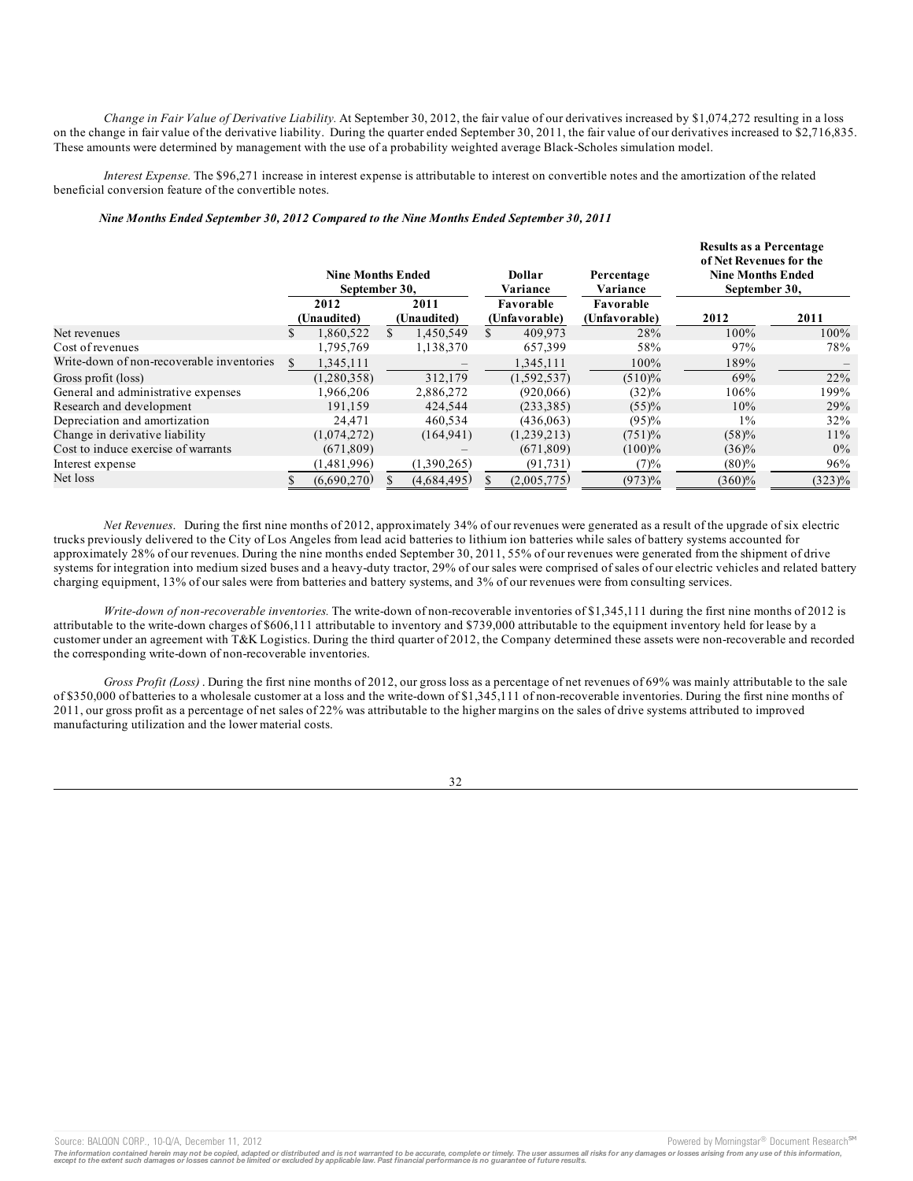*Change in Fair Value of Derivative Liability.* At September 30, 2012, the fair value of our derivatives increased by $1,074,272 resulting in a loss on the change in fair value of the derivative liability. During the quarter ended September 30, 2011, the fair value of our derivatives increased to $2,716,835. These amounts were determined by management with the use of a probability weighted average Black-Scholes simulation model.

*Interest Expense.* The $96,271 increase in interest expense is attributable to interest on convertible notes and the amortization of the related beneficial conversion feature of the convertible notes.

***Nine Months Ended September 30, 2012 Compared to the Nine Months Ended September 30, 2011***

| | Nine Months Ended September 30, | | Dollar Variance | Percentage Variance | Results as a Percentage of Net Revenues for the Nine Months Ended September 30, | |
|---|---|---|---|---|---|---|
| | 2012 (Unaudited) | 2011 (Unaudited) | Favorable (Unfavorable) | Favorable (Unfavorable) | 2012 | 2011 |
| Net revenues | $ 1,860,522 | $ 1,450,549 | $ 409,973 | 28% | 100% | 100% |
| Cost of revenues | 1,795,769 | 1,138,370 | 657,399 | 58% | 97% | 78% |
| Write-down of non-recoverable inventories | $ 1,345,111 | – | 1,345,111 | 100% | 189% | – |
| Gross profit (loss) | (1,280,358) | 312,179 | (1,592,537) | (510)% | 69% | 22% |
| General and administrative expenses | 1,966,206 | 2,886,272 | (920,066) | (32)% | 106% | 199% |
| Research and development | 191,159 | 424,544 | (233,385) | (55)% | 10% | 29% |
| Depreciation and amortization | 24,471 | 460,534 | (436,063) | (95)% | 1% | 32% |
| Change in derivative liability | (1,074,272) | (164,941) | (1,239,213) | (751)% | (58)% | 11% |
| Cost to induce exercise of warrants | (671,809) | – | (671,809) | (100)% | (36)% | 0% |
| Interest expense | (1,481,996) | (1,390,265) | (91,731) | (7)% | (80)% | 96% |
| Net loss | $ (6,690,270) | $ (4,684,495) | $ (2,005,775) | (973)% | (360)% | (323)% |

*Net Revenues*. During the first nine months of 2012, approximately 34% of our revenues were generated as a result of the upgrade of six electric trucks previously delivered to the City of Los Angeles from lead acid batteries to lithium ion batteries while sales of battery systems accounted for approximately 28% of our revenues. During the nine months ended September 30, 2011, 55% of our revenues were generated from the shipment of drive systems for integration into medium sized buses and a heavy-duty tractor, 29% of our sales were comprised of sales of our electric vehicles and related battery charging equipment, 13% of our sales were from batteries and battery systems, and 3% of our revenues were from consulting services.

*Write-down of non-recoverable inventories.* The write-down of non-recoverable inventories of $1,345,111 during the first nine months of 2012 is attributable to the write-down charges of $606,111 attributable to inventory and $739,000 attributable to the equipment inventory held for lease by a customer under an agreement with T&K Logistics. During the third quarter of 2012, the Company determined these assets were non-recoverable and recorded the corresponding write-down of non-recoverable inventories.

*Gross Profit (Loss)* . During the first nine months of 2012, our gross loss as a percentage of net revenues of 69% was mainly attributable to the sale of $350,000 of batteries to a wholesale customer at a loss and the write-down of $1,345,111 of non-recoverable inventories. During the first nine months of 2011, our gross profit as a percentage of net sales of 22% was attributable to the higher margins on the sales of drive systems attributed to improved manufacturing utilization and the lower material costs.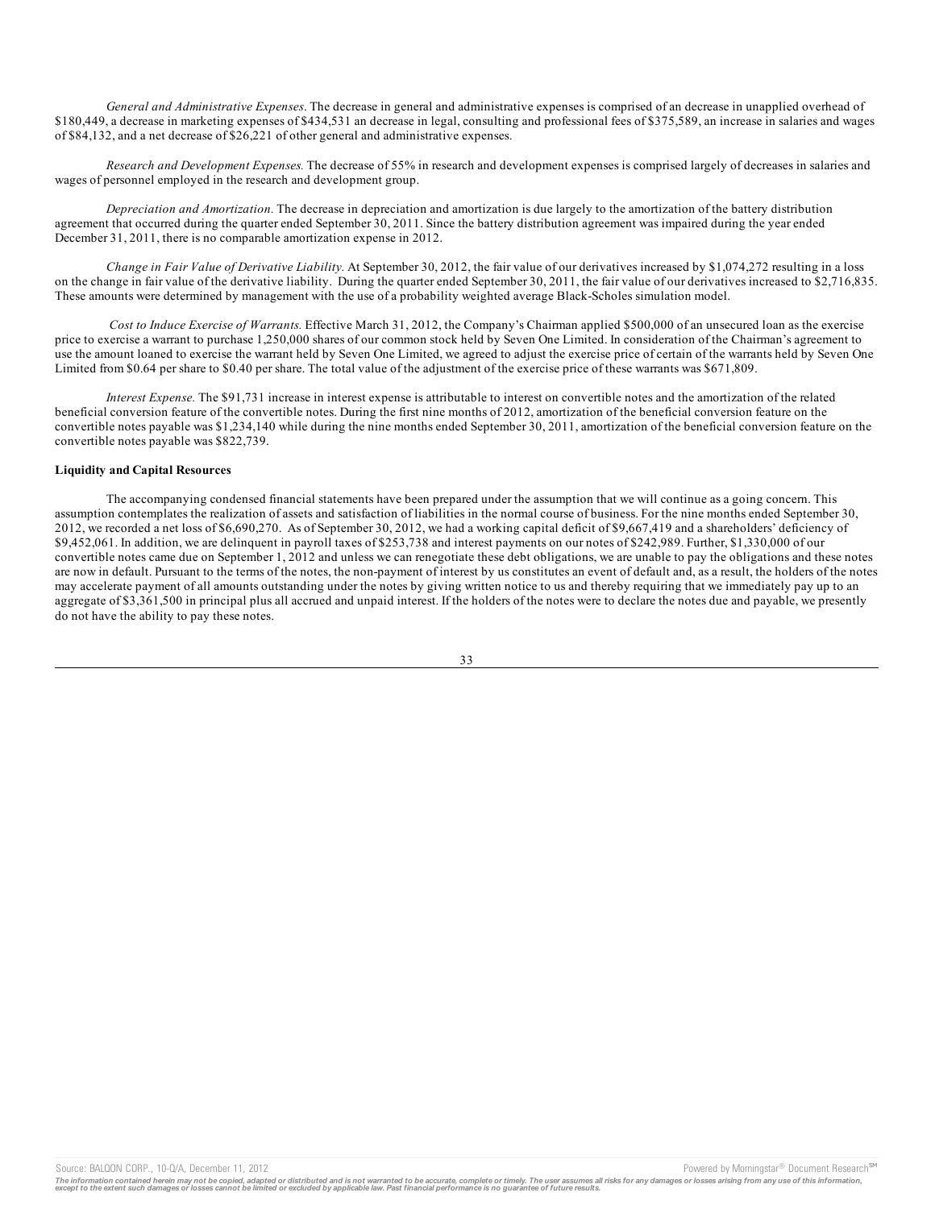*General and Administrative Expenses*. The decrease in general and administrative expenses is comprised of an decrease in unapplied overhead of $180,449, a decrease in marketing expenses of $434,531 an decrease in legal, consulting and professional fees of $375,589, an increase in salaries and wages of $84,132, and a net decrease of $26,221 of other general and administrative expenses.

*Research and Development Expenses.* The decrease of 55% in research and development expenses is comprised largely of decreases in salaries and wages of personnel employed in the research and development group.

*Depreciation and Amortization.* The decrease in depreciation and amortization is due largely to the amortization of the battery distribution agreement that occurred during the quarter ended September 30, 2011. Since the battery distribution agreement was impaired during the year ended December 31, 2011, there is no comparable amortization expense in 2012.

*Change in Fair Value of Derivative Liability.* At September 30, 2012, the fair value of our derivatives increased by $1,074,272 resulting in a loss on the change in fair value of the derivative liability. During the quarter ended September 30, 2011, the fair value of our derivatives increased to $2,716,835. These amounts were determined by management with the use of a probability weighted average Black-Scholes simulation model.

*Cost to Induce Exercise of Warrants.* Effective March 31, 2012, the Company's Chairman applied $500,000 of an unsecured loan as the exercise price to exercise a warrant to purchase 1,250,000 shares of our common stock held by Seven One Limited. In consideration of the Chairman's agreement to use the amount loaned to exercise the warrant held by Seven One Limited, we agreed to adjust the exercise price of certain of the warrants held by Seven One Limited from $0.64 per share to $0.40 per share. The total value of the adjustment of the exercise price of these warrants was $671,809.

*Interest Expense.* The $91,731 increase in interest expense is attributable to interest on convertible notes and the amortization of the related beneficial conversion feature of the convertible notes. During the first nine months of 2012, amortization of the beneficial conversion feature on the convertible notes payable was $1,234,140 while during the nine months ended September 30, 2011, amortization of the beneficial conversion feature on the convertible notes payable was $822,739.

**Liquidity and Capital Resources**

The accompanying condensed financial statements have been prepared under the assumption that we will continue as a going concern. This assumption contemplates the realization of assets and satisfaction of liabilities in the normal course of business. For the nine months ended September 30, 2012, we recorded a net loss of $6,690,270. As of September 30, 2012, we had a working capital deficit of $9,667,419 and a shareholders' deficiency of $9,452,061. In addition, we are delinquent in payroll taxes of $253,738 and interest payments on our notes of $242,989. Further, $1,330,000 of our convertible notes came due on September 1, 2012 and unless we can renegotiate these debt obligations, we are unable to pay the obligations and these notes are now in default. Pursuant to the terms of the notes, the non-payment of interest by us constitutes an event of default and, as a result, the holders of the notes may accelerate payment of all amounts outstanding under the notes by giving written notice to us and thereby requiring that we immediately pay up to an aggregate of $3,361,500 in principal plus all accrued and unpaid interest. If the holders of the notes were to declare the notes due and payable, we presently do not have the ability to pay these notes.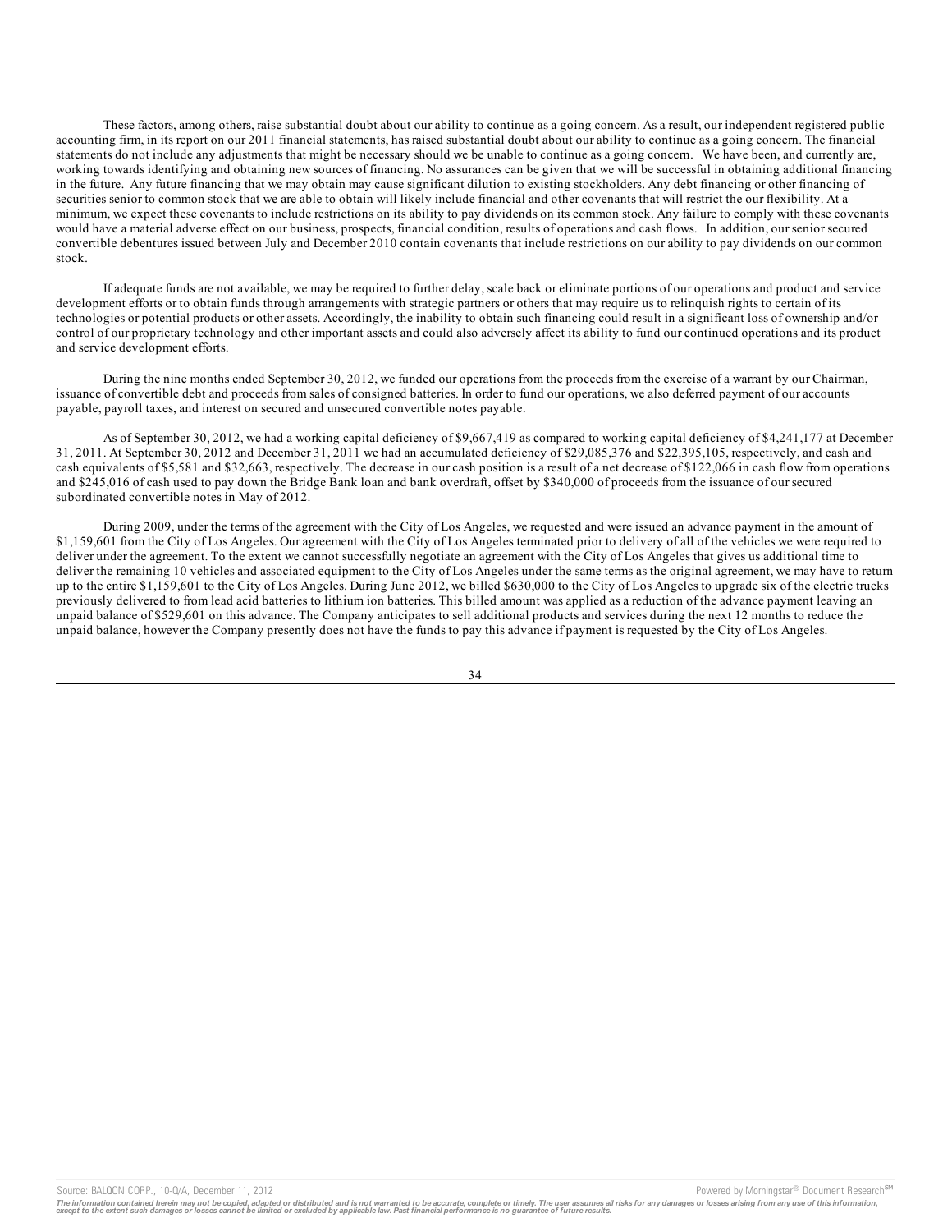These factors, among others, raise substantial doubt about our ability to continue as a going concern. As a result, our independent registered public accounting firm, in its report on our 2011 financial statements, has raised substantial doubt about our ability to continue as a going concern. The financial statements do not include any adjustments that might be necessary should we be unable to continue as a going concern. We have been, and currently are, working towards identifying and obtaining new sources of financing. No assurances can be given that we will be successful in obtaining additional financing in the future. Any future financing that we may obtain may cause significant dilution to existing stockholders. Any debt financing or other financing of securities senior to common stock that we are able to obtain will likely include financial and other covenants that will restrict the our flexibility. At a minimum, we expect these covenants to include restrictions on its ability to pay dividends on its common stock. Any failure to comply with these covenants would have a material adverse effect on our business, prospects, financial condition, results of operations and cash flows. In addition, our senior secured convertible debentures issued between July and December 2010 contain covenants that include restrictions on our ability to pay dividends on our common stock.

If adequate funds are not available, we may be required to further delay, scale back or eliminate portions of our operations and product and service development efforts or to obtain funds through arrangements with strategic partners or others that may require us to relinquish rights to certain of its technologies or potential products or other assets. Accordingly, the inability to obtain such financing could result in a significant loss of ownership and/or control of our proprietary technology and other important assets and could also adversely affect its ability to fund our continued operations and its product and service development efforts.

During the nine months ended September 30, 2012, we funded our operations from the proceeds from the exercise of a warrant by our Chairman, issuance of convertible debt and proceeds from sales of consigned batteries. In order to fund our operations, we also deferred payment of our accounts payable, payroll taxes, and interest on secured and unsecured convertible notes payable.

As of September 30, 2012, we had a working capital deficiency of $9,667,419 as compared to working capital deficiency of $4,241,177 at December 31, 2011. At September 30, 2012 and December 31, 2011 we had an accumulated deficiency of $29,085,376 and $22,395,105, respectively, and cash and cash equivalents of $5,581 and $32,663, respectively. The decrease in our cash position is a result of a net decrease of $122,066 in cash flow from operations and $245,016 of cash used to pay down the Bridge Bank loan and bank overdraft, offset by $340,000 of proceeds from the issuance of our secured subordinated convertible notes in May of 2012.

During 2009, under the terms of the agreement with the City of Los Angeles, we requested and were issued an advance payment in the amount of $1,159,601 from the City of Los Angeles. Our agreement with the City of Los Angeles terminated prior to delivery of all of the vehicles we were required to deliver under the agreement. To the extent we cannot successfully negotiate an agreement with the City of Los Angeles that gives us additional time to deliver the remaining 10 vehicles and associated equipment to the City of Los Angeles under the same terms as the original agreement, we may have to return up to the entire $1,159,601 to the City of Los Angeles. During June 2012, we billed $630,000 to the City of Los Angeles to upgrade six of the electric trucks previously delivered to from lead acid batteries to lithium ion batteries. This billed amount was applied as a reduction of the advance payment leaving an unpaid balance of $529,601 on this advance. The Company anticipates to sell additional products and services during the next 12 months to reduce the unpaid balance, however the Company presently does not have the funds to pay this advance if payment is requested by the City of Los Angeles.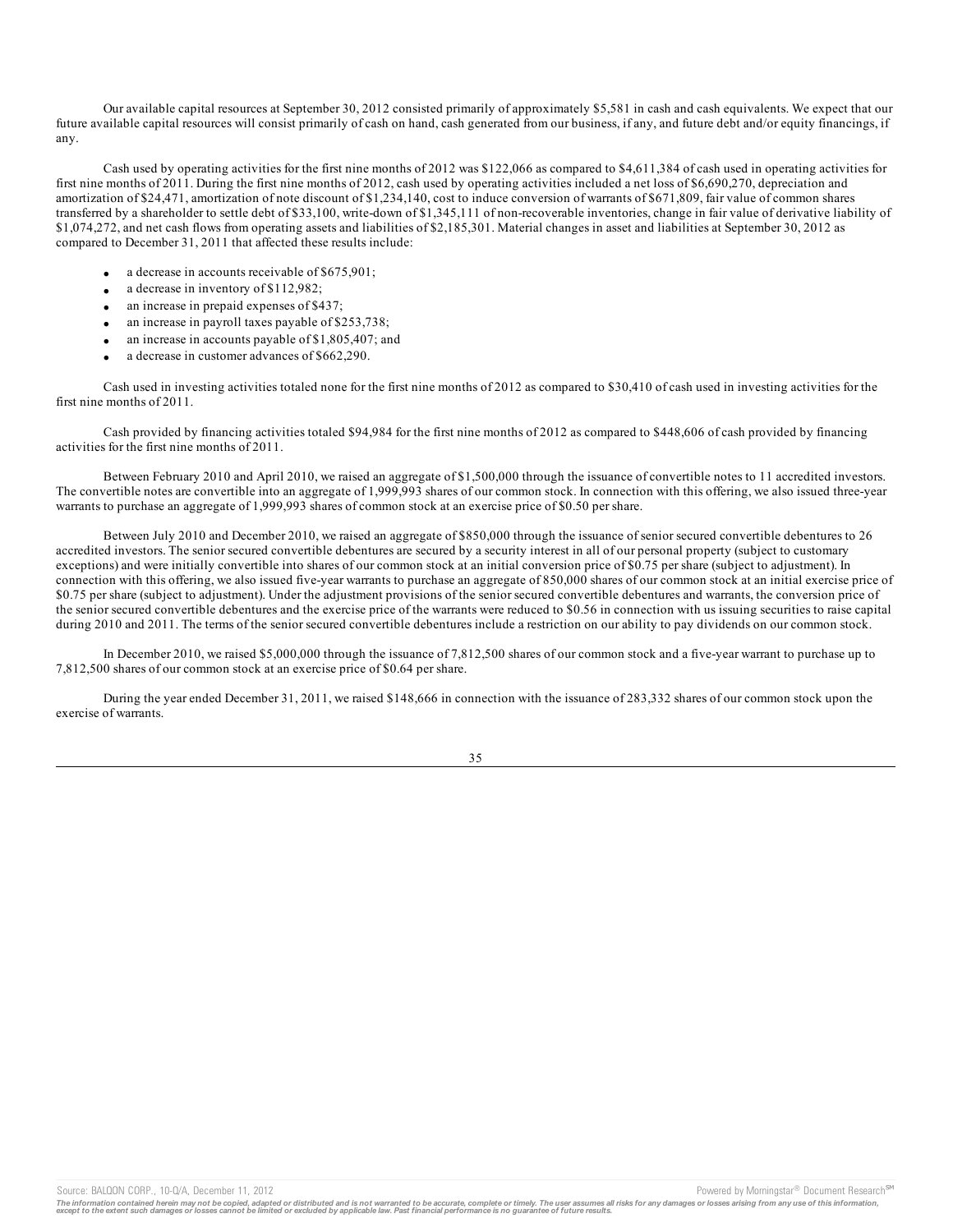Our available capital resources at September 30, 2012 consisted primarily of approximately $5,581 in cash and cash equivalents. We expect that our future available capital resources will consist primarily of cash on hand, cash generated from our business, if any, and future debt and/or equity financings, if any.

Cash used by operating activities for the first nine months of 2012 was $122,066 as compared to $4,611,384 of cash used in operating activities for first nine months of 2011. During the first nine months of 2012, cash used by operating activities included a net loss of $6,690,270, depreciation and amortization of $24,471, amortization of note discount of $1,234,140, cost to induce conversion of warrants of $671,809, fair value of common shares transferred by a shareholder to settle debt of $33,100, write-down of $1,345,111 of non-recoverable inventories, change in fair value of derivative liability of $1,074,272, and net cash flows from operating assets and liabilities of $2,185,301. Material changes in asset and liabilities at September 30, 2012 as compared to December 31, 2011 that affected these results include:

- a decrease in accounts receivable of $675,901;
- a decrease in inventory of $112,982;
- an increase in prepaid expenses of $437;
- an increase in payroll taxes payable of $253,738;
- an increase in accounts payable of $1,805,407; and
- a decrease in customer advances of $662,290.

Cash used in investing activities totaled none for the first nine months of 2012 as compared to $30,410 of cash used in investing activities for the first nine months of 2011.

Cash provided by financing activities totaled $94,984 for the first nine months of 2012 as compared to $448,606 of cash provided by financing activities for the first nine months of 2011.

Between February 2010 and April 2010, we raised an aggregate of $1,500,000 through the issuance of convertible notes to 11 accredited investors. The convertible notes are convertible into an aggregate of 1,999,993 shares of our common stock. In connection with this offering, we also issued three-year warrants to purchase an aggregate of 1,999,993 shares of common stock at an exercise price of $0.50 per share.

Between July 2010 and December 2010, we raised an aggregate of $850,000 through the issuance of senior secured convertible debentures to 26 accredited investors. The senior secured convertible debentures are secured by a security interest in all of our personal property (subject to customary exceptions) and were initially convertible into shares of our common stock at an initial conversion price of $0.75 per share (subject to adjustment). In connection with this offering, we also issued five-year warrants to purchase an aggregate of 850,000 shares of our common stock at an initial exercise price of $0.75 per share (subject to adjustment). Under the adjustment provisions of the senior secured convertible debentures and warrants, the conversion price of the senior secured convertible debentures and the exercise price of the warrants were reduced to $0.56 in connection with us issuing securities to raise capital during 2010 and 2011. The terms of the senior secured convertible debentures include a restriction on our ability to pay dividends on our common stock.

In December 2010, we raised $5,000,000 through the issuance of 7,812,500 shares of our common stock and a five-year warrant to purchase up to 7,812,500 shares of our common stock at an exercise price of $0.64 per share.

During the year ended December 31, 2011, we raised $148,666 in connection with the issuance of 283,332 shares of our common stock upon the exercise of warrants.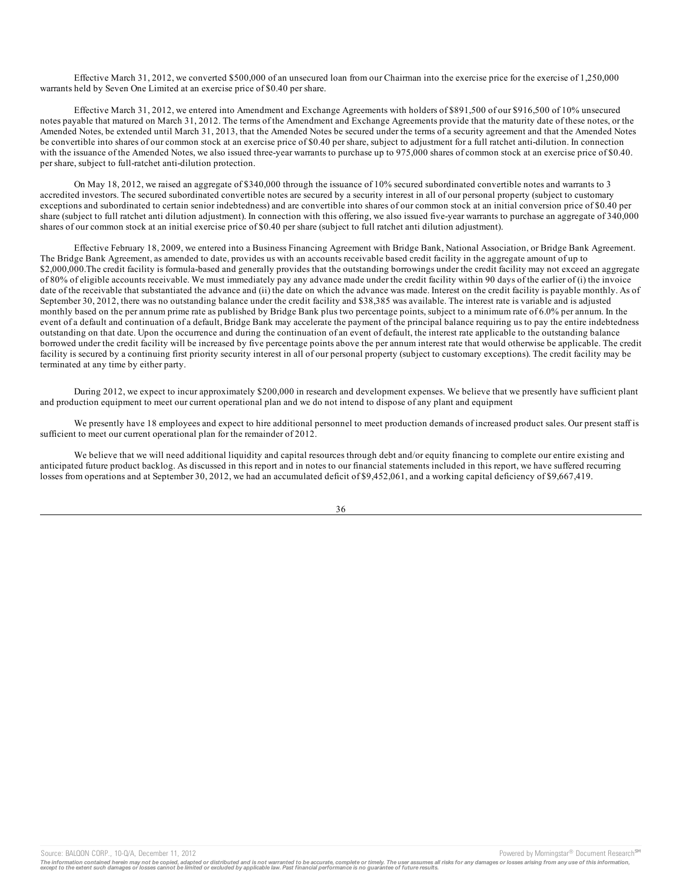Effective March 31, 2012, we converted $500,000 of an unsecured loan from our Chairman into the exercise price for the exercise of 1,250,000 warrants held by Seven One Limited at an exercise price of $0.40 per share.

Effective March 31, 2012, we entered into Amendment and Exchange Agreements with holders of $891,500 of our $916,500 of 10% unsecured notes payable that matured on March 31, 2012. The terms of the Amendment and Exchange Agreements provide that the maturity date of these notes, or the Amended Notes, be extended until March 31, 2013, that the Amended Notes be secured under the terms of a security agreement and that the Amended Notes be convertible into shares of our common stock at an exercise price of $0.40 per share, subject to adjustment for a full ratchet anti-dilution. In connection with the issuance of the Amended Notes, we also issued three-year warrants to purchase up to 975,000 shares of common stock at an exercise price of $0.40. per share, subject to full-ratchet anti-dilution protection.

On May 18, 2012, we raised an aggregate of $340,000 through the issuance of 10% secured subordinated convertible notes and warrants to 3 accredited investors. The secured subordinated convertible notes are secured by a security interest in all of our personal property (subject to customary exceptions and subordinated to certain senior indebtedness) and are convertible into shares of our common stock at an initial conversion price of $0.40 per share (subject to full ratchet anti dilution adjustment). In connection with this offering, we also issued five-year warrants to purchase an aggregate of 340,000 shares of our common stock at an initial exercise price of $0.40 per share (subject to full ratchet anti dilution adjustment).

Effective February 18, 2009, we entered into a Business Financing Agreement with Bridge Bank, National Association, or Bridge Bank Agreement. The Bridge Bank Agreement, as amended to date, provides us with an accounts receivable based credit facility in the aggregate amount of up to $2,000,000.The credit facility is formula-based and generally provides that the outstanding borrowings under the credit facility may not exceed an aggregate of 80% of eligible accounts receivable. We must immediately pay any advance made under the credit facility within 90 days of the earlier of (i) the invoice date of the receivable that substantiated the advance and (ii) the date on which the advance was made. Interest on the credit facility is payable monthly. As of September 30, 2012, there was no outstanding balance under the credit facility and $38,385 was available. The interest rate is variable and is adjusted monthly based on the per annum prime rate as published by Bridge Bank plus two percentage points, subject to a minimum rate of 6.0% per annum. In the event of a default and continuation of a default, Bridge Bank may accelerate the payment of the principal balance requiring us to pay the entire indebtedness outstanding on that date. Upon the occurrence and during the continuation of an event of default, the interest rate applicable to the outstanding balance borrowed under the credit facility will be increased by five percentage points above the per annum interest rate that would otherwise be applicable. The credit facility is secured by a continuing first priority security interest in all of our personal property (subject to customary exceptions). The credit facility may be terminated at any time by either party.

During 2012, we expect to incur approximately $200,000 in research and development expenses. We believe that we presently have sufficient plant and production equipment to meet our current operational plan and we do not intend to dispose of any plant and equipment

We presently have 18 employees and expect to hire additional personnel to meet production demands of increased product sales. Our present staff is sufficient to meet our current operational plan for the remainder of 2012.

We believe that we will need additional liquidity and capital resources through debt and/or equity financing to complete our entire existing and anticipated future product backlog. As discussed in this report and in notes to our financial statements included in this report, we have suffered recurring losses from operations and at September 30, 2012, we had an accumulated deficit of $9,452,061, and a working capital deficiency of $9,667,419.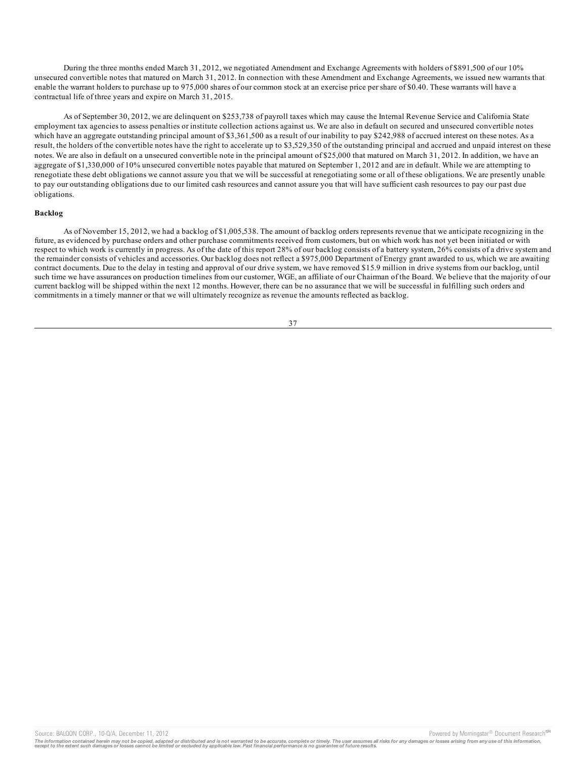During the three months ended March 31, 2012, we negotiated Amendment and Exchange Agreements with holders of $891,500 of our 10% unsecured convertible notes that matured on March 31, 2012. In connection with these Amendment and Exchange Agreements, we issued new warrants that enable the warrant holders to purchase up to 975,000 shares of our common stock at an exercise price per share of $0.40. These warrants will have a contractual life of three years and expire on March 31, 2015.

As of September 30, 2012, we are delinquent on $253,738 of payroll taxes which may cause the Internal Revenue Service and California State employment tax agencies to assess penalties or institute collection actions against us. We are also in default on secured and unsecured convertible notes which have an aggregate outstanding principal amount of $3,361,500 as a result of our inability to pay $242,988 of accrued interest on these notes. As a result, the holders of the convertible notes have the right to accelerate up to $3,529,350 of the outstanding principal and accrued and unpaid interest on these notes. We are also in default on a unsecured convertible note in the principal amount of $25,000 that matured on March 31, 2012. In addition, we have an aggregate of $1,330,000 of 10% unsecured convertible notes payable that matured on September 1, 2012 and are in default. While we are attempting to renegotiate these debt obligations we cannot assure you that we will be successful at renegotiating some or all of these obligations. We are presently unable to pay our outstanding obligations due to our limited cash resources and cannot assure you that will have sufficient cash resources to pay our past due obligations.

**Backlog**

As of November 15, 2012, we had a backlog of $1,005,538. The amount of backlog orders represents revenue that we anticipate recognizing in the future, as evidenced by purchase orders and other purchase commitments received from customers, but on which work has not yet been initiated or with respect to which work is currently in progress. As of the date of this report 28% of our backlog consists of a battery system, 26% consists of a drive system and the remainder consists of vehicles and accessories. Our backlog does not reflect a $975,000 Department of Energy grant awarded to us, which we are awaiting contract documents. Due to the delay in testing and approval of our drive system, we have removed $15.9 million in drive systems from our backlog, until such time we have assurances on production timelines from our customer, WGE, an affiliate of our Chairman of the Board. We believe that the majority of our current backlog will be shipped within the next 12 months. However, there can be no assurance that we will be successful in fulfilling such orders and commitments in a timely manner or that we will ultimately recognize as revenue the amounts reflected as backlog.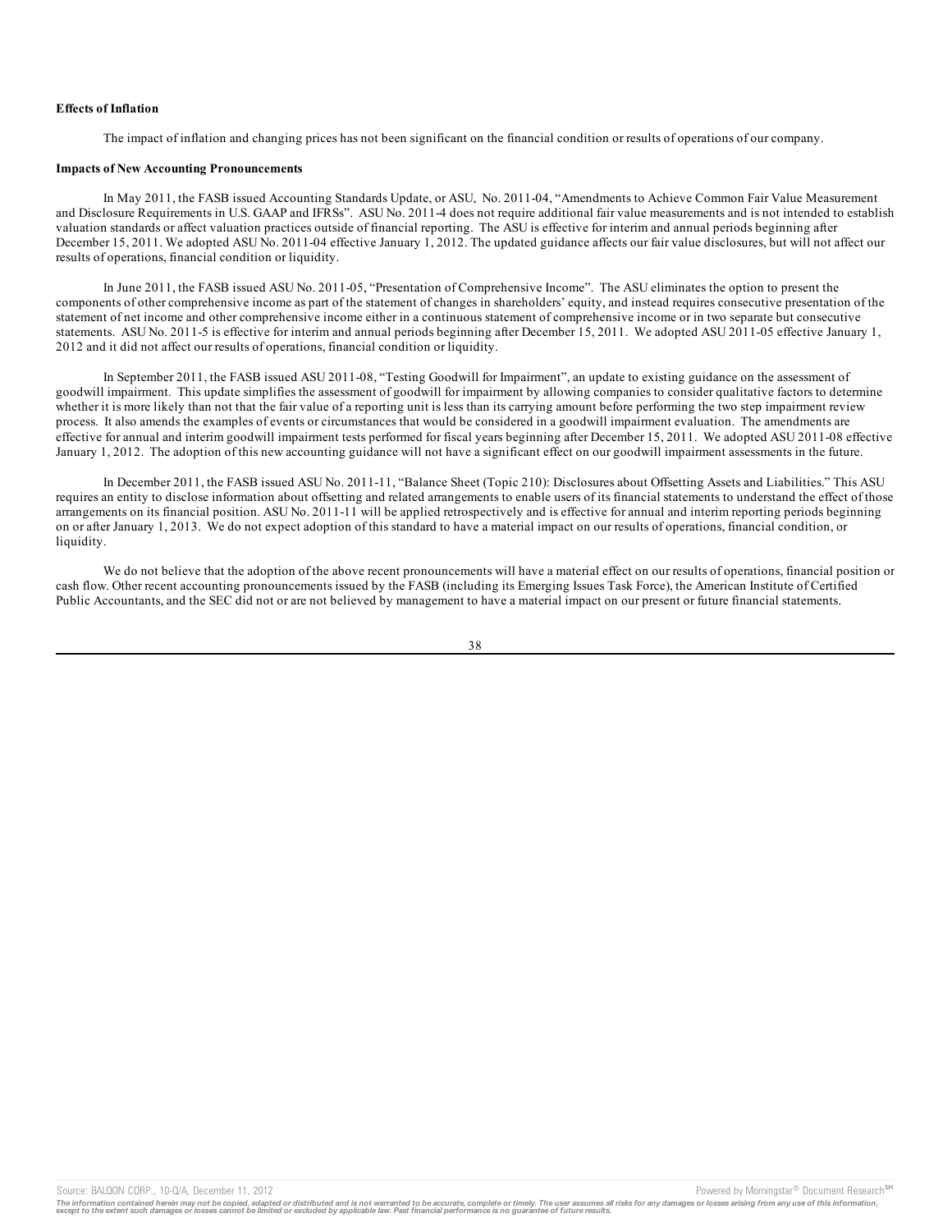**Effects of Inflation**

The impact of inflation and changing prices has not been significant on the financial condition or results of operations of our company.

**Impacts of New Accounting Pronouncements**

In May 2011, the FASB issued Accounting Standards Update, or ASU, No. 2011-04, "Amendments to Achieve Common Fair Value Measurement and Disclosure Requirements in U.S. GAAP and IFRSs". ASU No. 2011-4 does not require additional fair value measurements and is not intended to establish valuation standards or affect valuation practices outside of financial reporting. The ASU is effective for interim and annual periods beginning after December 15, 2011. We adopted ASU No. 2011-04 effective January 1, 2012. The updated guidance affects our fair value disclosures, but will not affect our results of operations, financial condition or liquidity.

In June 2011, the FASB issued ASU No. 2011-05, "Presentation of Comprehensive Income". The ASU eliminates the option to present the components of other comprehensive income as part of the statement of changes in shareholders' equity, and instead requires consecutive presentation of the statement of net income and other comprehensive income either in a continuous statement of comprehensive income or in two separate but consecutive statements. ASU No. 2011-5 is effective for interim and annual periods beginning after December 15, 2011. We adopted ASU 2011-05 effective January 1, 2012 and it did not affect our results of operations, financial condition or liquidity.

In September 2011, the FASB issued ASU 2011-08, "Testing Goodwill for Impairment", an update to existing guidance on the assessment of goodwill impairment. This update simplifies the assessment of goodwill for impairment by allowing companies to consider qualitative factors to determine whether it is more likely than not that the fair value of a reporting unit is less than its carrying amount before performing the two step impairment review process. It also amends the examples of events or circumstances that would be considered in a goodwill impairment evaluation. The amendments are effective for annual and interim goodwill impairment tests performed for fiscal years beginning after December 15, 2011. We adopted ASU 2011-08 effective January 1, 2012. The adoption of this new accounting guidance will not have a significant effect on our goodwill impairment assessments in the future.

In December 2011, the FASB issued ASU No. 2011-11, "Balance Sheet (Topic 210): Disclosures about Offsetting Assets and Liabilities." This ASU requires an entity to disclose information about offsetting and related arrangements to enable users of its financial statements to understand the effect of those arrangements on its financial position. ASU No. 2011-11 will be applied retrospectively and is effective for annual and interim reporting periods beginning on or after January 1, 2013. We do not expect adoption of this standard to have a material impact on our results of operations, financial condition, or liquidity.

We do not believe that the adoption of the above recent pronouncements will have a material effect on our results of operations, financial position or cash flow. Other recent accounting pronouncements issued by the FASB (including its Emerging Issues Task Force), the American Institute of Certified Public Accountants, and the SEC did not or are not believed by management to have a material impact on our present or future financial statements.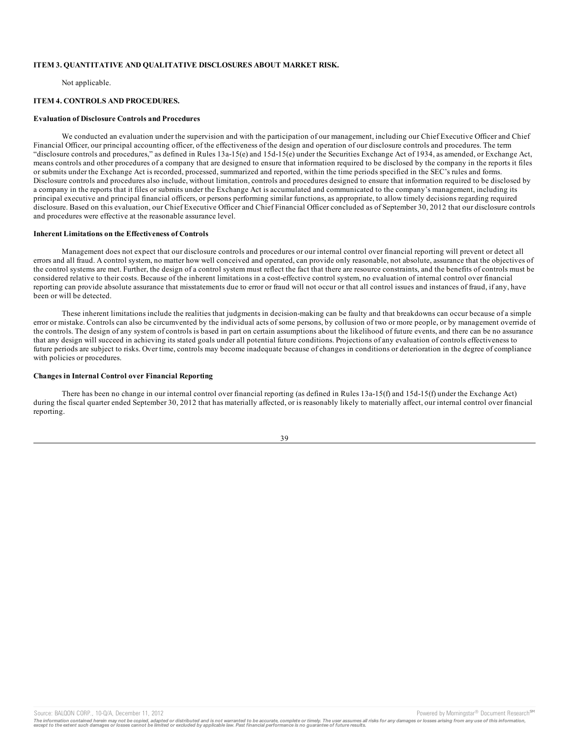### ITEM 3. QUANTITATIVE AND QUALITATIVE DISCLOSURES ABOUT MARKET RISK.

Not applicable.

### ITEM 4. CONTROLS AND PROCEDURES.

**Evaluation of Disclosure Controls and Procedures**

We conducted an evaluation under the supervision and with the participation of our management, including our Chief Executive Officer and Chief Financial Officer, our principal accounting officer, of the effectiveness of the design and operation of our disclosure controls and procedures. The term "disclosure controls and procedures," as defined in Rules 13a-15(e) and 15d-15(e) under the Securities Exchange Act of 1934, as amended, or Exchange Act, means controls and other procedures of a company that are designed to ensure that information required to be disclosed by the company in the reports it files or submits under the Exchange Act is recorded, processed, summarized and reported, within the time periods specified in the SEC's rules and forms. Disclosure controls and procedures also include, without limitation, controls and procedures designed to ensure that information required to be disclosed by a company in the reports that it files or submits under the Exchange Act is accumulated and communicated to the company's management, including its principal executive and principal financial officers, or persons performing similar functions, as appropriate, to allow timely decisions regarding required disclosure. Based on this evaluation, our Chief Executive Officer and Chief Financial Officer concluded as of September 30, 2012 that our disclosure controls and procedures were effective at the reasonable assurance level.

**Inherent Limitations on the Effectiveness of Controls**

Management does not expect that our disclosure controls and procedures or our internal control over financial reporting will prevent or detect all errors and all fraud. A control system, no matter how well conceived and operated, can provide only reasonable, not absolute, assurance that the objectives of the control systems are met. Further, the design of a control system must reflect the fact that there are resource constraints, and the benefits of controls must be considered relative to their costs. Because of the inherent limitations in a cost-effective control system, no evaluation of internal control over financial reporting can provide absolute assurance that misstatements due to error or fraud will not occur or that all control issues and instances of fraud, if any, have been or will be detected.

These inherent limitations include the realities that judgments in decision-making can be faulty and that breakdowns can occur because of a simple error or mistake. Controls can also be circumvented by the individual acts of some persons, by collusion of two or more people, or by management override of the controls. The design of any system of controls is based in part on certain assumptions about the likelihood of future events, and there can be no assurance that any design will succeed in achieving its stated goals under all potential future conditions. Projections of any evaluation of controls effectiveness to future periods are subject to risks. Over time, controls may become inadequate because of changes in conditions or deterioration in the degree of compliance with policies or procedures.

**Changes in Internal Control over Financial Reporting**

There has been no change in our internal control over financial reporting (as defined in Rules 13a-15(f) and 15d-15(f) under the Exchange Act) during the fiscal quarter ended September 30, 2012 that has materially affected, or is reasonably likely to materially affect, our internal control over financial reporting.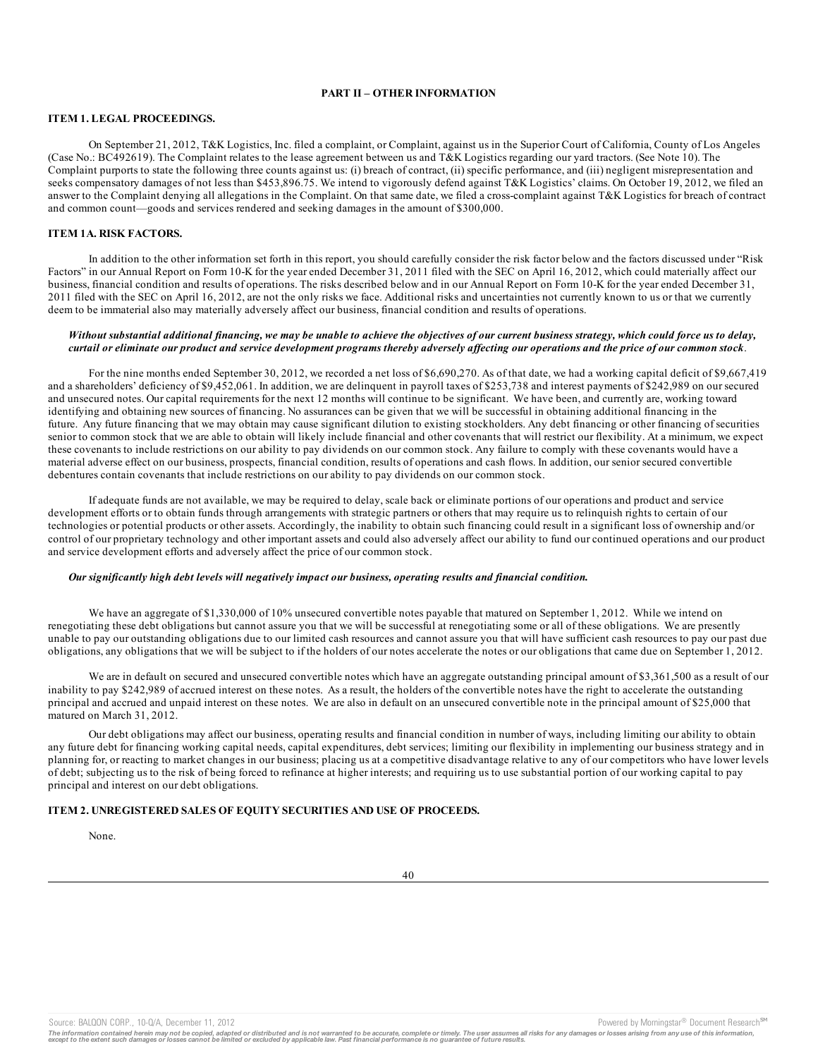## PART II – OTHER INFORMATION

### ITEM 1. LEGAL PROCEEDINGS.

On September 21, 2012, T&K Logistics, Inc. filed a complaint, or Complaint, against us in the Superior Court of California, County of Los Angeles (Case No.: BC492619). The Complaint relates to the lease agreement between us and T&K Logistics regarding our yard tractors. (See Note 10). The Complaint purports to state the following three counts against us: (i) breach of contract, (ii) specific performance, and (iii) negligent misrepresentation and seeks compensatory damages of not less than $453,896.75. We intend to vigorously defend against T&K Logistics' claims. On October 19, 2012, we filed an answer to the Complaint denying all allegations in the Complaint. On that same date, we filed a cross-complaint against T&K Logistics for breach of contract and common count—goods and services rendered and seeking damages in the amount of $300,000.

### ITEM 1A. RISK FACTORS.

In addition to the other information set forth in this report, you should carefully consider the risk factor below and the factors discussed under "Risk Factors" in our Annual Report on Form 10-K for the year ended December 31, 2011 filed with the SEC on April 16, 2012, which could materially affect our business, financial condition and results of operations. The risks described below and in our Annual Report on Form 10-K for the year ended December 31, 2011 filed with the SEC on April 16, 2012, are not the only risks we face. Additional risks and uncertainties not currently known to us or that we currently deem to be immaterial also may materially adversely affect our business, financial condition and results of operations.

***Without substantial additional financing, we may be unable to achieve the objectives of our current business strategy, which could force us to delay, curtail or eliminate our product and service development programs thereby adversely affecting our operations and the price of our common stock*.**

For the nine months ended September 30, 2012, we recorded a net loss of $6,690,270. As of that date, we had a working capital deficit of $9,667,419 and a shareholders' deficiency of $9,452,061. In addition, we are delinquent in payroll taxes of $253,738 and interest payments of $242,989 on our secured and unsecured notes. Our capital requirements for the next 12 months will continue to be significant. We have been, and currently are, working toward identifying and obtaining new sources of financing. No assurances can be given that we will be successful in obtaining additional financing in the future. Any future financing that we may obtain may cause significant dilution to existing stockholders. Any debt financing or other financing of securities senior to common stock that we are able to obtain will likely include financial and other covenants that will restrict our flexibility. At a minimum, we expect these covenants to include restrictions on our ability to pay dividends on our common stock. Any failure to comply with these covenants would have a material adverse effect on our business, prospects, financial condition, results of operations and cash flows. In addition, our senior secured convertible debentures contain covenants that include restrictions on our ability to pay dividends on our common stock.

If adequate funds are not available, we may be required to delay, scale back or eliminate portions of our operations and product and service development efforts or to obtain funds through arrangements with strategic partners or others that may require us to relinquish rights to certain of our technologies or potential products or other assets. Accordingly, the inability to obtain such financing could result in a significant loss of ownership and/or control of our proprietary technology and other important assets and could also adversely affect our ability to fund our continued operations and our product and service development efforts and adversely affect the price of our common stock.

***Our significantly high debt levels will negatively impact our business, operating results and financial condition.***

We have an aggregate of $1,330,000 of 10% unsecured convertible notes payable that matured on September 1, 2012. While we intend on renegotiating these debt obligations but cannot assure you that we will be successful at renegotiating some or all of these obligations. We are presently unable to pay our outstanding obligations due to our limited cash resources and cannot assure you that we will have sufficient cash resources to pay our past due obligations, any obligations that we will be subject to if the holders of our notes accelerate the notes or our obligations that came due on September 1, 2012.

We are in default on secured and unsecured convertible notes which have an aggregate outstanding principal amount of $3,361,500 as a result of our inability to pay $242,989 of accrued interest on these notes. As a result, the holders of the convertible notes have the right to accelerate the outstanding principal and accrued and unpaid interest on these notes. We are also in default on an unsecured convertible note in the principal amount of $25,000 that matured on March 31, 2012.

Our debt obligations may affect our business, operating results and financial condition in number of ways, including limiting our ability to obtain any future debt for financing working capital needs, capital expenditures, debt services; limiting our flexibility in implementing our business strategy and in planning for, or reacting to market changes in our business; placing us at a competitive disadvantage relative to any of our competitors who have lower levels of debt; subjecting us to the risk of being forced to refinance at higher interests; and requiring us to use substantial portion of our working capital to pay principal and interest on our debt obligations.

### ITEM 2. UNREGISTERED SALES OF EQUITY SECURITIES AND USE OF PROCEEDS.

None.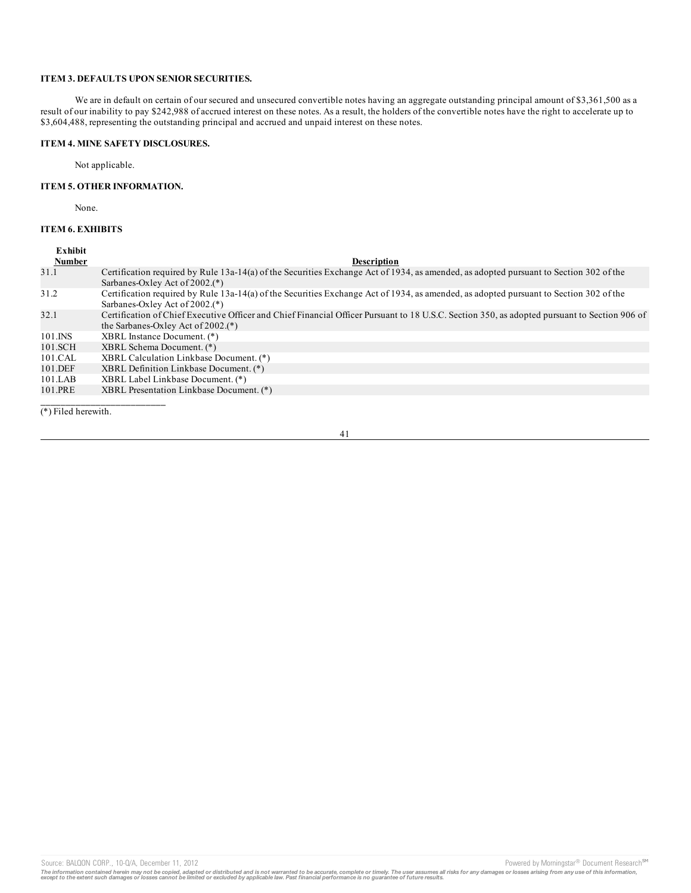### ITEM 3. DEFAULTS UPON SENIOR SECURITIES.

We are in default on certain of our secured and unsecured convertible notes having an aggregate outstanding principal amount of $3,361,500 as a result of our inability to pay $242,988 of accrued interest on these notes. As a result, the holders of the convertible notes have the right to accelerate up to $3,604,488, representing the outstanding principal and accrued and unpaid interest on these notes.

### ITEM 4. MINE SAFETY DISCLOSURES.

Not applicable.

### ITEM 5. OTHER INFORMATION.

None.

### ITEM 6. EXHIBITS

| Exhibit Number | Description |
|---|---|
| 31.1 | Certification required by Rule 13a-14(a) of the Securities Exchange Act of 1934, as amended, as adopted pursuant to Section 302 of the Sarbanes-Oxley Act of 2002.(*) |
| 31.2 | Certification required by Rule 13a-14(a) of the Securities Exchange Act of 1934, as amended, as adopted pursuant to Section 302 of the Sarbanes-Oxley Act of 2002.(*) |
| 32.1 | Certification of Chief Executive Officer and Chief Financial Officer Pursuant to 18 U.S.C. Section 350, as adopted pursuant to Section 906 of the Sarbanes-Oxley Act of 2002.(*) |
| 101.INS | XBRL Instance Document. (*) |
| 101.SCH | XBRL Schema Document. (*) |
| 101.CAL | XBRL Calculation Linkbase Document. (*) |
| 101.DEF | XBRL Definition Linkbase Document. (*) |
| 101.LAB | XBRL Label Linkbase Document. (*) |
| 101.PRE | XBRL Presentation Linkbase Document. (*) |

(*) Filed herewith.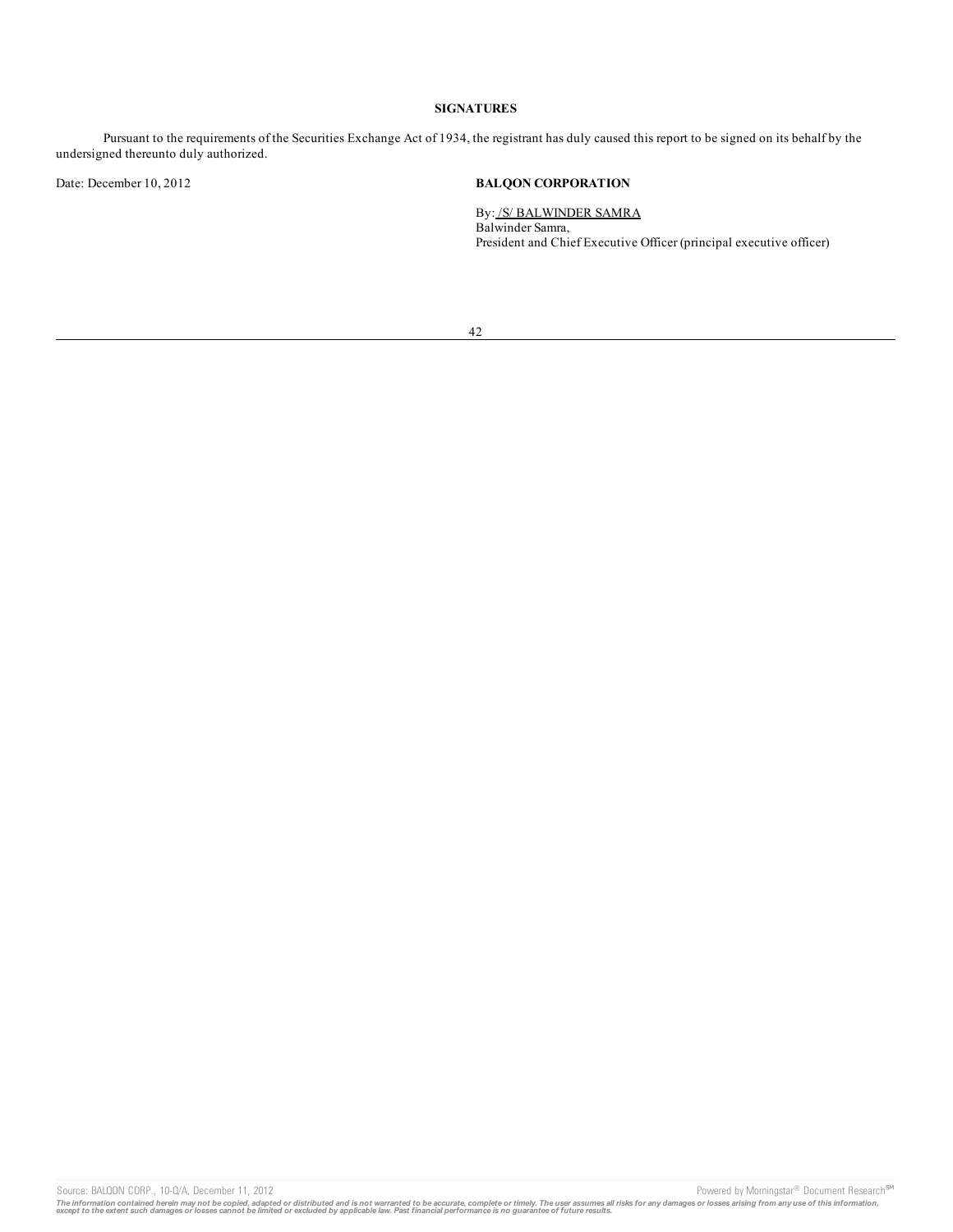**SIGNATURES**

Pursuant to the requirements of the Securities Exchange Act of 1934, the registrant has duly caused this report to be signed on its behalf by the undersigned thereunto duly authorized.

Date: December 10, 2012

**BALQON CORPORATION**

By: /S/ BALWINDER SAMRA
Balwinder Samra,
President and Chief Executive Officer (principal executive officer)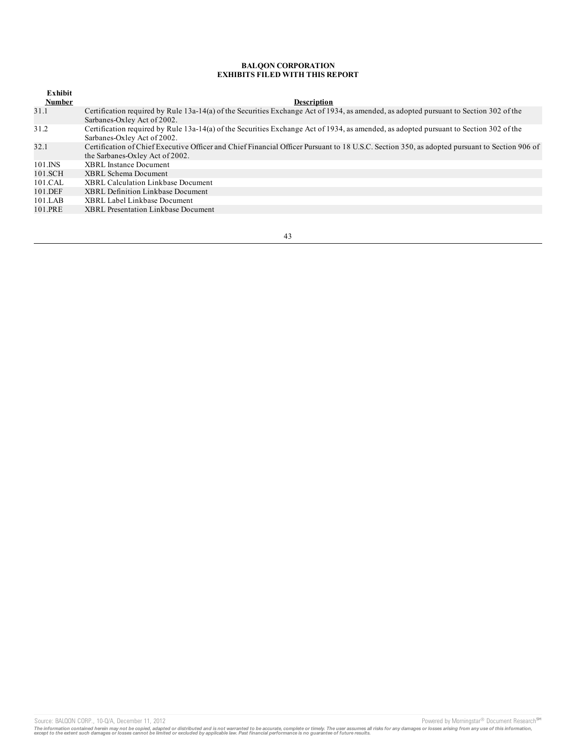**BALQON CORPORATION**
**EXHIBITS FILED WITH THIS REPORT**

| Exhibit Number | Description |
|---|---|
| 31.1 | Certification required by Rule 13a-14(a) of the Securities Exchange Act of 1934, as amended, as adopted pursuant to Section 302 of the Sarbanes-Oxley Act of 2002. |
| 31.2 | Certification required by Rule 13a-14(a) of the Securities Exchange Act of 1934, as amended, as adopted pursuant to Section 302 of the Sarbanes-Oxley Act of 2002. |
| 32.1 | Certification of Chief Executive Officer and Chief Financial Officer Pursuant to 18 U.S.C. Section 350, as adopted pursuant to Section 906 of the Sarbanes-Oxley Act of 2002. |
| 101.INS | XBRL Instance Document |
| 101.SCH | XBRL Schema Document |
| 101.CAL | XBRL Calculation Linkbase Document |
| 101.DEF | XBRL Definition Linkbase Document |
| 101.LAB | XBRL Label Linkbase Document |
| 101.PRE | XBRL Presentation Linkbase Document |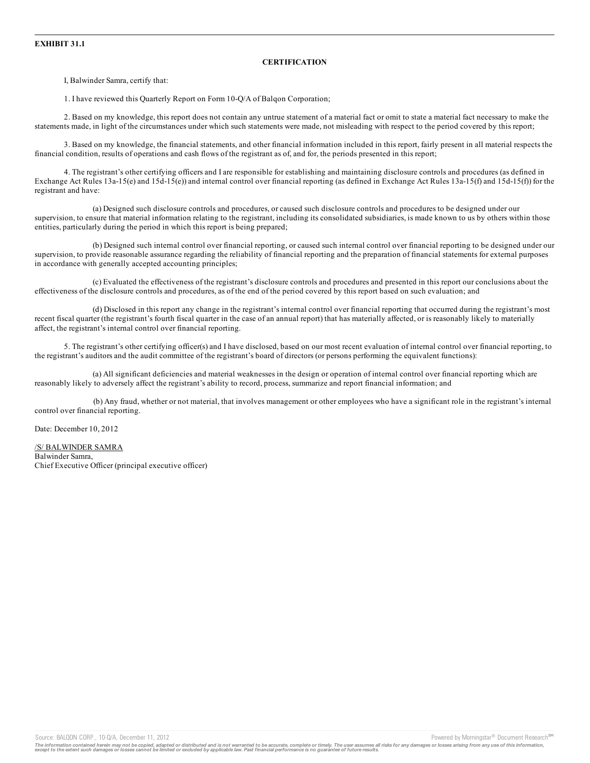**EXHIBIT 31.1**

**CERTIFICATION**

I, Balwinder Samra, certify that:

1. I have reviewed this Quarterly Report on Form 10-Q/A of Balqon Corporation;

2. Based on my knowledge, this report does not contain any untrue statement of a material fact or omit to state a material fact necessary to make the statements made, in light of the circumstances under which such statements were made, not misleading with respect to the period covered by this report;

3. Based on my knowledge, the financial statements, and other financial information included in this report, fairly present in all material respects the financial condition, results of operations and cash flows of the registrant as of, and for, the periods presented in this report;

4. The registrant's other certifying officers and I are responsible for establishing and maintaining disclosure controls and procedures (as defined in Exchange Act Rules 13a-15(e) and 15d-15(e)) and internal control over financial reporting (as defined in Exchange Act Rules 13a-15(f) and 15d-15(f)) for the registrant and have:

(a) Designed such disclosure controls and procedures, or caused such disclosure controls and procedures to be designed under our supervision, to ensure that material information relating to the registrant, including its consolidated subsidiaries, is made known to us by others within those entities, particularly during the period in which this report is being prepared;

(b) Designed such internal control over financial reporting, or caused such internal control over financial reporting to be designed under our supervision, to provide reasonable assurance regarding the reliability of financial reporting and the preparation of financial statements for external purposes in accordance with generally accepted accounting principles;

(c) Evaluated the effectiveness of the registrant's disclosure controls and procedures and presented in this report our conclusions about the effectiveness of the disclosure controls and procedures, as of the end of the period covered by this report based on such evaluation; and

(d) Disclosed in this report any change in the registrant's internal control over financial reporting that occurred during the registrant's most recent fiscal quarter (the registrant's fourth fiscal quarter in the case of an annual report) that has materially affected, or is reasonably likely to materially affect, the registrant's internal control over financial reporting.

5. The registrant's other certifying officer(s) and I have disclosed, based on our most recent evaluation of internal control over financial reporting, to the registrant's auditors and the audit committee of the registrant's board of directors (or persons performing the equivalent functions):

(a) All significant deficiencies and material weaknesses in the design or operation of internal control over financial reporting which are reasonably likely to adversely affect the registrant's ability to record, process, summarize and report financial information; and

(b) Any fraud, whether or not material, that involves management or other employees who have a significant role in the registrant's internal control over financial reporting.

Date: December 10, 2012

/S/ BALWINDER SAMRA
Balwinder Samra,
Chief Executive Officer (principal executive officer)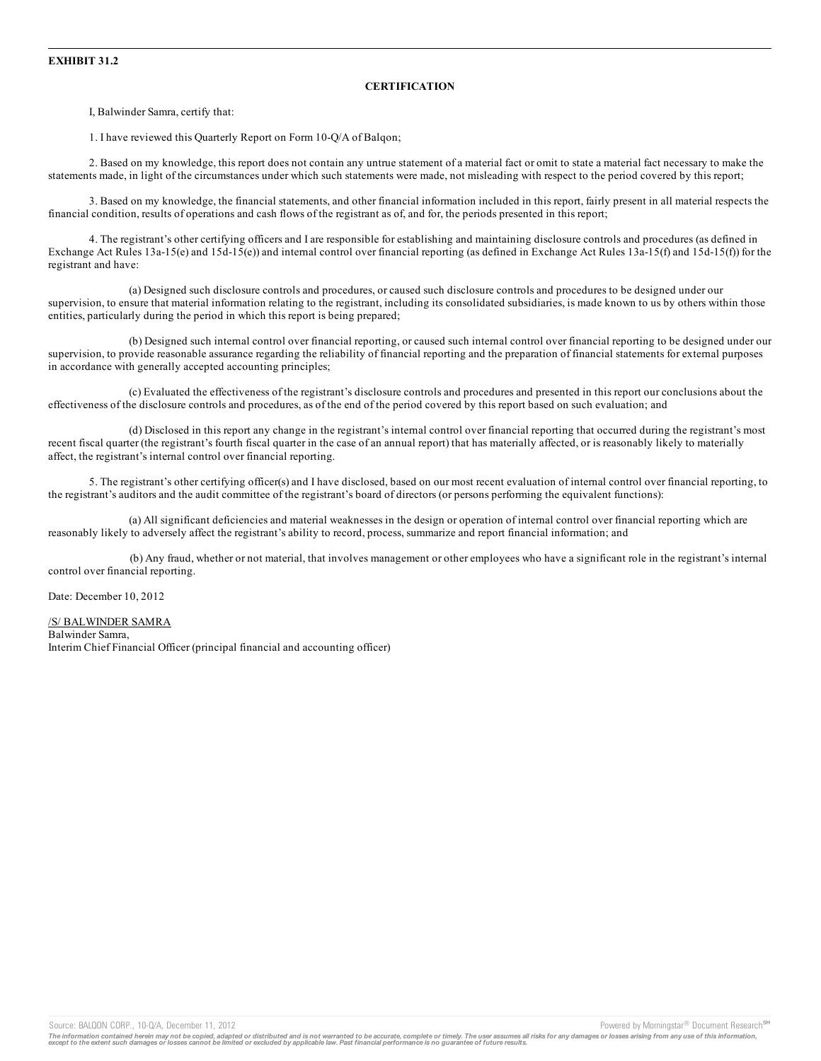**EXHIBIT 31.2**

**CERTIFICATION**

I, Balwinder Samra, certify that:

1. I have reviewed this Quarterly Report on Form 10-Q/A of Balqon;

2. Based on my knowledge, this report does not contain any untrue statement of a material fact or omit to state a material fact necessary to make the statements made, in light of the circumstances under which such statements were made, not misleading with respect to the period covered by this report;

3. Based on my knowledge, the financial statements, and other financial information included in this report, fairly present in all material respects the financial condition, results of operations and cash flows of the registrant as of, and for, the periods presented in this report;

4. The registrant's other certifying officers and I are responsible for establishing and maintaining disclosure controls and procedures (as defined in Exchange Act Rules 13a-15(e) and 15d-15(e)) and internal control over financial reporting (as defined in Exchange Act Rules 13a-15(f) and 15d-15(f)) for the registrant and have:

(a) Designed such disclosure controls and procedures, or caused such disclosure controls and procedures to be designed under our supervision, to ensure that material information relating to the registrant, including its consolidated subsidiaries, is made known to us by others within those entities, particularly during the period in which this report is being prepared;

(b) Designed such internal control over financial reporting, or caused such internal control over financial reporting to be designed under our supervision, to provide reasonable assurance regarding the reliability of financial reporting and the preparation of financial statements for external purposes in accordance with generally accepted accounting principles;

(c) Evaluated the effectiveness of the registrant's disclosure controls and procedures and presented in this report our conclusions about the effectiveness of the disclosure controls and procedures, as of the end of the period covered by this report based on such evaluation; and

(d) Disclosed in this report any change in the registrant's internal control over financial reporting that occurred during the registrant's most recent fiscal quarter (the registrant's fourth fiscal quarter in the case of an annual report) that has materially affected, or is reasonably likely to materially affect, the registrant's internal control over financial reporting.

5. The registrant's other certifying officer(s) and I have disclosed, based on our most recent evaluation of internal control over financial reporting, to the registrant's auditors and the audit committee of the registrant's board of directors (or persons performing the equivalent functions):

(a) All significant deficiencies and material weaknesses in the design or operation of internal control over financial reporting which are reasonably likely to adversely affect the registrant's ability to record, process, summarize and report financial information; and

(b) Any fraud, whether or not material, that involves management or other employees who have a significant role in the registrant's internal control over financial reporting.

Date: December 10, 2012

/S/ BALWINDER SAMRA
Balwinder Samra,
Interim Chief Financial Officer (principal financial and accounting officer)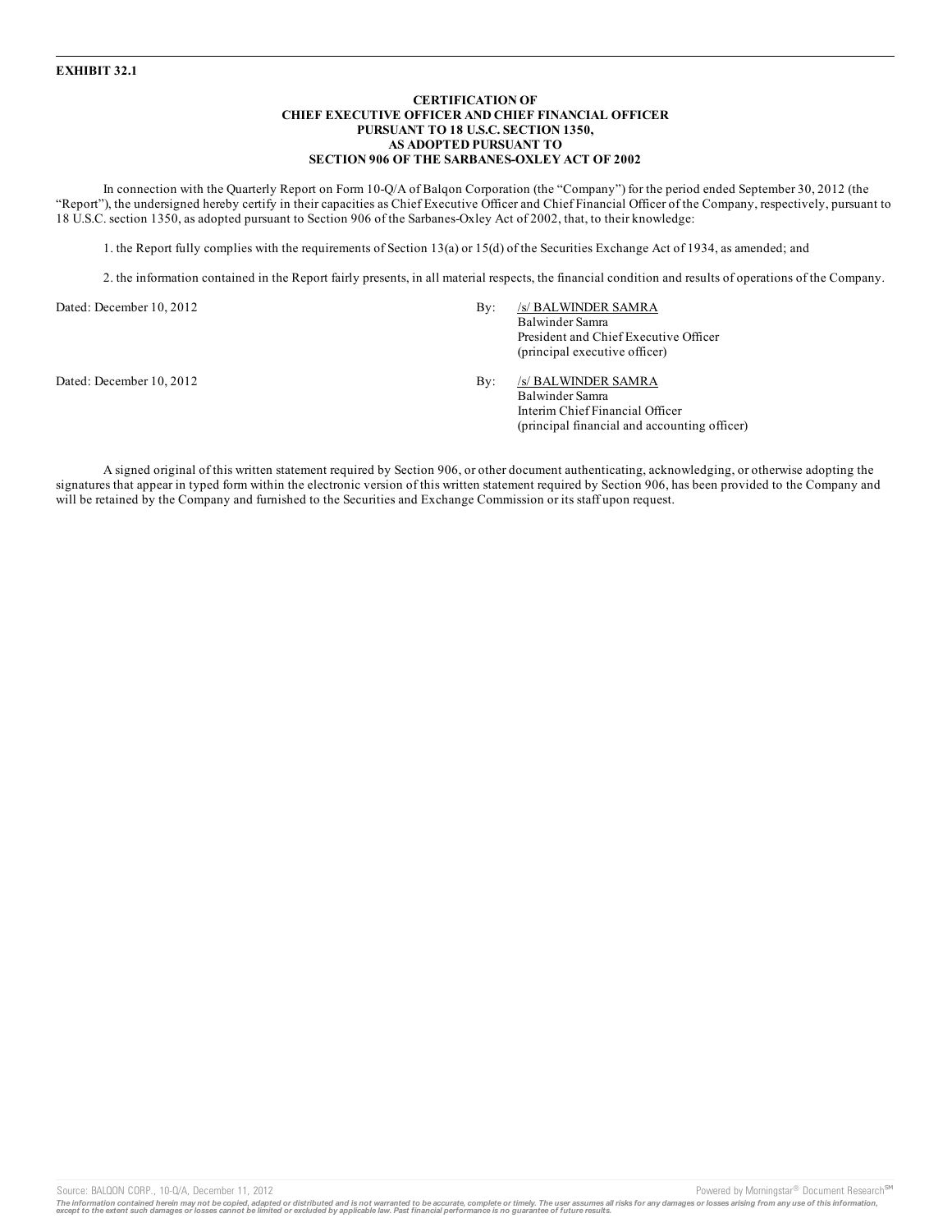**EXHIBIT 32.1**

**CERTIFICATION OF**
**CHIEF EXECUTIVE OFFICER AND CHIEF FINANCIAL OFFICER**
**PURSUANT TO 18 U.S.C. SECTION 1350,**
**AS ADOPTED PURSUANT TO**
**SECTION 906 OF THE SARBANES-OXLEY ACT OF 2002**

In connection with the Quarterly Report on Form 10-Q/A of Balqon Corporation (the "Company") for the period ended September 30, 2012 (the "Report"), the undersigned hereby certify in their capacities as Chief Executive Officer and Chief Financial Officer of the Company, respectively, pursuant to 18 U.S.C. section 1350, as adopted pursuant to Section 906 of the Sarbanes-Oxley Act of 2002, that, to their knowledge:

1. the Report fully complies with the requirements of Section 13(a) or 15(d) of the Securities Exchange Act of 1934, as amended; and

2. the information contained in the Report fairly presents, in all material respects, the financial condition and results of operations of the Company.

Dated: December 10, 2012

By: /s/ BALWINDER SAMRA
Balwinder Samra
President and Chief Executive Officer
(principal executive officer)

Dated: December 10, 2012

By: /s/ BALWINDER SAMRA
Balwinder Samra
Interim Chief Financial Officer
(principal financial and accounting officer)

A signed original of this written statement required by Section 906, or other document authenticating, acknowledging, or otherwise adopting the signatures that appear in typed form within the electronic version of this written statement required by Section 906, has been provided to the Company and will be retained by the Company and furnished to the Securities and Exchange Commission or its staff upon request.